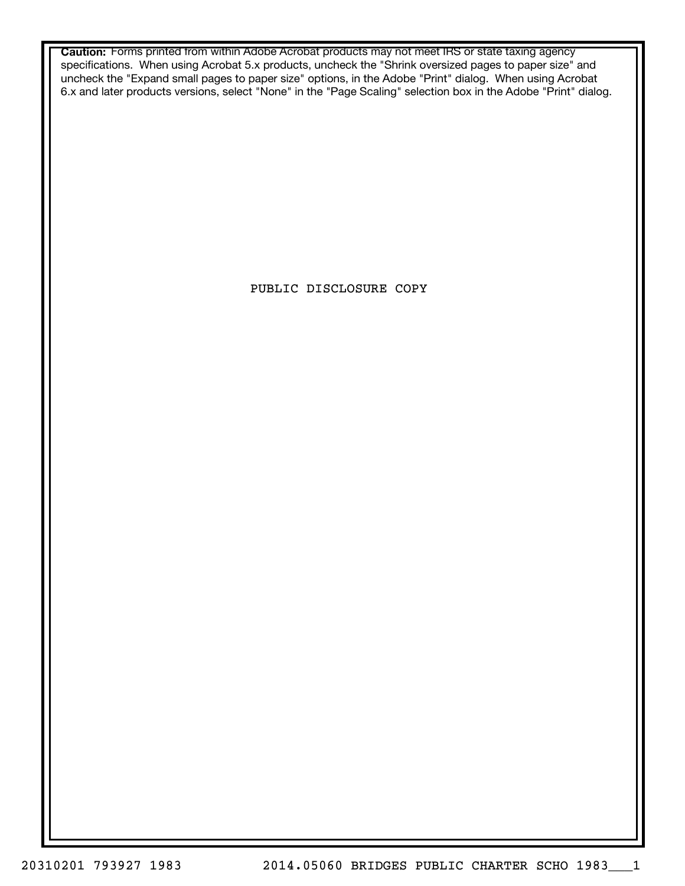**Caution:** Forms printed from within Adobe Acrobat products may not meet IRS or state taxing agency specifications. When using Acrobat 5.x products, uncheck the "Shrink oversized pages to paper size" and uncheck the "Expand small pages to paper size" options, in the Adobe "Print" dialog. When using Acrobat 6.x and later products versions, select "None" in the "Page Scaling" selection box in the Adobe "Print" dialog.

PUBLIC DISCLOSURE COPY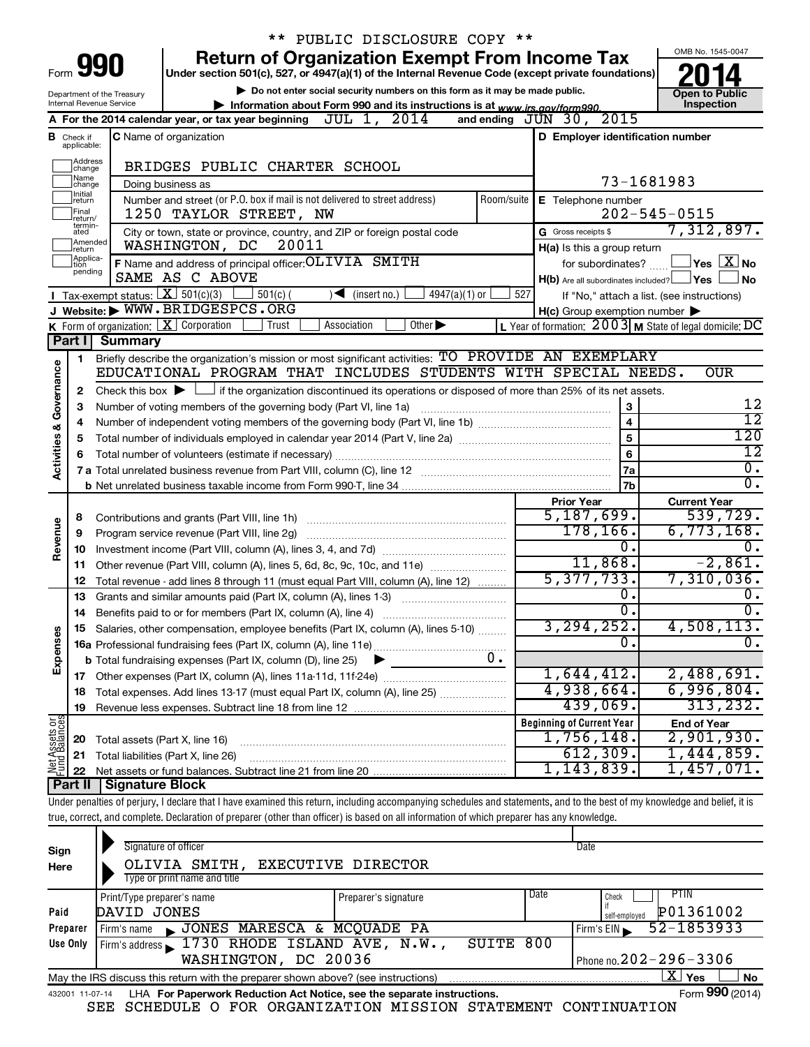\*\* PUBLIC DISCLOSURE COPY \*\*

# Form 990 — Return of Organization Exempt From Income Tax (2014)

Under section 501(c), 527, or 4947(a)(1) of the Internal Revenue Code (except private foundations)

▶ Do not enter social security numbers on this form as it may be made public.

▶ Information about Form 990 and its instructions is at www.irs.gov/form990.

Department of the Treasury, Internal Revenue Service

OMB No. 1545-0047 — **Open to Public Inspection**

**A** For the 2014 calendar year, or tax year beginning JUL 1, 2014 and ending JUN 30, 2015

**B** Check if applicable: Address change, Name change, Initial return, Final return/terminated, Amended return, Application pending

**C** Name of organization: BRIDGES PUBLIC CHARTER SCHOOL

Doing business as

Number and street (or P.O. box if mail is not delivered to street address): 1250 TAYLOR STREET, NW — Room/suite

City or town, state or province, country, and ZIP or foreign postal code: WASHINGTON, DC 20011

**D** Employer identification number: 73-1681983

**E** Telephone number: 202-545-0515

**G** Gross receipts $ 7,312,897.

**F** Name and address of principal officer: OLIVIA SMITH, SAME AS C ABOVE

**H(a)** Is this a group return for subordinates? Yes [ ] No [X]

**H(b)** Are all subordinates included? Yes [ ] No [ ] If "No," attach a list. (see instructions)

**H(c)** Group exemption number ▶

**I** Tax-exempt status: [X] 501(c)(3) [ ] 501(c) ( ) ◀ (insert no.) [ ] 4947(a)(1) or [ ] 527

**J** Website: ▶ WWW.BRIDGESPCS.ORG

**K** Form of organization: [X] Corporation [ ] Trust [ ] Association [ ] Other ▶

**L** Year of formation: 2003 **M** State of legal domicile: DC

## Part I Summary

**Activities & Governance**

1. Briefly describe the organization's mission or most significant activities: TO PROVIDE AN EXEMPLARY EDUCATIONAL PROGRAM THAT INCLUDES STUDENTS WITH SPECIAL NEEDS. OUR
2. Check this box ▶ [ ] if the organization discontinued its operations or disposed of more than 25% of its net assets.

| Line | Description | | Value |
|---|---|---|---|
| 3 | Number of voting members of the governing body (Part VI, line 1a) | 3 | 12 |
| 4 | Number of independent voting members of the governing body (Part VI, line 1b) | 4 | 12 |
| 5 | Total number of individuals employed in calendar year 2014 (Part V, line 2a) | 5 | 120 |
| 6 | Total number of volunteers (estimate if necessary) | 6 | 12 |
| 7a | Total unrelated business revenue from Part VIII, column (C), line 12 | 7a | 0. |
| 7b | Net unrelated business taxable income from Form 990-T, line 34 | 7b | 0. |

| Line | Description | Prior Year | Current Year |
|---|---|---|---|
| **Revenue** | | | |
| 8 | Contributions and grants (Part VIII, line 1h) | 5,187,699. | 539,729. |
| 9 | Program service revenue (Part VIII, line 2g) | 178,166. | 6,773,168. |
| 10 | Investment income (Part VIII, column (A), lines 3, 4, and 7d) | 0. | 0. |
| 11 | Other revenue (Part VIII, column (A), lines 5, 6d, 8c, 9c, 10c, and 11e) | 11,868. | -2,861. |
| 12 | Total revenue - add lines 8 through 11 (must equal Part VIII, column (A), line 12) | 5,377,733. | 7,310,036. |
| **Expenses** | | | |
| 13 | Grants and similar amounts paid (Part IX, column (A), lines 1-3) | 0. | 0. |
| 14 | Benefits paid to or for members (Part IX, column (A), line 4) | 0. | 0. |
| 15 | Salaries, other compensation, employee benefits (Part IX, column (A), lines 5-10) | 3,294,252. | 4,508,113. |
| 16a | Professional fundraising fees (Part IX, column (A), line 11e) | 0. | 0. |
| b | Total fundraising expenses (Part IX, column (D), line 25) ▶ 0. | | |
| 17 | Other expenses (Part IX, column (A), lines 11a-11d, 11f-24e) | 1,644,412. | 2,488,691. |
| 18 | Total expenses. Add lines 13-17 (must equal Part IX, column (A), line 25) | 4,938,664. | 6,996,804. |
| 19 | Revenue less expenses. Subtract line 18 from line 12 | 439,069. | 313,232. |

| Line | Net Assets or Fund Balances | Beginning of Current Year | End of Year |
|---|---|---|---|
| 20 | Total assets (Part X, line 16) | 1,756,148. | 2,901,930. |
| 21 | Total liabilities (Part X, line 26) | 612,309. | 1,444,859. |
| 22 | Net assets or fund balances. Subtract line 21 from line 20 | 1,143,839. | 1,457,071. |

## Part II Signature Block

Under penalties of perjury, I declare that I have examined this return, including accompanying schedules and statements, and to the best of my knowledge and belief, it is true, correct, and complete. Declaration of preparer (other than officer) is based on all information of which preparer has any knowledge.

**Sign Here**

Signature of officer — Date

OLIVIA SMITH, EXECUTIVE DIRECTOR

Type or print name and title

**Paid Preparer Use Only**

| Print/Type preparer's name | Preparer's signature | Date | Check if self-employed | PTIN |
|---|---|---|---|---|
| DAVID JONES | | | [ ] | P01361002 |

Firm's name ▶ JONES MARESCA & MCQUADE PA — Firm's EIN ▶ 52-1853933

Firm's address ▶ 1730 RHODE ISLAND AVE, N.W., SUITE 800, WASHINGTON, DC 20036 — Phone no. 202-296-3306

May the IRS discuss this return with the preparer shown above? (see instructions) [X] Yes [ ] No

432001 11-07-14 LHA For Paperwork Reduction Act Notice, see the separate instructions. Form **990** (2014)

SEE SCHEDULE O FOR ORGANIZATION MISSION STATEMENT CONTINUATION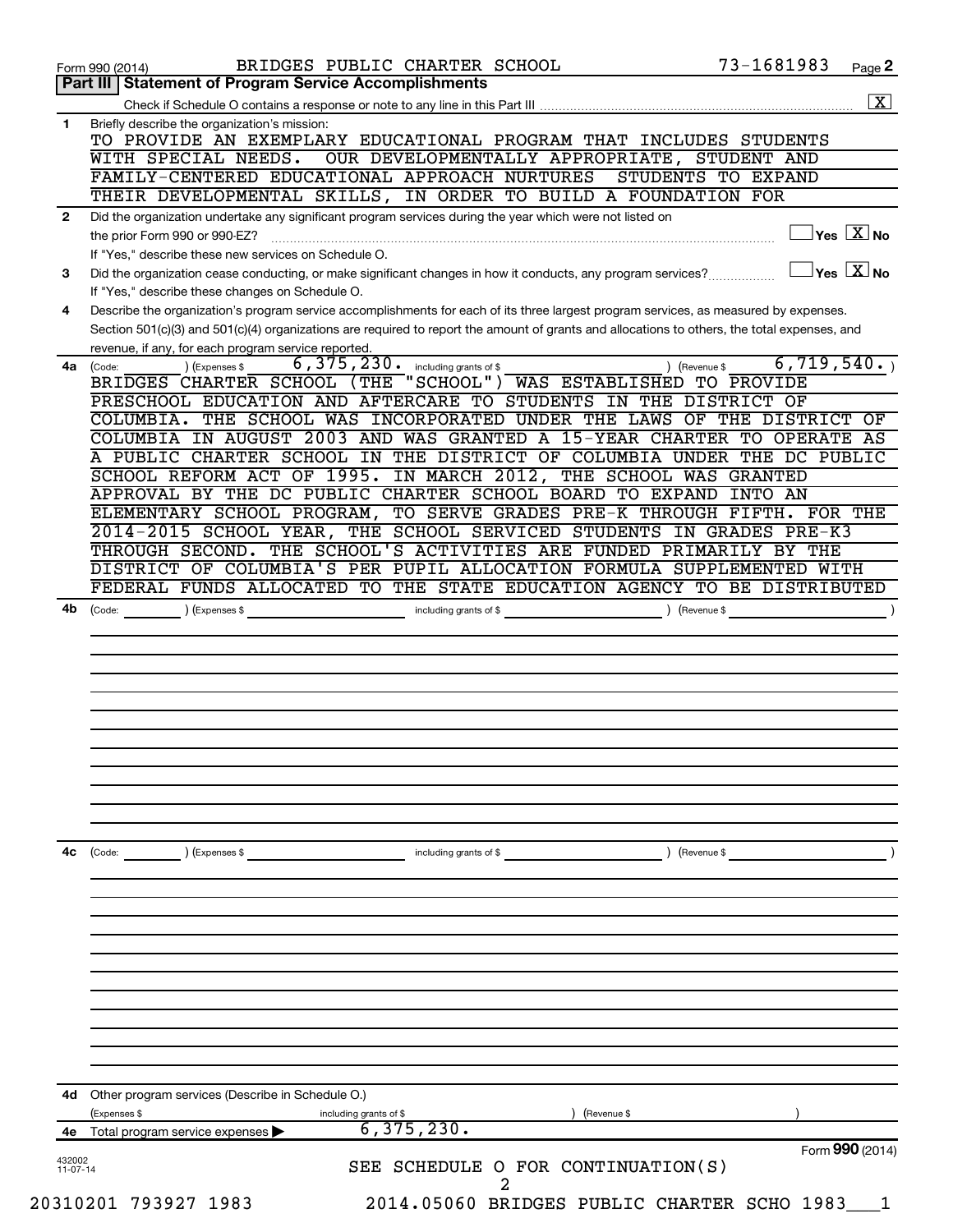Form 990 (2014) BRIDGES PUBLIC CHARTER SCHOOL 73-1681983 Page **2**

## Part III | Statement of Program Service Accomplishments

Check if Schedule O contains a response or note to any line in this Part III .......... [X]

**1** Briefly describe the organization's mission:

TO PROVIDE AN EXEMPLARY EDUCATIONAL PROGRAM THAT INCLUDES STUDENTS WITH SPECIAL NEEDS. OUR DEVELOPMENTALLY APPROPRIATE, STUDENT AND FAMILY-CENTERED EDUCATIONAL APPROACH NURTURES STUDENTS TO EXPAND THEIR DEVELOPMENTAL SKILLS, IN ORDER TO BUILD A FOUNDATION FOR

**2** Did the organization undertake any significant program services during the year which were not listed on the prior Form 990 or 990-EZ? .......... [ ] Yes [X] No

If "Yes," describe these new services on Schedule O.

**3** Did the organization cease conducting, or make significant changes in how it conducts, any program services? .......... [ ] Yes [X] No

If "Yes," describe these changes on Schedule O.

**4** Describe the organization's program service accomplishments for each of its three largest program services, as measured by expenses. Section 501(c)(3) and 501(c)(4) organizations are required to report the amount of grants and allocations to others, the total expenses, and revenue, if any, for each program service reported.

**4a** (Code: ) (Expenses $ 6,375,230. including grants of $ ) (Revenue $ 6,719,540. )

BRIDGES CHARTER SCHOOL (THE "SCHOOL") WAS ESTABLISHED TO PROVIDE PRESCHOOL EDUCATION AND AFTERCARE TO STUDENTS IN THE DISTRICT OF COLUMBIA. THE SCHOOL WAS INCORPORATED UNDER THE LAWS OF THE DISTRICT OF COLUMBIA IN AUGUST 2003 AND WAS GRANTED A 15-YEAR CHARTER TO OPERATE AS A PUBLIC CHARTER SCHOOL IN THE DISTRICT OF COLUMBIA UNDER THE DC PUBLIC SCHOOL REFORM ACT OF 1995. IN MARCH 2012, THE SCHOOL WAS GRANTED APPROVAL BY THE DC PUBLIC CHARTER SCHOOL BOARD TO EXPAND INTO AN ELEMENTARY SCHOOL PROGRAM, TO SERVE GRADES PRE-K THROUGH FIFTH. FOR THE 2014-2015 SCHOOL YEAR, THE SCHOOL SERVICED STUDENTS IN GRADES PRE-K3 THROUGH SECOND. THE SCHOOL'S ACTIVITIES ARE FUNDED PRIMARILY BY THE DISTRICT OF COLUMBIA'S PER PUPIL ALLOCATION FORMULA SUPPLEMENTED WITH FEDERAL FUNDS ALLOCATED TO THE STATE EDUCATION AGENCY TO BE DISTRIBUTED

**4b** (Code: ) (Expenses $ including grants of $ ) (Revenue $ )

**4c** (Code: ) (Expenses $ including grants of $ ) (Revenue $ )

**4d** Other program services (Describe in Schedule O.)

(Expenses $ including grants of $ ) (Revenue $ )

**4e** Total program service expenses ▶ 6,375,230.

Form **990** (2014)

432002 11-07-14

SEE SCHEDULE O FOR CONTINUATION(S)

20310201 793927 1983 2014.05060 BRIDGES PUBLIC CHARTER SCHO 1983___1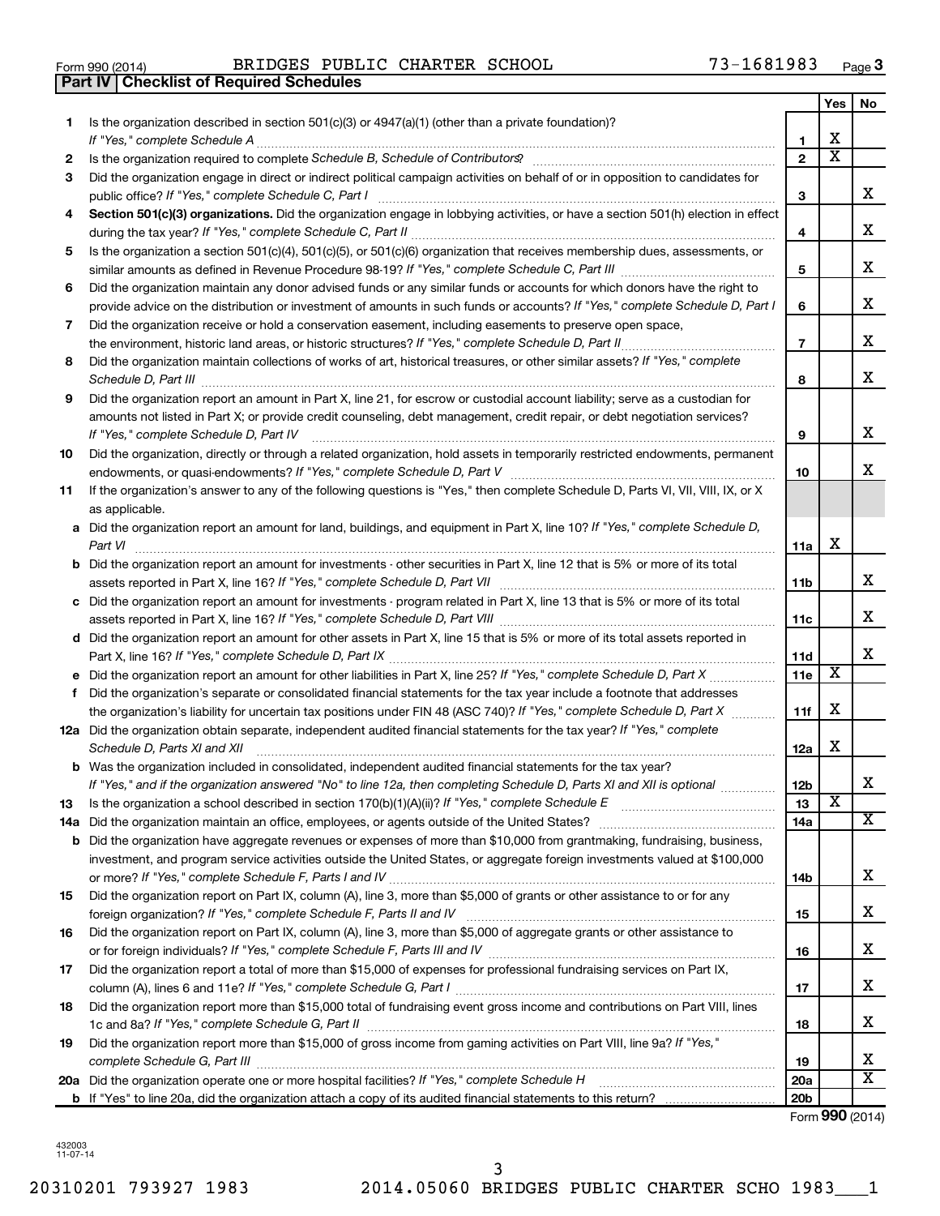Form 990 (2014) BRIDGES PUBLIC CHARTER SCHOOL 73-1681983 Page 3

## Part IV | Checklist of Required Schedules

| | | | Yes | No |
|---|---|---|---|---|
| 1 | Is the organization described in section 501(c)(3) or 4947(a)(1) (other than a private foundation)? *If "Yes," complete Schedule A* | 1 | X | |
| 2 | Is the organization required to complete *Schedule B, Schedule of Contributors*? | 2 | X | |
| 3 | Did the organization engage in direct or indirect political campaign activities on behalf of or in opposition to candidates for public office? *If "Yes," complete Schedule C, Part I* | 3 | | X |
| 4 | **Section 501(c)(3) organizations.** Did the organization engage in lobbying activities, or have a section 501(h) election in effect during the tax year? *If "Yes," complete Schedule C, Part II* | 4 | | X |
| 5 | Is the organization a section 501(c)(4), 501(c)(5), or 501(c)(6) organization that receives membership dues, assessments, or similar amounts as defined in Revenue Procedure 98-19? *If "Yes," complete Schedule C, Part III* | 5 | | X |
| 6 | Did the organization maintain any donor advised funds or any similar funds or accounts for which donors have the right to provide advice on the distribution or investment of amounts in such funds or accounts? *If "Yes," complete Schedule D, Part I* | 6 | | X |
| 7 | Did the organization receive or hold a conservation easement, including easements to preserve open space, the environment, historic land areas, or historic structures? *If "Yes," complete Schedule D, Part II* | 7 | | X |
| 8 | Did the organization maintain collections of works of art, historical treasures, or other similar assets? *If "Yes," complete Schedule D, Part III* | 8 | | X |
| 9 | Did the organization report an amount in Part X, line 21, for escrow or custodial account liability; serve as a custodian for amounts not listed in Part X; or provide credit counseling, debt management, credit repair, or debt negotiation services? *If "Yes," complete Schedule D, Part IV* | 9 | | X |
| 10 | Did the organization, directly or through a related organization, hold assets in temporarily restricted endowments, permanent endowments, or quasi-endowments? *If "Yes," complete Schedule D, Part V* | 10 | | X |
| 11 | If the organization's answer to any of the following questions is "Yes," then complete Schedule D, Parts VI, VII, VIII, IX, or X as applicable. | | | |
| a | Did the organization report an amount for land, buildings, and equipment in Part X, line 10? *If "Yes," complete Schedule D, Part VI* | 11a | X | |
| b | Did the organization report an amount for investments - other securities in Part X, line 12 that is 5% or more of its total assets reported in Part X, line 16? *If "Yes," complete Schedule D, Part VII* | 11b | | X |
| c | Did the organization report an amount for investments - program related in Part X, line 13 that is 5% or more of its total assets reported in Part X, line 16? *If "Yes," complete Schedule D, Part VIII* | 11c | | X |
| d | Did the organization report an amount for other assets in Part X, line 15 that is 5% or more of its total assets reported in Part X, line 16? *If "Yes," complete Schedule D, Part IX* | 11d | | X |
| e | Did the organization report an amount for other liabilities in Part X, line 25? *If "Yes," complete Schedule D, Part X* | 11e | X | |
| f | Did the organization's separate or consolidated financial statements for the tax year include a footnote that addresses the organization's liability for uncertain tax positions under FIN 48 (ASC 740)? *If "Yes," complete Schedule D, Part X* | 11f | X | |
| 12a | Did the organization obtain separate, independent audited financial statements for the tax year? *If "Yes," complete Schedule D, Parts XI and XII* | 12a | X | |
| b | Was the organization included in consolidated, independent audited financial statements for the tax year? *If "Yes," and if the organization answered "No" to line 12a, then completing Schedule D, Parts XI and XII is optional* | 12b | | X |
| 13 | Is the organization a school described in section 170(b)(1)(A)(ii)? *If "Yes," complete Schedule E* | 13 | X | |
| 14a | Did the organization maintain an office, employees, or agents outside of the United States? | 14a | | X |
| b | Did the organization have aggregate revenues or expenses of more than $10,000 from grantmaking, fundraising, business, investment, and program service activities outside the United States, or aggregate foreign investments valued at $100,000 or more? *If "Yes," complete Schedule F, Parts I and IV* | 14b | | X |
| 15 | Did the organization report on Part IX, column (A), line 3, more than $5,000 of grants or other assistance to or for any foreign organization? *If "Yes," complete Schedule F, Parts II and IV* | 15 | | X |
| 16 | Did the organization report on Part IX, column (A), line 3, more than $5,000 of aggregate grants or other assistance to or for foreign individuals? *If "Yes," complete Schedule F, Parts III and IV* | 16 | | X |
| 17 | Did the organization report a total of more than $15,000 of expenses for professional fundraising services on Part IX, column (A), lines 6 and 11e? *If "Yes," complete Schedule G, Part I* | 17 | | X |
| 18 | Did the organization report more than $15,000 total of fundraising event gross income and contributions on Part VIII, lines 1c and 8a? *If "Yes," complete Schedule G, Part II* | 18 | | X |
| 19 | Did the organization report more than $15,000 of gross income from gaming activities on Part VIII, line 9a? *If "Yes," complete Schedule G, Part III* | 19 | | X |
| 20a | Did the organization operate one or more hospital facilities? *If "Yes," complete Schedule H* | 20a | | X |
| b | If "Yes" to line 20a, did the organization attach a copy of its audited financial statements to this return? | 20b | | |

Form **990** (2014)

432003 11-07-14

20310201 793927 1983 2014.05060 BRIDGES PUBLIC CHARTER SCHO 1983___1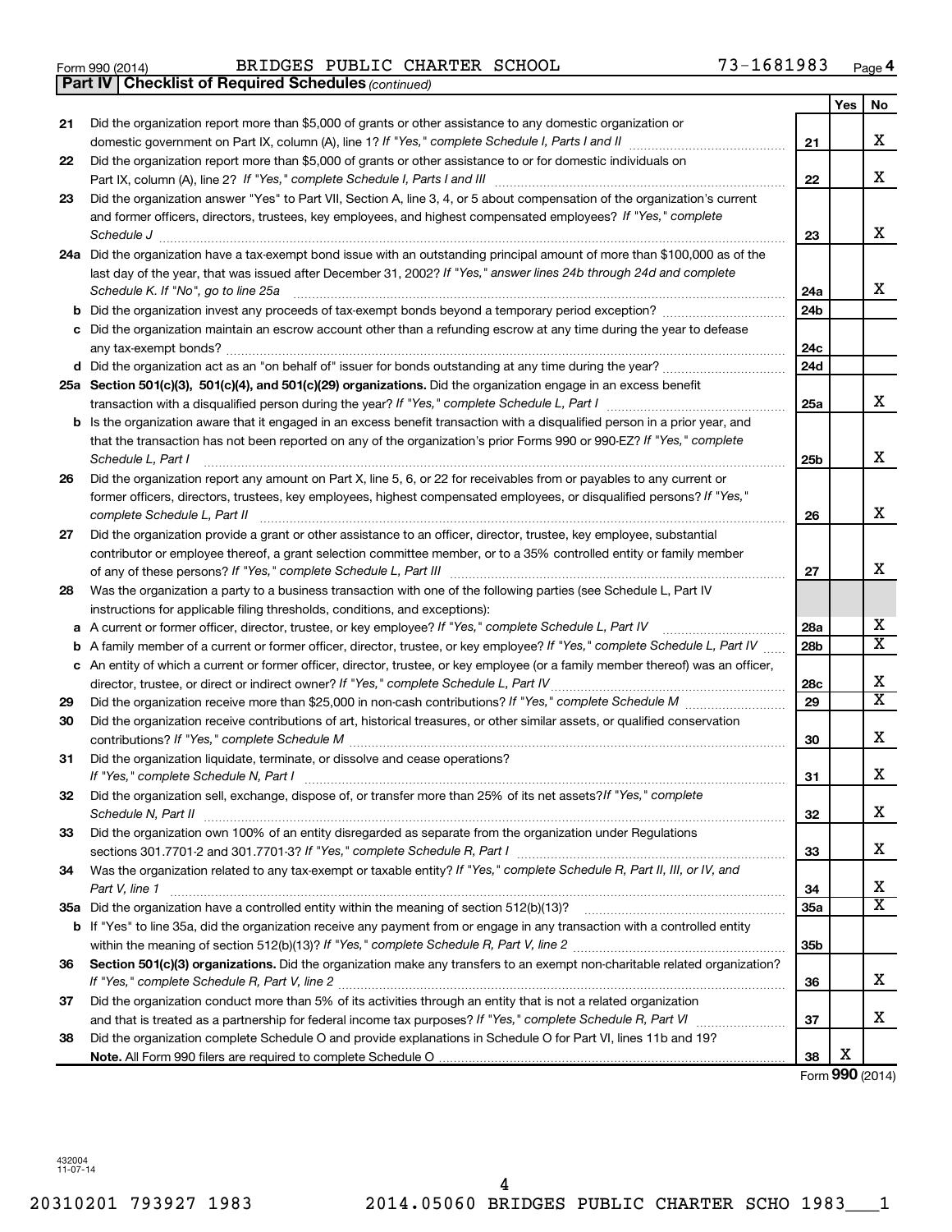Form 990 (2014) BRIDGES PUBLIC CHARTER SCHOOL 73-1681983 Page 4

**Part IV | Checklist of Required Schedules** *(continued)*

| | | | Yes | No |
|---|---|---|---|---|
| 21 | Did the organization report more than $5,000 of grants or other assistance to any domestic organization or domestic government on Part IX, column (A), line 1? *If "Yes," complete Schedule I, Parts I and II* | 21 | | X |
| 22 | Did the organization report more than $5,000 of grants or other assistance to or for domestic individuals on Part IX, column (A), line 2? *If "Yes," complete Schedule I, Parts I and III* | 22 | | X |
| 23 | Did the organization answer "Yes" to Part VII, Section A, line 3, 4, or 5 about compensation of the organization's current and former officers, directors, trustees, key employees, and highest compensated employees? *If "Yes," complete Schedule J* | 23 | | X |
| 24a | Did the organization have a tax-exempt bond issue with an outstanding principal amount of more than $100,000 as of the last day of the year, that was issued after December 31, 2002? *If "Yes," answer lines 24b through 24d and complete Schedule K. If "No", go to line 25a* | 24a | | X |
| b | Did the organization invest any proceeds of tax-exempt bonds beyond a temporary period exception? | 24b | | |
| c | Did the organization maintain an escrow account other than a refunding escrow at any time during the year to defease any tax-exempt bonds? | 24c | | |
| d | Did the organization act as an "on behalf of" issuer for bonds outstanding at any time during the year? | 24d | | |
| 25a | **Section 501(c)(3), 501(c)(4), and 501(c)(29) organizations.** Did the organization engage in an excess benefit transaction with a disqualified person during the year? *If "Yes," complete Schedule L, Part I* | 25a | | X |
| b | Is the organization aware that it engaged in an excess benefit transaction with a disqualified person in a prior year, and that the transaction has not been reported on any of the organization's prior Forms 990 or 990-EZ? *If "Yes," complete Schedule L, Part I* | 25b | | X |
| 26 | Did the organization report any amount on Part X, line 5, 6, or 22 for receivables from or payables to any current or former officers, directors, trustees, key employees, highest compensated employees, or disqualified persons? *If "Yes," complete Schedule L, Part II* | 26 | | X |
| 27 | Did the organization provide a grant or other assistance to an officer, director, trustee, key employee, substantial contributor or employee thereof, a grant selection committee member, or to a 35% controlled entity or family member of any of these persons? *If "Yes," complete Schedule L, Part III* | 27 | | X |
| 28 | Was the organization a party to a business transaction with one of the following parties (see Schedule L, Part IV instructions for applicable filing thresholds, conditions, and exceptions): | | | |
| a | A current or former officer, director, trustee, or key employee? *If "Yes," complete Schedule L, Part IV* | 28a | | X |
| b | A family member of a current or former officer, director, trustee, or key employee? *If "Yes," complete Schedule L, Part IV* | 28b | | X |
| c | An entity of which a current or former officer, director, trustee, or key employee (or a family member thereof) was an officer, director, trustee, or direct or indirect owner? *If "Yes," complete Schedule L, Part IV* | 28c | | X |
| 29 | Did the organization receive more than $25,000 in non-cash contributions? *If "Yes," complete Schedule M* | 29 | | X |
| 30 | Did the organization receive contributions of art, historical treasures, or other similar assets, or qualified conservation contributions? *If "Yes," complete Schedule M* | 30 | | X |
| 31 | Did the organization liquidate, terminate, or dissolve and cease operations? *If "Yes," complete Schedule N, Part I* | 31 | | X |
| 32 | Did the organization sell, exchange, dispose of, or transfer more than 25% of its net assets? *If "Yes," complete Schedule N, Part II* | 32 | | X |
| 33 | Did the organization own 100% of an entity disregarded as separate from the organization under Regulations sections 301.7701-2 and 301.7701-3? *If "Yes," complete Schedule R, Part I* | 33 | | X |
| 34 | Was the organization related to any tax-exempt or taxable entity? *If "Yes," complete Schedule R, Part II, III, or IV, and Part V, line 1* | 34 | | X |
| 35a | Did the organization have a controlled entity within the meaning of section 512(b)(13)? | 35a | | X |
| b | If "Yes" to line 35a, did the organization receive any payment from or engage in any transaction with a controlled entity within the meaning of section 512(b)(13)? *If "Yes," complete Schedule R, Part V, line 2* | 35b | | |
| 36 | **Section 501(c)(3) organizations.** Did the organization make any transfers to an exempt non-charitable related organization? *If "Yes," complete Schedule R, Part V, line 2* | 36 | | X |
| 37 | Did the organization conduct more than 5% of its activities through an entity that is not a related organization and that is treated as a partnership for federal income tax purposes? *If "Yes," complete Schedule R, Part VI* | 37 | | X |
| 38 | Did the organization complete Schedule O and provide explanations in Schedule O for Part VI, lines 11b and 19? **Note.** All Form 990 filers are required to complete Schedule O | 38 | X | |

Form **990** (2014)

432004
11-07-14

20310201 793927 1983 2014.05060 BRIDGES PUBLIC CHARTER SCHO 1983___1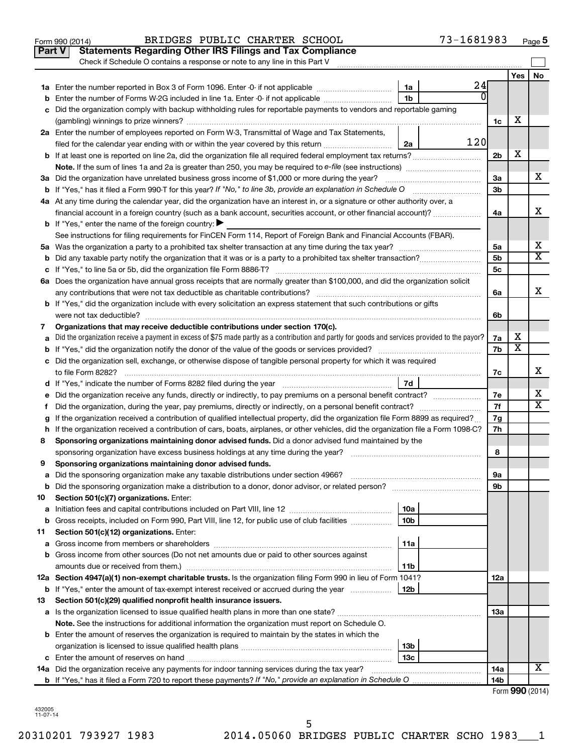Form 990 (2014) BRIDGES PUBLIC CHARTER SCHOOL 73-1681983 Page 5

## Part V Statements Regarding Other IRS Filings and Tax Compliance

Check if Schedule O contains a response or note to any line in this Part V

| | | | | | Yes | No |
|---|---|---|---|---|---|---|
| 1a | Enter the number reported in Box 3 of Form 1096. Enter -0- if not applicable | 1a | 24 | | | |
| b | Enter the number of Forms W-2G included in line 1a. Enter -0- if not applicable | 1b | 0 | | | |
| c | Did the organization comply with backup withholding rules for reportable payments to vendors and reportable gaming (gambling) winnings to prize winners? | | | 1c | X | |
| 2a | Enter the number of employees reported on Form W-3, Transmittal of Wage and Tax Statements, filed for the calendar year ending with or within the year covered by this return | 2a | 120 | | | |
| b | If at least one is reported on line 2a, did the organization file all required federal employment tax returns? | | | 2b | X | |
| | **Note.** If the sum of lines 1a and 2a is greater than 250, you may be required to *e-file* (see instructions) | | | | | |
| 3a | Did the organization have unrelated business gross income of $1,000 or more during the year? | | | 3a | | X |
| b | If "Yes," has it filed a Form 990-T for this year? *If "No," to line 3b, provide an explanation in Schedule O* | | | 3b | | |
| 4a | At any time during the calendar year, did the organization have an interest in, or a signature or other authority over, a financial account in a foreign country (such as a bank account, securities account, or other financial account)? | | | 4a | | X |
| b | If "Yes," enter the name of the foreign country: ▶ | | | | | |
| | See instructions for filing requirements for FinCEN Form 114, Report of Foreign Bank and Financial Accounts (FBAR). | | | | | |
| 5a | Was the organization a party to a prohibited tax shelter transaction at any time during the tax year? | | | 5a | | X |
| b | Did any taxable party notify the organization that it was or is a party to a prohibited tax shelter transaction? | | | 5b | | X |
| c | If "Yes," to line 5a or 5b, did the organization file Form 8886-T? | | | 5c | | |
| 6a | Does the organization have annual gross receipts that are normally greater than $100,000, and did the organization solicit any contributions that were not tax deductible as charitable contributions? | | | 6a | | X |
| b | If "Yes," did the organization include with every solicitation an express statement that such contributions or gifts were not tax deductible? | | | 6b | | |
| 7 | **Organizations that may receive deductible contributions under section 170(c).** | | | | | |
| a | Did the organization receive a payment in excess of $75 made partly as a contribution and partly for goods and services provided to the payor? | | | 7a | X | |
| b | If "Yes," did the organization notify the donor of the value of the goods or services provided? | | | 7b | X | |
| c | Did the organization sell, exchange, or otherwise dispose of tangible personal property for which it was required to file Form 8282? | | | 7c | | X |
| d | If "Yes," indicate the number of Forms 8282 filed during the year | 7d | | | | |
| e | Did the organization receive any funds, directly or indirectly, to pay premiums on a personal benefit contract? | | | 7e | | X |
| f | Did the organization, during the year, pay premiums, directly or indirectly, on a personal benefit contract? | | | 7f | | X |
| g | If the organization received a contribution of qualified intellectual property, did the organization file Form 8899 as required? | | | 7g | | |
| h | If the organization received a contribution of cars, boats, airplanes, or other vehicles, did the organization file a Form 1098-C? | | | 7h | | |
| 8 | **Sponsoring organizations maintaining donor advised funds.** Did a donor advised fund maintained by the sponsoring organization have excess business holdings at any time during the year? | | | 8 | | |
| 9 | **Sponsoring organizations maintaining donor advised funds.** | | | | | |
| a | Did the sponsoring organization make any taxable distributions under section 4966? | | | 9a | | |
| b | Did the sponsoring organization make a distribution to a donor, donor advisor, or related person? | | | 9b | | |
| 10 | **Section 501(c)(7) organizations.** Enter: | | | | | |
| a | Initiation fees and capital contributions included on Part VIII, line 12 | 10a | | | | |
| b | Gross receipts, included on Form 990, Part VIII, line 12, for public use of club facilities | 10b | | | | |
| 11 | **Section 501(c)(12) organizations.** Enter: | | | | | |
| a | Gross income from members or shareholders | 11a | | | | |
| b | Gross income from other sources (Do not net amounts due or paid to other sources against amounts due or received from them.) | 11b | | | | |
| 12a | **Section 4947(a)(1) non-exempt charitable trusts.** Is the organization filing Form 990 in lieu of Form 1041? | | | 12a | | |
| b | If "Yes," enter the amount of tax-exempt interest received or accrued during the year | 12b | | | | |
| 13 | **Section 501(c)(29) qualified nonprofit health insurance issuers.** | | | | | |
| a | Is the organization licensed to issue qualified health plans in more than one state? | | | 13a | | |
| | **Note.** See the instructions for additional information the organization must report on Schedule O. | | | | | |
| b | Enter the amount of reserves the organization is required to maintain by the states in which the organization is licensed to issue qualified health plans | 13b | | | | |
| c | Enter the amount of reserves on hand | 13c | | | | |
| 14a | Did the organization receive any payments for indoor tanning services during the tax year? | | | 14a | | X |
| b | If "Yes," has it filed a Form 720 to report these payments? *If "No," provide an explanation in Schedule O* | | | 14b | | |

Form **990** (2014)

432005 11-07-14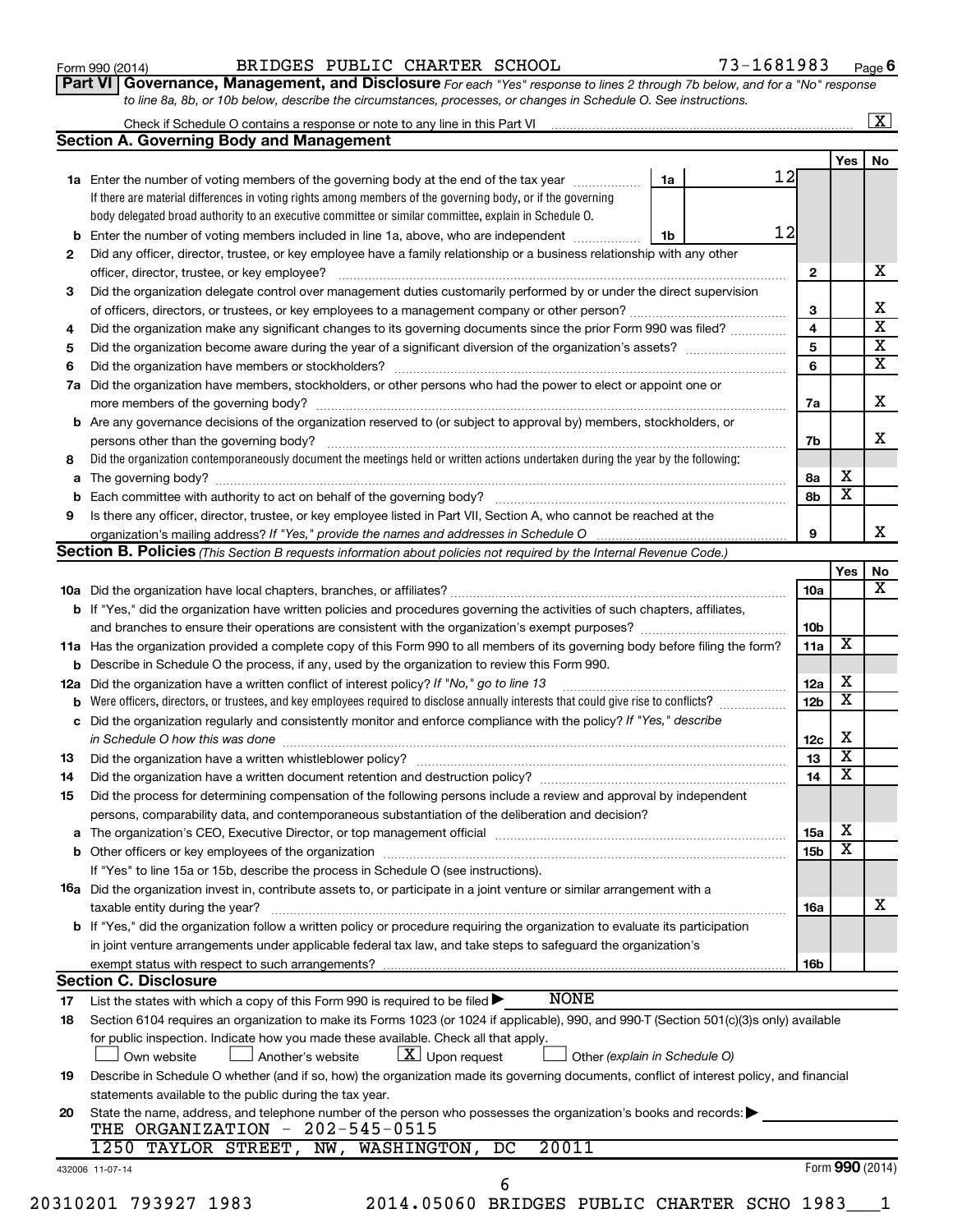Form 990 (2014) BRIDGES PUBLIC CHARTER SCHOOL 73-1681983 Page 6

**Part VI Governance, Management, and Disclosure** *For each "Yes" response to lines 2 through 7b below, and for a "No" response to line 8a, 8b, or 10b below, describe the circumstances, processes, or changes in Schedule O. See instructions.*

Check if Schedule O contains a response or note to any line in this Part VI ... [X]

## Section A. Governing Body and Management

| | | | Yes | No |
|---|---|---|---|---|
| 1a | Enter the number of voting members of the governing body at the end of the tax year ... 1a: 12. If there are material differences in voting rights among members of the governing body, or if the governing body delegated broad authority to an executive committee or similar committee, explain in Schedule O. | | | |
| b | Enter the number of voting members included in line 1a, above, who are independent ... 1b: 12 | | | |
| 2 | Did any officer, director, trustee, or key employee have a family relationship or a business relationship with any other officer, director, trustee, or key employee? | 2 | | X |
| 3 | Did the organization delegate control over management duties customarily performed by or under the direct supervision of officers, directors, or trustees, or key employees to a management company or other person? | 3 | | X |
| 4 | Did the organization make any significant changes to its governing documents since the prior Form 990 was filed? | 4 | | X |
| 5 | Did the organization become aware during the year of a significant diversion of the organization's assets? | 5 | | X |
| 6 | Did the organization have members or stockholders? | 6 | | X |
| 7a | Did the organization have members, stockholders, or other persons who had the power to elect or appoint one or more members of the governing body? | 7a | | X |
| b | Are any governance decisions of the organization reserved to (or subject to approval by) members, stockholders, or persons other than the governing body? | 7b | | X |
| 8 | Did the organization contemporaneously document the meetings held or written actions undertaken during the year by the following: | | | |
| a | The governing body? | 8a | X | |
| b | Each committee with authority to act on behalf of the governing body? | 8b | X | |
| 9 | Is there any officer, director, trustee, or key employee listed in Part VII, Section A, who cannot be reached at the organization's mailing address? *If "Yes," provide the names and addresses in Schedule O* | 9 | | X |

## Section B. Policies *(This Section B requests information about policies not required by the Internal Revenue Code.)*

| | | | Yes | No |
|---|---|---|---|---|
| 10a | Did the organization have local chapters, branches, or affiliates? | 10a | | X |
| b | If "Yes," did the organization have written policies and procedures governing the activities of such chapters, affiliates, and branches to ensure their operations are consistent with the organization's exempt purposes? | 10b | | |
| 11a | Has the organization provided a complete copy of this Form 990 to all members of its governing body before filing the form? | 11a | X | |
| b | Describe in Schedule O the process, if any, used by the organization to review this Form 990. | | | |
| 12a | Did the organization have a written conflict of interest policy? *If "No," go to line 13* | 12a | X | |
| b | Were officers, directors, or trustees, and key employees required to disclose annually interests that could give rise to conflicts? | 12b | X | |
| c | Did the organization regularly and consistently monitor and enforce compliance with the policy? *If "Yes," describe in Schedule O how this was done* | 12c | X | |
| 13 | Did the organization have a written whistleblower policy? | 13 | X | |
| 14 | Did the organization have a written document retention and destruction policy? | 14 | X | |
| 15 | Did the process for determining compensation of the following persons include a review and approval by independent persons, comparability data, and contemporaneous substantiation of the deliberation and decision? | | | |
| a | The organization's CEO, Executive Director, or top management official | 15a | X | |
| b | Other officers or key employees of the organization | 15b | X | |
| | If "Yes" to line 15a or 15b, describe the process in Schedule O (see instructions). | | | |
| 16a | Did the organization invest in, contribute assets to, or participate in a joint venture or similar arrangement with a taxable entity during the year? | 16a | | X |
| b | If "Yes," did the organization follow a written policy or procedure requiring the organization to evaluate its participation in joint venture arrangements under applicable federal tax law, and take steps to safeguard the organization's exempt status with respect to such arrangements? | 16b | | |

## Section C. Disclosure

17 List the states with which a copy of this Form 990 is required to be filed ▶ NONE

18 Section 6104 requires an organization to make its Forms 1023 (or 1024 if applicable), 990, and 990-T (Section 501(c)(3)s only) available for public inspection. Indicate how you made these available. Check all that apply.
[ ] Own website [ ] Another's website [X] Upon request [ ] Other *(explain in Schedule O)*

19 Describe in Schedule O whether (and if so, how) the organization made its governing documents, conflict of interest policy, and financial statements available to the public during the tax year.

20 State the name, address, and telephone number of the person who possesses the organization's books and records: ▶
THE ORGANIZATION - 202-545-0515
1250 TAYLOR STREET, NW, WASHINGTON, DC 20011

432006 11-07-14 Form **990** (2014)

20310201 793927 1983 2014.05060 BRIDGES PUBLIC CHARTER SCHO 1983___1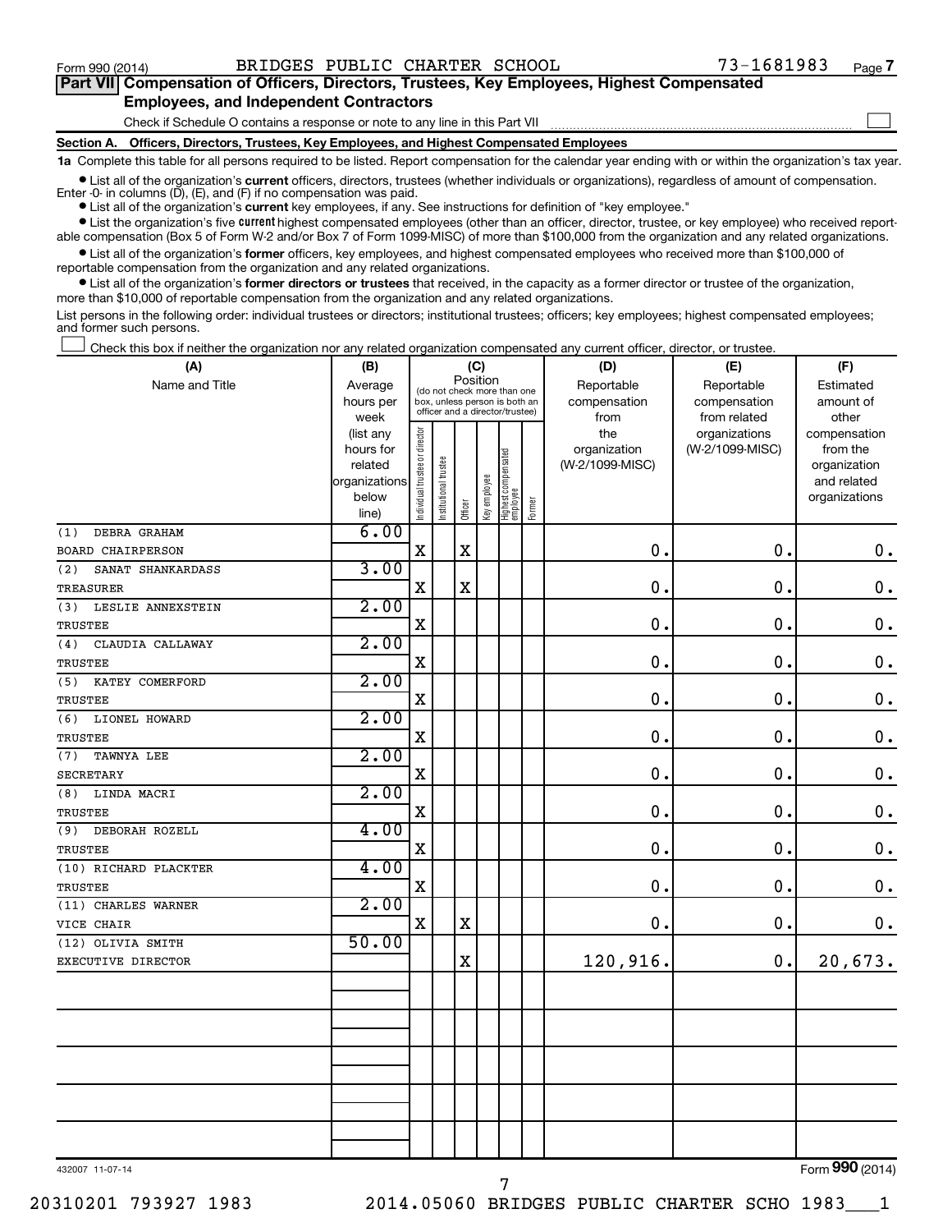Form 990 (2014) BRIDGES PUBLIC CHARTER SCHOOL 73-1681983 Page 7

## Part VII Compensation of Officers, Directors, Trustees, Key Employees, Highest Compensated Employees, and Independent Contractors

Check if Schedule O contains a response or note to any line in this Part VII

### Section A. Officers, Directors, Trustees, Key Employees, and Highest Compensated Employees

**1a** Complete this table for all persons required to be listed. Report compensation for the calendar year ending with or within the organization's tax year.

- List all of the organization's **current** officers, directors, trustees (whether individuals or organizations), regardless of amount of compensation. Enter -0- in columns (D), (E), and (F) if no compensation was paid.
- List all of the organization's **current** key employees, if any. See instructions for definition of "key employee."
- List the organization's five **current** highest compensated employees (other than an officer, director, trustee, or key employee) who received reportable compensation (Box 5 of Form W-2 and/or Box 7 of Form 1099-MISC) of more than $100,000 from the organization and any related organizations.
- List all of the organization's **former** officers, key employees, and highest compensated employees who received more than $100,000 of reportable compensation from the organization and any related organizations.
- List all of the organization's **former directors or trustees** that received, in the capacity as a former director or trustee of the organization, more than $10,000 of reportable compensation from the organization and any related organizations.

List persons in the following order: individual trustees or directors; institutional trustees; officers; key employees; highest compensated employees; and former such persons.

Check this box if neither the organization nor any related organization compensated any current officer, director, or trustee.

| (A) Name and Title | (B) Average hours per week (list any hours for related organizations below line) | (C) Position: Individual trustee or director | Institutional trustee | Officer | Key employee | Highest compensated employee | Former | (D) Reportable compensation from the organization (W-2/1099-MISC) | (E) Reportable compensation from related organizations (W-2/1099-MISC) | (F) Estimated amount of other compensation from the organization and related organizations |
|---|---|---|---|---|---|---|---|---|---|---|
| (1) DEBRA GRAHAM<br>BOARD CHAIRPERSON | 6.00 | X | | X | | | | 0. | 0. | 0. |
| (2) SANAT SHANKARDASS<br>TREASURER | 3.00 | X | | X | | | | 0. | 0. | 0. |
| (3) LESLIE ANNEXSTEIN<br>TRUSTEE | 2.00 | X | | | | | | 0. | 0. | 0. |
| (4) CLAUDIA CALLAWAY<br>TRUSTEE | 2.00 | X | | | | | | 0. | 0. | 0. |
| (5) KATEY COMERFORD<br>TRUSTEE | 2.00 | X | | | | | | 0. | 0. | 0. |
| (6) LIONEL HOWARD<br>TRUSTEE | 2.00 | X | | | | | | 0. | 0. | 0. |
| (7) TAWNYA LEE<br>SECRETARY | 2.00 | X | | | | | | 0. | 0. | 0. |
| (8) LINDA MACRI<br>TRUSTEE | 2.00 | X | | | | | | 0. | 0. | 0. |
| (9) DEBORAH ROZELL<br>TRUSTEE | 4.00 | X | | | | | | 0. | 0. | 0. |
| (10) RICHARD PLACKTER<br>TRUSTEE | 4.00 | X | | | | | | 0. | 0. | 0. |
| (11) CHARLES WARNER<br>VICE CHAIR | 2.00 | X | | X | | | | 0. | 0. | 0. |
| (12) OLIVIA SMITH<br>EXECUTIVE DIRECTOR | 50.00 | | | X | | | | 120,916. | 0. | 20,673. |
| | | | | | | | | | | |
| | | | | | | | | | | |
| | | | | | | | | | | |
| | | | | | | | | | | |
| | | | | | | | | | | |

432007 11-07-14

Form 990 (2014)

20310201 793927 1983 2014.05060 BRIDGES PUBLIC CHARTER SCHO 1983___1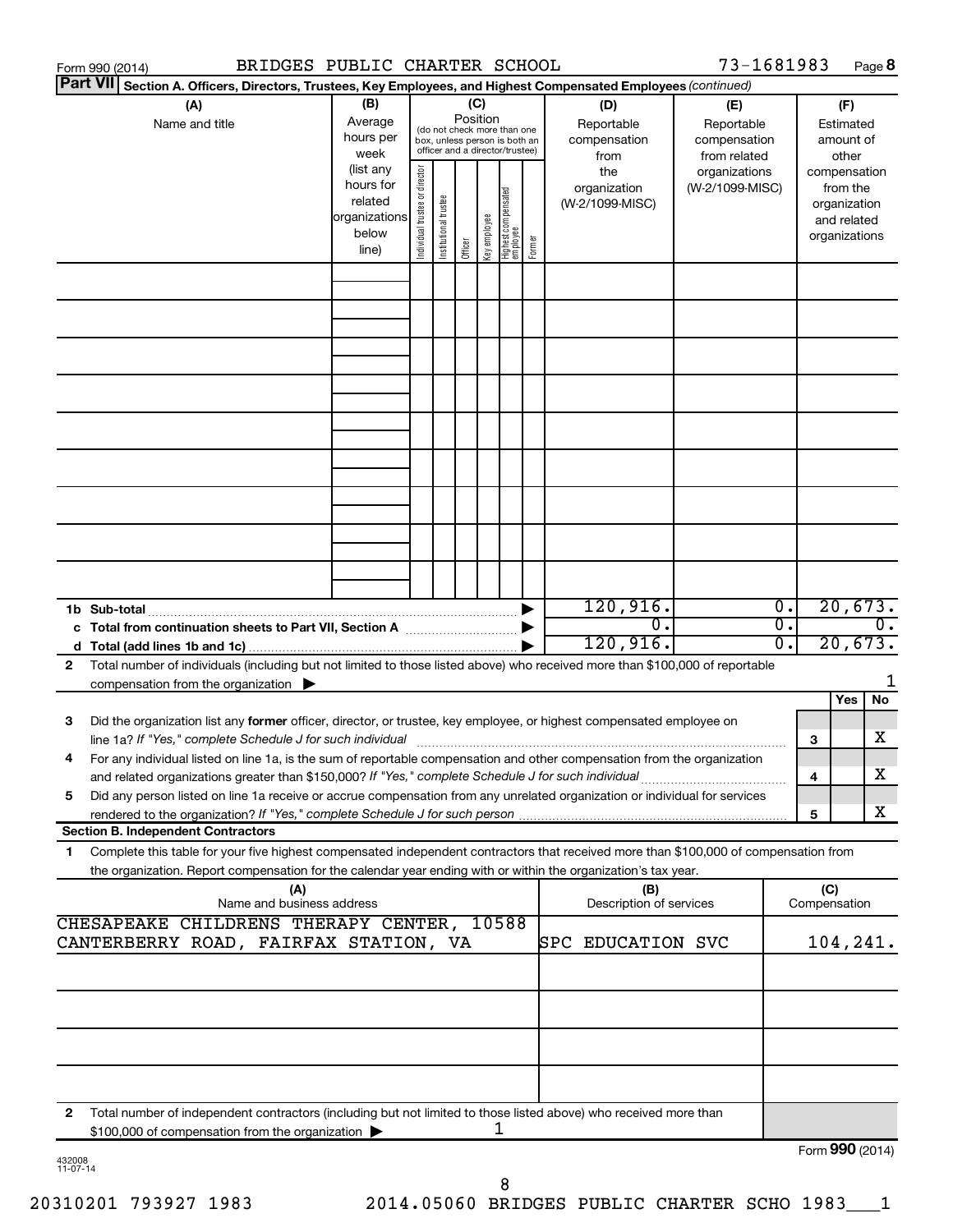Form 990 (2014) BRIDGES PUBLIC CHARTER SCHOOL 73-1681983

**Part VII** **Section A. Officers, Directors, Trustees, Key Employees, and Highest Compensated Employees** *(continued)*

| (A) Name and title | (B) Average hours per week (list any hours for related organizations below line) | (C) Position (do not check more than one box, unless person is both an officer and a director/trustee): Individual trustee or director | Institutional trustee | Officer | Key employee | Highest compensated employee | Former | (D) Reportable compensation from the organization (W-2/1099-MISC) | (E) Reportable compensation from related organizations (W-2/1099-MISC) | (F) Estimated amount of other compensation from the organization and related organizations |
|---|---|---|---|---|---|---|---|---|---|---|
| | | | | | | | | | | |
| **1b Sub-total** | | | | | | | | 120,916. | 0. | 20,673. |
| **c Total from continuation sheets to Part VII, Section A** | | | | | | | | 0. | 0. | 0. |
| **d Total (add lines 1b and 1c)** | | | | | | | | 120,916. | 0. | 20,673. |

**2** Total number of individuals (including but not limited to those listed above) who received more than $100,000 of reportable compensation from the organization ▶ 1

| | | | Yes | No |
|---|---|---|---|---|
| **3** | Did the organization list any **former** officer, director, or trustee, key employee, or highest compensated employee on line 1a? *If "Yes," complete Schedule J for such individual* | 3 | | X |
| **4** | For any individual listed on line 1a, is the sum of reportable compensation and other compensation from the organization and related organizations greater than $150,000? *If "Yes," complete Schedule J for such individual* | 4 | | X |
| **5** | Did any person listed on line 1a receive or accrue compensation from any unrelated organization or individual for services rendered to the organization? *If "Yes," complete Schedule J for such person* | 5 | | X |

**Section B. Independent Contractors**

**1** Complete this table for your five highest compensated independent contractors that received more than $100,000 of compensation from the organization. Report compensation for the calendar year ending with or within the organization's tax year.

| (A) Name and business address | (B) Description of services | (C) Compensation |
|---|---|---|
| CHESAPEAKE CHILDRENS THERAPY CENTER, 10588 CANTERBERRY ROAD, FAIRFAX STATION, VA | SPC EDUCATION SVC | 104,241. |
| | | |
| | | |
| | | |
| | | |

**2** Total number of independent contractors (including but not limited to those listed above) who received more than $100,000 of compensation from the organization ▶ 1

Form **990** (2014)

432008 11-07-14

20310201 793927 1983 2014.05060 BRIDGES PUBLIC CHARTER SCHO 1983___1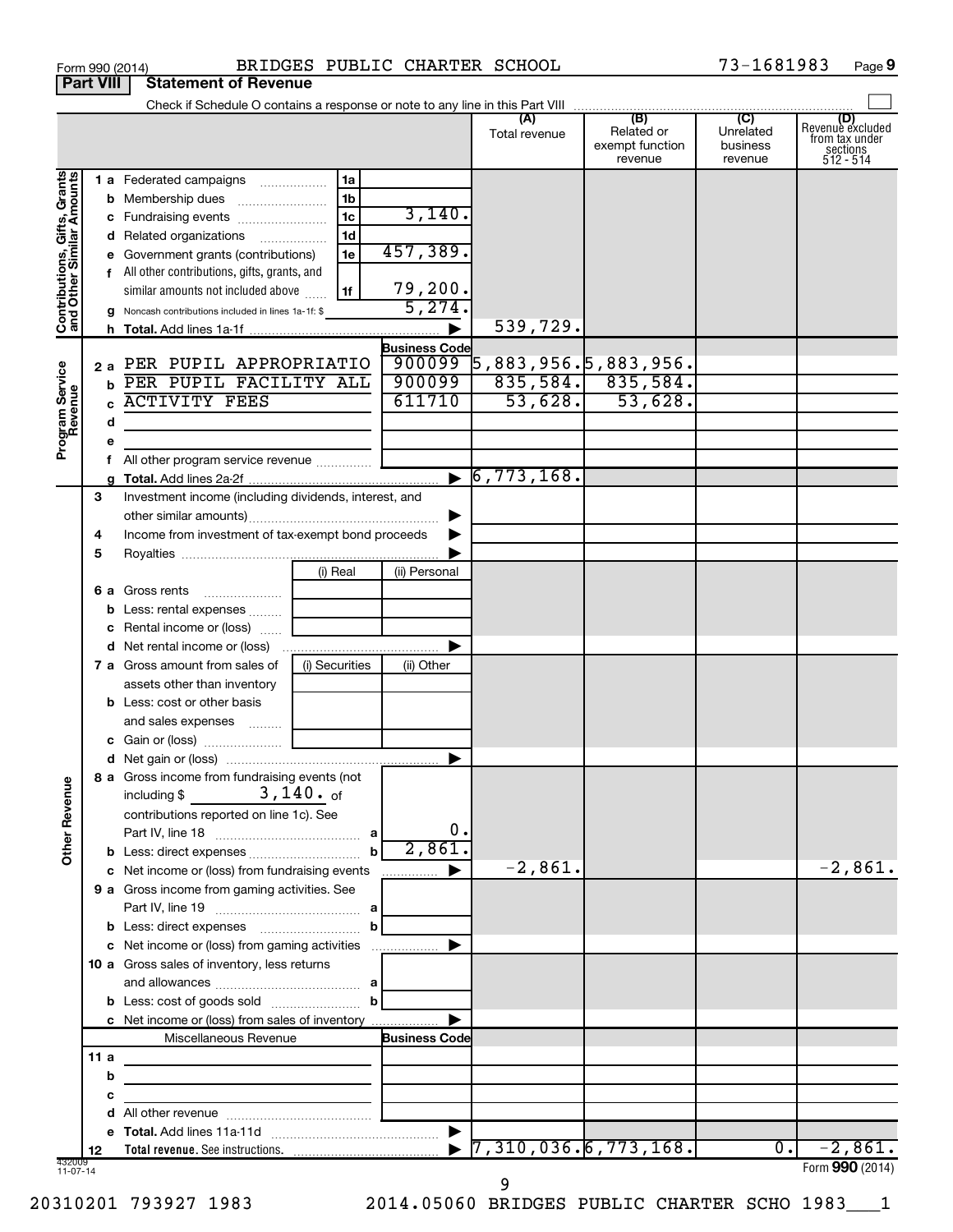Form 990 (2014) BRIDGES PUBLIC CHARTER SCHOOL 73-1681983 Page 9

## Part VIII Statement of Revenue

Check if Schedule O contains a response or note to any line in this Part VIII

| | | | | (A) Total revenue | (B) Related or exempt function revenue | (C) Unrelated business revenue | (D) Revenue excluded from tax under sections 512 - 514 |
|---|---|---|---|---|---|---|---|
| **Contributions, Gifts, Grants and Other Similar Amounts** | 1 a Federated campaigns | 1a | | | | | |
| | b Membership dues | 1b | | | | | |
| | c Fundraising events | 1c | 3,140. | | | | |
| | d Related organizations | 1d | | | | | |
| | e Government grants (contributions) | 1e | 457,389. | | | | |
| | f All other contributions, gifts, grants, and similar amounts not included above | 1f | 79,200. | | | | |
| | g Noncash contributions included in lines 1a-1f: $ | | 5,274. | | | | |
| | h Total. Add lines 1a-1f | | | 539,729. | | | |
| **Program Service Revenue** | | | Business Code | | | | |
| | 2 a PER PUPIL APPROPRIATIO | | 900099 | 5,883,956. | 5,883,956. | | |
| | b PER PUPIL FACILITY ALL | | 900099 | 835,584. | 835,584. | | |
| | c ACTIVITY FEES | | 611710 | 53,628. | 53,628. | | |
| | d | | | | | | |
| | e | | | | | | |
| | f All other program service revenue | | | | | | |
| | g Total. Add lines 2a-2f | | | 6,773,168. | | | |
| **Other Revenue** | 3 Investment income (including dividends, interest, and other similar amounts) | | | | | | |
| | 4 Income from investment of tax-exempt bond proceeds | | | | | | |
| | 5 Royalties | | | | | | |
| | | (i) Real | (ii) Personal | | | | |
| | 6 a Gross rents | | | | | | |
| | b Less: rental expenses | | | | | | |
| | c Rental income or (loss) | | | | | | |
| | d Net rental income or (loss) | | | | | | |
| | | (i) Securities | (ii) Other | | | | |
| | 7 a Gross amount from sales of assets other than inventory | | | | | | |
| | b Less: cost or other basis and sales expenses | | | | | | |
| | c Gain or (loss) | | | | | | |
| | d Net gain or (loss) | | | | | | |
| | 8 a Gross income from fundraising events (not including $ 3,140. of contributions reported on line 1c). See Part IV, line 18 | a | 0. | | | | |
| | b Less: direct expenses | b | 2,861. | | | | |
| | c Net income or (loss) from fundraising events | | | -2,861. | | | -2,861. |
| | 9 a Gross income from gaming activities. See Part IV, line 19 | a | | | | | |
| | b Less: direct expenses | b | | | | | |
| | c Net income or (loss) from gaming activities | | | | | | |
| | 10 a Gross sales of inventory, less returns and allowances | a | | | | | |
| | b Less: cost of goods sold | b | | | | | |
| | c Net income or (loss) from sales of inventory | | | | | | |
| | Miscellaneous Revenue | | Business Code | | | | |
| | 11 a | | | | | | |
| | b | | | | | | |
| | c | | | | | | |
| | d All other revenue | | | | | | |
| | e Total. Add lines 11a-11d | | | | | | |
| | 12 Total revenue. See instructions. | | | 7,310,036. | 6,773,168. | 0. | -2,861. |

432009 11-07-14 Form 990 (2014)

20310201 793927 1983 2014.05060 BRIDGES PUBLIC CHARTER SCHO 1983___1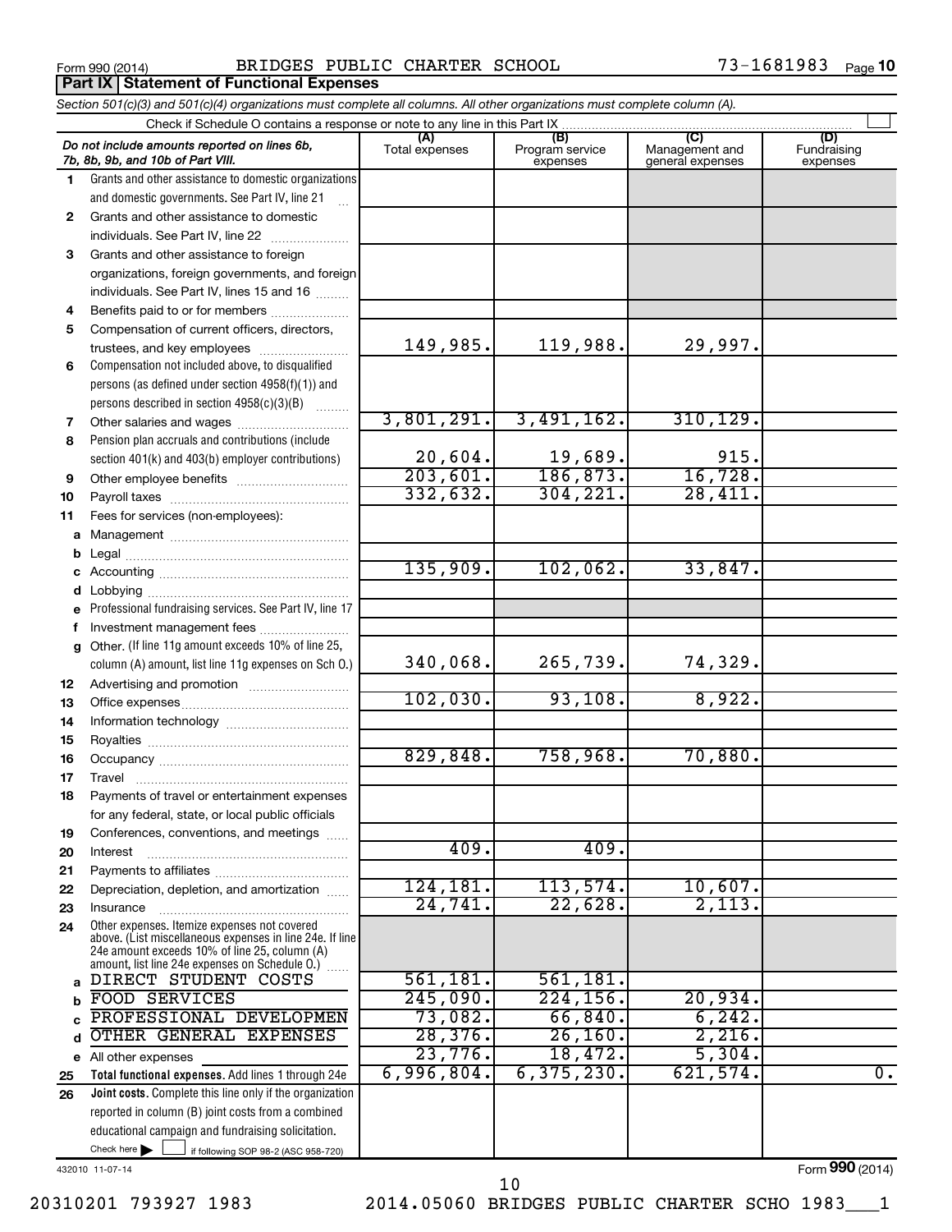Form 990 (2014) BRIDGES PUBLIC CHARTER SCHOOL 73-1681983 Page 10

## Part IX Statement of Functional Expenses

*Section 501(c)(3) and 501(c)(4) organizations must complete all columns. All other organizations must complete column (A).*

Check if Schedule O contains a response or note to any line in this Part IX

| | *Do not include amounts reported on lines 6b, 7b, 8b, 9b, and 10b of Part VIII.* | (A) Total expenses | (B) Program service expenses | (C) Management and general expenses | (D) Fundraising expenses |
|---|---|---|---|---|---|
| 1 | Grants and other assistance to domestic organizations and domestic governments. See Part IV, line 21 | | | | |
| 2 | Grants and other assistance to domestic individuals. See Part IV, line 22 | | | | |
| 3 | Grants and other assistance to foreign organizations, foreign governments, and foreign individuals. See Part IV, lines 15 and 16 | | | | |
| 4 | Benefits paid to or for members | | | | |
| 5 | Compensation of current officers, directors, trustees, and key employees | 149,985. | 119,988. | 29,997. | |
| 6 | Compensation not included above, to disqualified persons (as defined under section 4958(f)(1)) and persons described in section 4958(c)(3)(B) | | | | |
| 7 | Other salaries and wages | 3,801,291. | 3,491,162. | 310,129. | |
| 8 | Pension plan accruals and contributions (include section 401(k) and 403(b) employer contributions) | 20,604. | 19,689. | 915. | |
| 9 | Other employee benefits | 203,601. | 186,873. | 16,728. | |
| 10 | Payroll taxes | 332,632. | 304,221. | 28,411. | |
| 11 | Fees for services (non-employees): | | | | |
| a | Management | | | | |
| b | Legal | | | | |
| c | Accounting | 135,909. | 102,062. | 33,847. | |
| d | Lobbying | | | | |
| e | Professional fundraising services. See Part IV, line 17 | | | | |
| f | Investment management fees | | | | |
| g | Other. (If line 11g amount exceeds 10% of line 25, column (A) amount, list line 11g expenses on Sch O.) | 340,068. | 265,739. | 74,329. | |
| 12 | Advertising and promotion | | | | |
| 13 | Office expenses | 102,030. | 93,108. | 8,922. | |
| 14 | Information technology | | | | |
| 15 | Royalties | | | | |
| 16 | Occupancy | 829,848. | 758,968. | 70,880. | |
| 17 | Travel | | | | |
| 18 | Payments of travel or entertainment expenses for any federal, state, or local public officials | | | | |
| 19 | Conferences, conventions, and meetings | | | | |
| 20 | Interest | 409. | 409. | | |
| 21 | Payments to affiliates | | | | |
| 22 | Depreciation, depletion, and amortization | 124,181. | 113,574. | 10,607. | |
| 23 | Insurance | 24,741. | 22,628. | 2,113. | |
| 24 | Other expenses. Itemize expenses not covered above. (List miscellaneous expenses in line 24e. If line 24e amount exceeds 10% of line 25, column (A) amount, list line 24e expenses on Schedule O.) | | | | |
| a | DIRECT STUDENT COSTS | 561,181. | 561,181. | | |
| b | FOOD SERVICES | 245,090. | 224,156. | 20,934. | |
| c | PROFESSIONAL DEVELOPMEN | 73,082. | 66,840. | 6,242. | |
| d | OTHER GENERAL EXPENSES | 28,376. | 26,160. | 2,216. | |
| e | All other expenses | 23,776. | 18,472. | 5,304. | |
| 25 | **Total functional expenses.** Add lines 1 through 24e | 6,996,804. | 6,375,230. | 621,574. | 0. |
| 26 | **Joint costs.** Complete this line only if the organization reported in column (B) joint costs from a combined educational campaign and fundraising solicitation. Check here ▶ ☐ if following SOP 98-2 (ASC 958-720) | | | | |

432010 11-07-14 Form 990 (2014)

20310201 793927 1983 2014.05060 BRIDGES PUBLIC CHARTER SCHO 1983___1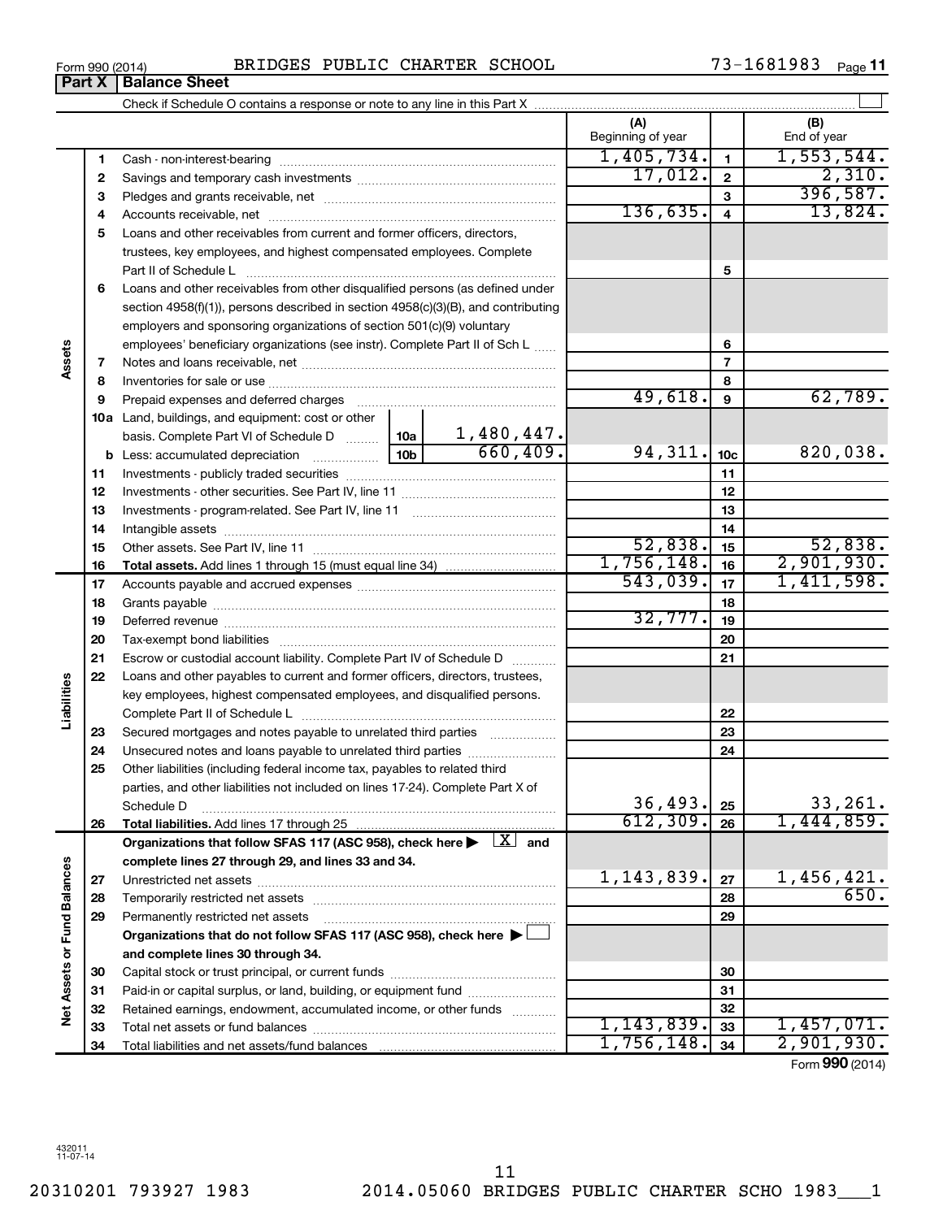Form 990 (2014) BRIDGES PUBLIC CHARTER SCHOOL 73-1681983 Page **11**

## Part X | Balance Sheet

Check if Schedule O contains a response or note to any line in this Part X ☐

| | | | | | (A) Beginning of year | | (B) End of year |
|---|---|---|---|---|---|---|---|
| **Assets** | 1 | Cash - non-interest-bearing | | | 1,405,734. | 1 | 1,553,544. |
| | 2 | Savings and temporary cash investments | | | 17,012. | 2 | 2,310. |
| | 3 | Pledges and grants receivable, net | | | | 3 | 396,587. |
| | 4 | Accounts receivable, net | | | 136,635. | 4 | 13,824. |
| | 5 | Loans and other receivables from current and former officers, directors, trustees, key employees, and highest compensated employees. Complete Part II of Schedule L | | | | 5 | |
| | 6 | Loans and other receivables from other disqualified persons (as defined under section 4958(f)(1)), persons described in section 4958(c)(3)(B), and contributing employers and sponsoring organizations of section 501(c)(9) voluntary employees' beneficiary organizations (see instr). Complete Part II of Sch L | | | | 6 | |
| | 7 | Notes and loans receivable, net | | | | 7 | |
| | 8 | Inventories for sale or use | | | | 8 | |
| | 9 | Prepaid expenses and deferred charges | | | 49,618. | 9 | 62,789. |
| | 10a | Land, buildings, and equipment: cost or other basis. Complete Part VI of Schedule D | 10a | 1,480,447. | | | |
| | b | Less: accumulated depreciation | 10b | 660,409. | 94,311. | 10c | 820,038. |
| | 11 | Investments - publicly traded securities | | | | 11 | |
| | 12 | Investments - other securities. See Part IV, line 11 | | | | 12 | |
| | 13 | Investments - program-related. See Part IV, line 11 | | | | 13 | |
| | 14 | Intangible assets | | | | 14 | |
| | 15 | Other assets. See Part IV, line 11 | | | 52,838. | 15 | 52,838. |
| | 16 | **Total assets.** Add lines 1 through 15 (must equal line 34) | | | 1,756,148. | 16 | 2,901,930. |
| **Liabilities** | 17 | Accounts payable and accrued expenses | | | 543,039. | 17 | 1,411,598. |
| | 18 | Grants payable | | | | 18 | |
| | 19 | Deferred revenue | | | 32,777. | 19 | |
| | 20 | Tax-exempt bond liabilities | | | | 20 | |
| | 21 | Escrow or custodial account liability. Complete Part IV of Schedule D | | | | 21 | |
| | 22 | Loans and other payables to current and former officers, directors, trustees, key employees, highest compensated employees, and disqualified persons. Complete Part II of Schedule L | | | | 22 | |
| | 23 | Secured mortgages and notes payable to unrelated third parties | | | | 23 | |
| | 24 | Unsecured notes and loans payable to unrelated third parties | | | | 24 | |
| | 25 | Other liabilities (including federal income tax, payables to related third parties, and other liabilities not included on lines 17-24). Complete Part X of Schedule D | | | 36,493. | 25 | 33,261. |
| | 26 | **Total liabilities.** Add lines 17 through 25 | | | 612,309. | 26 | 1,444,859. |
| **Net Assets or Fund Balances** | | **Organizations that follow SFAS 117 (ASC 958), check here ▶ [X] and complete lines 27 through 29, and lines 33 and 34.** | | | | | |
| | 27 | Unrestricted net assets | | | 1,143,839. | 27 | 1,456,421. |
| | 28 | Temporarily restricted net assets | | | | 28 | 650. |
| | 29 | Permanently restricted net assets | | | | 29 | |
| | | **Organizations that do not follow SFAS 117 (ASC 958), check here ▶ ☐ and complete lines 30 through 34.** | | | | | |
| | 30 | Capital stock or trust principal, or current funds | | | | 30 | |
| | 31 | Paid-in or capital surplus, or land, building, or equipment fund | | | | 31 | |
| | 32 | Retained earnings, endowment, accumulated income, or other funds | | | | 32 | |
| | 33 | Total net assets or fund balances | | | 1,143,839. | 33 | 1,457,071. |
| | 34 | Total liabilities and net assets/fund balances | | | 1,756,148. | 34 | 2,901,930. |

Form **990** (2014)

432011 11-07-14

20310201 793927 1983 2014.05060 BRIDGES PUBLIC CHARTER SCHO 1983___1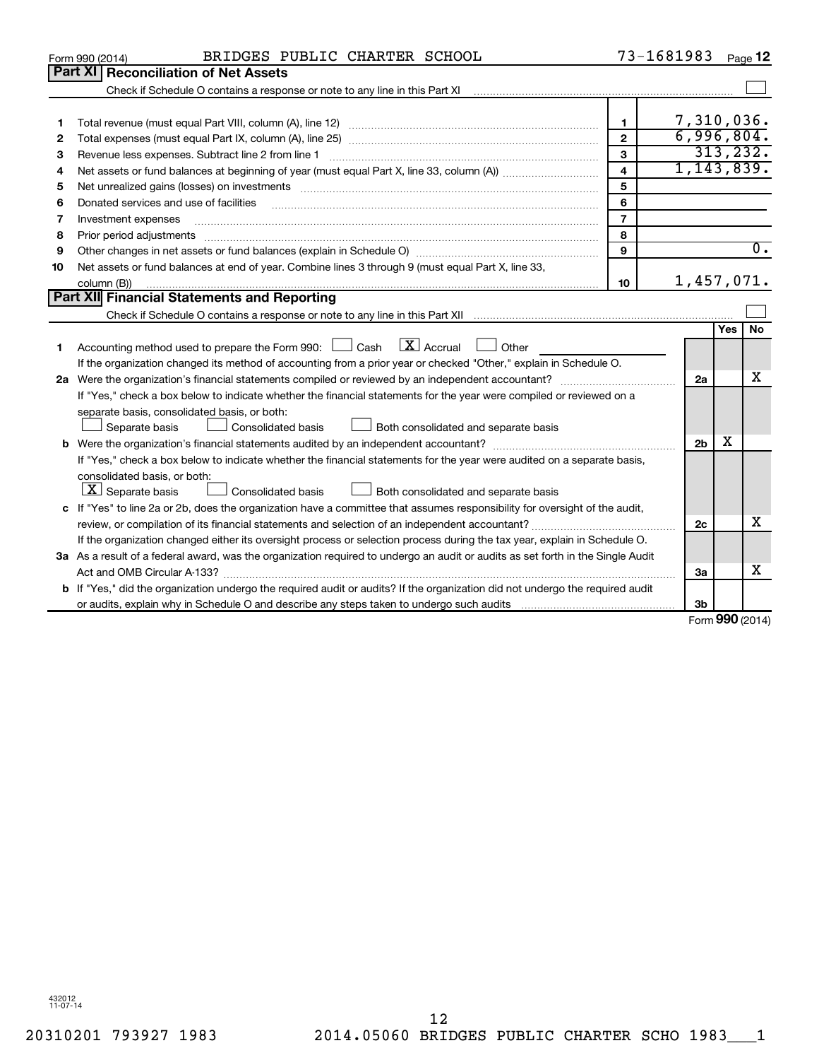Form 990 (2014) BRIDGES PUBLIC CHARTER SCHOOL 73-1681983

## Part XI Reconciliation of Net Assets

Check if Schedule O contains a response or note to any line in this Part XI ☐

| | | | |
|---|---|---|---|
| 1 | Total revenue (must equal Part VIII, column (A), line 12) | 1 | 7,310,036. |
| 2 | Total expenses (must equal Part IX, column (A), line 25) | 2 | 6,996,804. |
| 3 | Revenue less expenses. Subtract line 2 from line 1 | 3 | 313,232. |
| 4 | Net assets or fund balances at beginning of year (must equal Part X, line 33, column (A)) | 4 | 1,143,839. |
| 5 | Net unrealized gains (losses) on investments | 5 | |
| 6 | Donated services and use of facilities | 6 | |
| 7 | Investment expenses | 7 | |
| 8 | Prior period adjustments | 8 | |
| 9 | Other changes in net assets or fund balances (explain in Schedule O) | 9 | 0. |
| 10 | Net assets or fund balances at end of year. Combine lines 3 through 9 (must equal Part X, line 33, column (B)) | 10 | 1,457,071. |

## Part XII Financial Statements and Reporting

Check if Schedule O contains a response or note to any line in this Part XII ☐

| | | | Yes | No |
|---|---|---|---|---|
| 1 | Accounting method used to prepare the Form 990: ☐ Cash ☒ Accrual ☐ Other<br>If the organization changed its method of accounting from a prior year or checked "Other," explain in Schedule O. | | | |
| 2a | Were the organization's financial statements compiled or reviewed by an independent accountant? | 2a | | X |
| | If "Yes," check a box below to indicate whether the financial statements for the year were compiled or reviewed on a separate basis, consolidated basis, or both:<br>☐ Separate basis ☐ Consolidated basis ☐ Both consolidated and separate basis | | | |
| b | Were the organization's financial statements audited by an independent accountant? | 2b | X | |
| | If "Yes," check a box below to indicate whether the financial statements for the year were audited on a separate basis, consolidated basis, or both:<br>☒ Separate basis ☐ Consolidated basis ☐ Both consolidated and separate basis | | | |
| c | If "Yes" to line 2a or 2b, does the organization have a committee that assumes responsibility for oversight of the audit, review, or compilation of its financial statements and selection of an independent accountant? | 2c | | X |
| | If the organization changed either its oversight process or selection process during the tax year, explain in Schedule O. | | | |
| 3a | As a result of a federal award, was the organization required to undergo an audit or audits as set forth in the Single Audit Act and OMB Circular A-133? | 3a | | X |
| b | If "Yes," did the organization undergo the required audit or audits? If the organization did not undergo the required audit or audits, explain why in Schedule O and describe any steps taken to undergo such audits | 3b | | |

Form **990** (2014)

432012
11-07-14

20310201 793927 1983 2014.05060 BRIDGES PUBLIC CHARTER SCHO 1983___1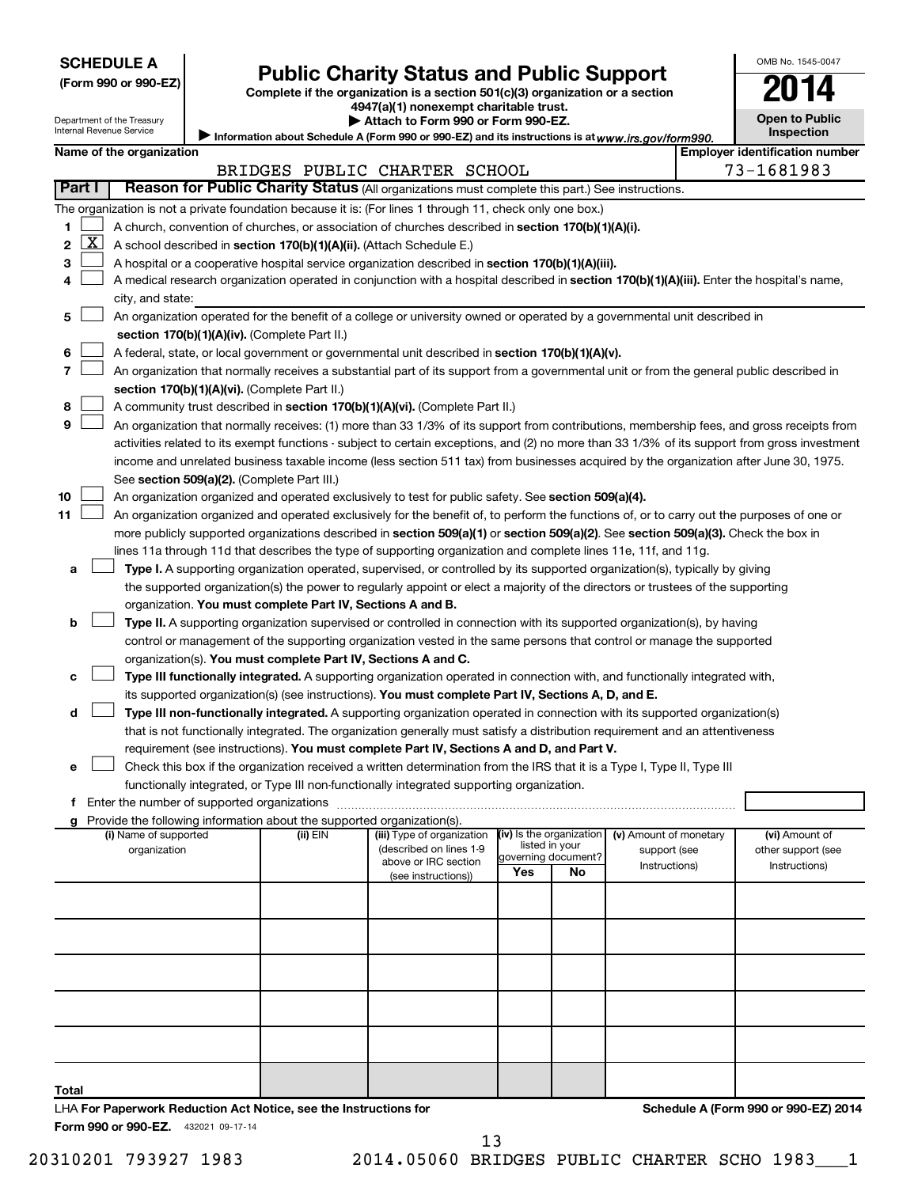**SCHEDULE A**
**(Form 990 or 990-EZ)**

Department of the Treasury
Internal Revenue Service

# Public Charity Status and Public Support

**Complete if the organization is a section 501(c)(3) organization or a section 4947(a)(1) nonexempt charitable trust.**
**▶ Attach to Form 990 or Form 990-EZ.**
▶ Information about Schedule A (Form 990 or 990-EZ) and its instructions is at *www.irs.gov/form990.*

OMB No. 1545-0047

**2014**

**Open to Public Inspection**

**Name of the organization:** BRIDGES PUBLIC CHARTER SCHOOL
**Employer identification number:** 73-1681983

## Part I — Reason for Public Charity Status (All organizations must complete this part.) See instructions.

The organization is not a private foundation because it is: (For lines 1 through 11, check only one box.)

1. [ ] A church, convention of churches, or association of churches described in **section 170(b)(1)(A)(i).**
2. [X] A school described in **section 170(b)(1)(A)(ii).** (Attach Schedule E.)
3. [ ] A hospital or a cooperative hospital service organization described in **section 170(b)(1)(A)(iii).**
4. [ ] A medical research organization operated in conjunction with a hospital described in **section 170(b)(1)(A)(iii).** Enter the hospital's name, city, and state: ______
5. [ ] An organization operated for the benefit of a college or university owned or operated by a governmental unit described in **section 170(b)(1)(A)(iv).** (Complete Part II.)
6. [ ] A federal, state, or local government or governmental unit described in **section 170(b)(1)(A)(v).**
7. [ ] An organization that normally receives a substantial part of its support from a governmental unit or from the general public described in **section 170(b)(1)(A)(vi).** (Complete Part II.)
8. [ ] A community trust described in **section 170(b)(1)(A)(vi).** (Complete Part II.)
9. [ ] An organization that normally receives: (1) more than 33 1/3% of its support from contributions, membership fees, and gross receipts from activities related to its exempt functions - subject to certain exceptions, and (2) no more than 33 1/3% of its support from gross investment income and unrelated business taxable income (less section 511 tax) from businesses acquired by the organization after June 30, 1975. See **section 509(a)(2).** (Complete Part III.)
10. [ ] An organization organized and operated exclusively to test for public safety. See **section 509(a)(4).**
11. [ ] An organization organized and operated exclusively for the benefit of, to perform the functions of, or to carry out the purposes of one or more publicly supported organizations described in **section 509(a)(1)** or **section 509(a)(2).** See **section 509(a)(3).** Check the box in lines 11a through 11d that describes the type of supporting organization and complete lines 11e, 11f, and 11g.
   - **a** [ ] **Type I.** A supporting organization operated, supervised, or controlled by its supported organization(s), typically by giving the supported organization(s) the power to regularly appoint or elect a majority of the directors or trustees of the supporting organization. **You must complete Part IV, Sections A and B.**
   - **b** [ ] **Type II.** A supporting organization supervised or controlled in connection with its supported organization(s), by having control or management of the supporting organization vested in the same persons that control or manage the supported organization(s). **You must complete Part IV, Sections A and C.**
   - **c** [ ] **Type III functionally integrated.** A supporting organization operated in connection with, and functionally integrated with, its supported organization(s) (see instructions). **You must complete Part IV, Sections A, D, and E.**
   - **d** [ ] **Type III non-functionally integrated.** A supporting organization operated in connection with its supported organization(s) that is not functionally integrated. The organization generally must satisfy a distribution requirement and an attentiveness requirement (see instructions). **You must complete Part IV, Sections A and D, and Part V.**
   - **e** [ ] Check this box if the organization received a written determination from the IRS that it is a Type I, Type II, Type III functionally integrated, or Type III non-functionally integrated supporting organization.
   - **f** Enter the number of supported organizations ______
   - **g** Provide the following information about the supported organization(s).

| (i) Name of supported organization | (ii) EIN | (iii) Type of organization (described on lines 1-9 above or IRC section (see instructions)) | (iv) Is the organization listed in your governing document? Yes | No | (v) Amount of monetary support (see Instructions) | (vi) Amount of other support (see Instructions) |
|---|---|---|---|---|---|---|
| | | | | | | |
| | | | | | | |
| | | | | | | |
| | | | | | | |
| | | | | | | |
| | | | | | | |
| **Total** | | | | | | |

LHA **For Paperwork Reduction Act Notice, see the Instructions for Form 990 or 990-EZ.** 432021 09-17-14

**Schedule A (Form 990 or 990-EZ) 2014**

20310201 793927 1983    2014.05060 BRIDGES PUBLIC CHARTER SCHO 1983___1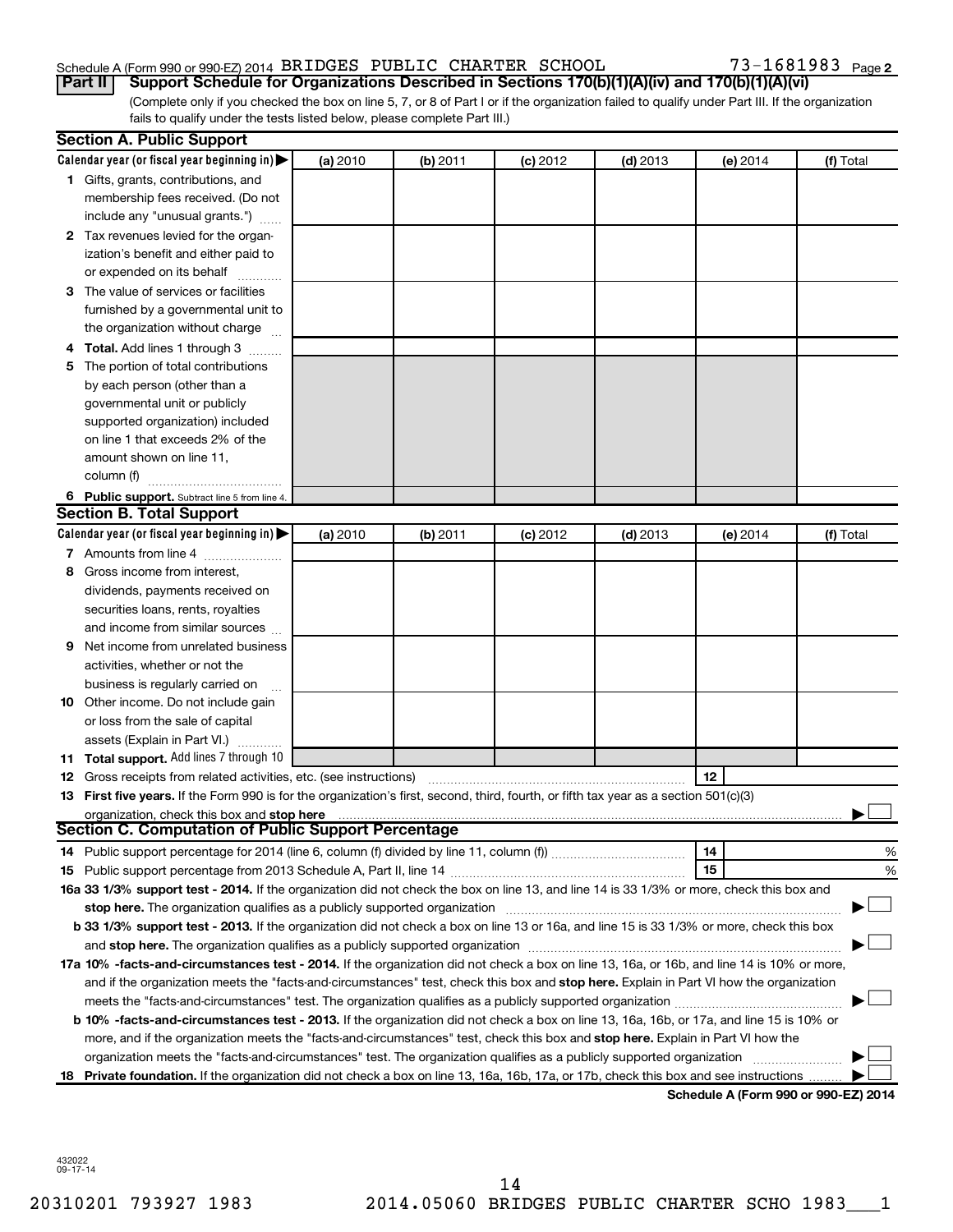Schedule A (Form 990 or 990-EZ) 2014 BRIDGES PUBLIC CHARTER SCHOOL 73-1681983 Page 2

**Part II Support Schedule for Organizations Described in Sections 170(b)(1)(A)(iv) and 170(b)(1)(A)(vi)**

(Complete only if you checked the box on line 5, 7, or 8 of Part I or if the organization failed to qualify under Part III. If the organization fails to qualify under the tests listed below, please complete Part III.)

## Section A. Public Support

| Calendar year (or fiscal year beginning in) ▶ | (a) 2010 | (b) 2011 | (c) 2012 | (d) 2013 | (e) 2014 | (f) Total |
|---|---|---|---|---|---|---|
| **1** Gifts, grants, contributions, and membership fees received. (Do not include any "unusual grants.") | | | | | | |
| **2** Tax revenues levied for the organization's benefit and either paid to or expended on its behalf | | | | | | |
| **3** The value of services or facilities furnished by a governmental unit to the organization without charge | | | | | | |
| **4** **Total.** Add lines 1 through 3 | | | | | | |
| **5** The portion of total contributions by each person (other than a governmental unit or publicly supported organization) included on line 1 that exceeds 2% of the amount shown on line 11, column (f) | | | | | | |
| **6** **Public support.** Subtract line 5 from line 4. | | | | | | |

## Section B. Total Support

| Calendar year (or fiscal year beginning in) ▶ | (a) 2010 | (b) 2011 | (c) 2012 | (d) 2013 | (e) 2014 | (f) Total |
|---|---|---|---|---|---|---|
| **7** Amounts from line 4 | | | | | | |
| **8** Gross income from interest, dividends, payments received on securities loans, rents, royalties and income from similar sources | | | | | | |
| **9** Net income from unrelated business activities, whether or not the business is regularly carried on | | | | | | |
| **10** Other income. Do not include gain or loss from the sale of capital assets (Explain in Part VI.) | | | | | | |
| **11** **Total support.** Add lines 7 through 10 | | | | | | |

**12** Gross receipts from related activities, etc. (see instructions) **12**

**13** **First five years.** If the Form 990 is for the organization's first, second, third, fourth, or fifth tax year as a section 501(c)(3) organization, check this box and **stop here** ▶ ☐

## Section C. Computation of Public Support Percentage

**14** Public support percentage for 2014 (line 6, column (f) divided by line 11, column (f)) **14** %

**15** Public support percentage from 2013 Schedule A, Part II, line 14 **15** %

**16a 33 1/3% support test - 2014.** If the organization did not check the box on line 13, and line 14 is 33 1/3% or more, check this box and **stop here.** The organization qualifies as a publicly supported organization ▶ ☐

**b 33 1/3% support test - 2013.** If the organization did not check a box on line 13 or 16a, and line 15 is 33 1/3% or more, check this box and **stop here.** The organization qualifies as a publicly supported organization ▶ ☐

**17a 10% -facts-and-circumstances test - 2014.** If the organization did not check a box on line 13, 16a, or 16b, and line 14 is 10% or more, and if the organization meets the "facts-and-circumstances" test, check this box and **stop here.** Explain in Part VI how the organization meets the "facts-and-circumstances" test. The organization qualifies as a publicly supported organization ▶ ☐

**b 10% -facts-and-circumstances test - 2013.** If the organization did not check a box on line 13, 16a, 16b, or 17a, and line 15 is 10% or more, and if the organization meets the "facts-and-circumstances" test, check this box and **stop here.** Explain in Part VI how the organization meets the "facts-and-circumstances" test. The organization qualifies as a publicly supported organization ▶ ☐

**18** **Private foundation.** If the organization did not check a box on line 13, 16a, 16b, 17a, or 17b, check this box and see instructions ▶ ☐

**Schedule A (Form 990 or 990-EZ) 2014**

432022 09-17-14

20310201 793927 1983 2014.05060 BRIDGES PUBLIC CHARTER SCHO 1983___1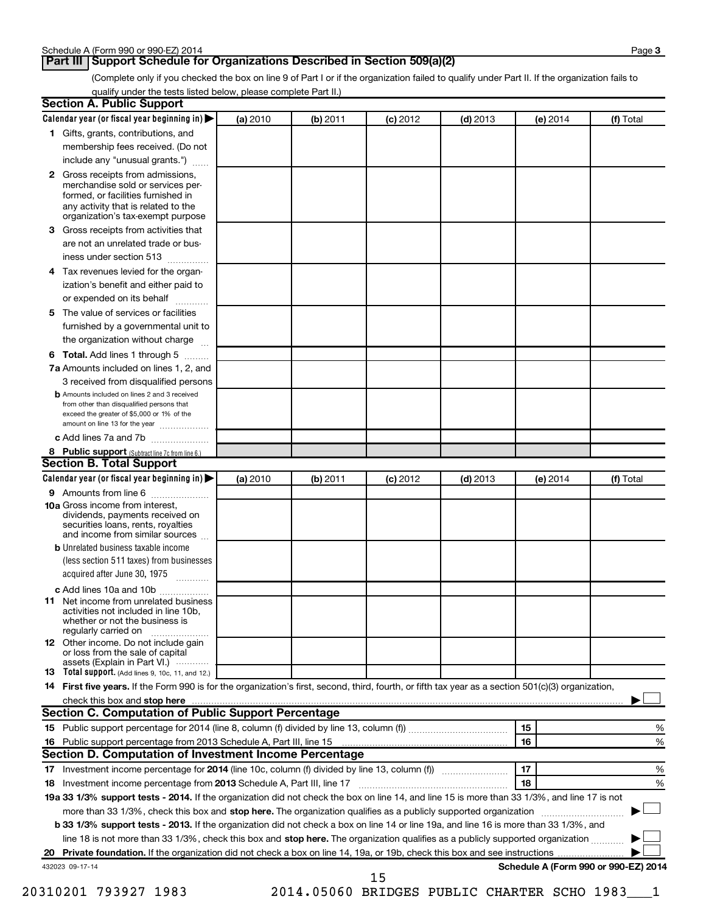## Part III Support Schedule for Organizations Described in Section 509(a)(2)

(Complete only if you checked the box on line 9 of Part I or if the organization failed to qualify under Part II. If the organization fails to qualify under the tests listed below, please complete Part II.)

### Section A. Public Support

| Calendar year (or fiscal year beginning in) ▶ | (a) 2010 | (b) 2011 | (c) 2012 | (d) 2013 | (e) 2014 | (f) Total |
|---|---|---|---|---|---|---|
| **1** Gifts, grants, contributions, and membership fees received. (Do not include any "unusual grants.") | | | | | | |
| **2** Gross receipts from admissions, merchandise sold or services performed, or facilities furnished in any activity that is related to the organization's tax-exempt purpose | | | | | | |
| **3** Gross receipts from activities that are not an unrelated trade or business under section 513 | | | | | | |
| **4** Tax revenues levied for the organization's benefit and either paid to or expended on its behalf | | | | | | |
| **5** The value of services or facilities furnished by a governmental unit to the organization without charge | | | | | | |
| **6 Total.** Add lines 1 through 5 | | | | | | |
| **7a** Amounts included on lines 1, 2, and 3 received from disqualified persons | | | | | | |
| **b** Amounts included on lines 2 and 3 received from other than disqualified persons that exceed the greater of $5,000 or 1% of the amount on line 13 for the year | | | | | | |
| **c** Add lines 7a and 7b | | | | | | |
| **8 Public support** (Subtract line 7c from line 6.) | | | | | | |

### Section B. Total Support

| Calendar year (or fiscal year beginning in) ▶ | (a) 2010 | (b) 2011 | (c) 2012 | (d) 2013 | (e) 2014 | (f) Total |
|---|---|---|---|---|---|---|
| **9** Amounts from line 6 | | | | | | |
| **10a** Gross income from interest, dividends, payments received on securities loans, rents, royalties and income from similar sources | | | | | | |
| **b** Unrelated business taxable income (less section 511 taxes) from businesses acquired after June 30, 1975 | | | | | | |
| **c** Add lines 10a and 10b | | | | | | |
| **11** Net income from unrelated business activities not included in line 10b, whether or not the business is regularly carried on | | | | | | |
| **12** Other income. Do not include gain or loss from the sale of capital assets (Explain in Part VI.) | | | | | | |
| **13 Total support.** (Add lines 9, 10c, 11, and 12.) | | | | | | |

**14 First five years.** If the Form 990 is for the organization's first, second, third, fourth, or fifth tax year as a section 501(c)(3) organization, check this box and **stop here** ▶ ☐

### Section C. Computation of Public Support Percentage

| | | | |
|---|---|---|---|
| **15** | Public support percentage for 2014 (line 8, column (f) divided by line 13, column (f)) | 15 | % |
| **16** | Public support percentage from 2013 Schedule A, Part III, line 15 | 16 | % |

### Section D. Computation of Investment Income Percentage

| | | | |
|---|---|---|---|
| **17** | Investment income percentage for **2014** (line 10c, column (f) divided by line 13, column (f)) | 17 | % |
| **18** | Investment income percentage from **2013** Schedule A, Part III, line 17 | 18 | % |

**19a 33 1/3% support tests - 2014.** If the organization did not check the box on line 14, and line 15 is more than 33 1/3%, and line 17 is not more than 33 1/3%, check this box and **stop here.** The organization qualifies as a publicly supported organization ▶ ☐

**b 33 1/3% support tests - 2013.** If the organization did not check a box on line 14 or line 19a, and line 16 is more than 33 1/3%, and line 18 is not more than 33 1/3%, check this box and **stop here.** The organization qualifies as a publicly supported organization ▶ ☐

**20 Private foundation.** If the organization did not check a box on line 14, 19a, or 19b, check this box and see instructions ▶ ☐

432023 09-17-14

**Schedule A (Form 990 or 990-EZ) 2014**

20310201 793927 1983 2014.05060 BRIDGES PUBLIC CHARTER SCHO 1983___1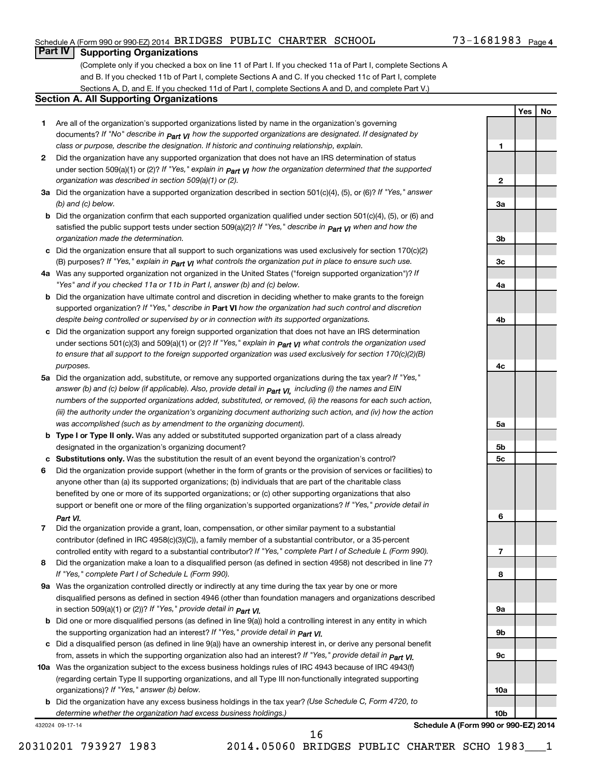Schedule A (Form 990 or 990-EZ) 2014 BRIDGES PUBLIC CHARTER SCHOOL 73-1681983 Page 4

## Part IV Supporting Organizations

(Complete only if you checked a box on line 11 of Part I. If you checked 11a of Part I, complete Sections A and B. If you checked 11b of Part I, complete Sections A and C. If you checked 11c of Part I, complete Sections A, D, and E. If you checked 11d of Part I, complete Sections A and D, and complete Part V.)

### Section A. All Supporting Organizations

| | | Line | Yes | No |
|---|---|---|---|---|
| **1** | Are all of the organization's supported organizations listed by name in the organization's governing documents? *If "No" describe in Part VI how the supported organizations are designated. If designated by class or purpose, describe the designation. If historic and continuing relationship, explain.* | 1 | | |
| **2** | Did the organization have any supported organization that does not have an IRS determination of status under section 509(a)(1) or (2)? *If "Yes," explain in Part VI how the organization determined that the supported organization was described in section 509(a)(1) or (2).* | 2 | | |
| **3a** | Did the organization have a supported organization described in section 501(c)(4), (5), or (6)? *If "Yes," answer (b) and (c) below.* | 3a | | |
| **b** | Did the organization confirm that each supported organization qualified under section 501(c)(4), (5), or (6) and satisfied the public support tests under section 509(a)(2)? *If "Yes," describe in Part VI when and how the organization made the determination.* | 3b | | |
| **c** | Did the organization ensure that all support to such organizations was used exclusively for section 170(c)(2)(B) purposes? *If "Yes," explain in Part VI what controls the organization put in place to ensure such use.* | 3c | | |
| **4a** | Was any supported organization not organized in the United States ("foreign supported organization")? *If "Yes" and if you checked 11a or 11b in Part I, answer (b) and (c) below.* | 4a | | |
| **b** | Did the organization have ultimate control and discretion in deciding whether to make grants to the foreign supported organization? *If "Yes," describe in* **Part VI** *how the organization had such control and discretion despite being controlled or supervised by or in connection with its supported organizations.* | 4b | | |
| **c** | Did the organization support any foreign supported organization that does not have an IRS determination under sections 501(c)(3) and 509(a)(1) or (2)? *If "Yes," explain in Part VI what controls the organization used to ensure that all support to the foreign supported organization was used exclusively for section 170(c)(2)(B) purposes.* | 4c | | |
| **5a** | Did the organization add, substitute, or remove any supported organizations during the tax year? *If "Yes," answer (b) and (c) below (if applicable). Also, provide detail in Part VI, including (i) the names and EIN numbers of the supported organizations added, substituted, or removed, (ii) the reasons for each such action, (iii) the authority under the organization's organizing document authorizing such action, and (iv) how the action was accomplished (such as by amendment to the organizing document).* | 5a | | |
| **b** | **Type I or Type II only.** Was any added or substituted supported organization part of a class already designated in the organization's organizing document? | 5b | | |
| **c** | **Substitutions only.** Was the substitution the result of an event beyond the organization's control? | 5c | | |
| **6** | Did the organization provide support (whether in the form of grants or the provision of services or facilities) to anyone other than (a) its supported organizations; (b) individuals that are part of the charitable class benefited by one or more of its supported organizations; or (c) other supporting organizations that also support or benefit one or more of the filing organization's supported organizations? *If "Yes," provide detail in Part VI.* | 6 | | |
| **7** | Did the organization provide a grant, loan, compensation, or other similar payment to a substantial contributor (defined in IRC 4958(c)(3)(C)), a family member of a substantial contributor, or a 35-percent controlled entity with regard to a substantial contributor? *If "Yes," complete Part I of Schedule L (Form 990).* | 7 | | |
| **8** | Did the organization make a loan to a disqualified person (as defined in section 4958) not described in line 7? *If "Yes," complete Part I of Schedule L (Form 990).* | 8 | | |
| **9a** | Was the organization controlled directly or indirectly at any time during the tax year by one or more disqualified persons as defined in section 4946 (other than foundation managers and organizations described in section 509(a)(1) or (2))? *If "Yes," provide detail in Part VI.* | 9a | | |
| **b** | Did one or more disqualified persons (as defined in line 9(a)) hold a controlling interest in any entity in which the supporting organization had an interest? *If "Yes," provide detail in Part VI.* | 9b | | |
| **c** | Did a disqualified person (as defined in line 9(a)) have an ownership interest in, or derive any personal benefit from, assets in which the supporting organization also had an interest? *If "Yes," provide detail in Part VI.* | 9c | | |
| **10a** | Was the organization subject to the excess business holdings rules of IRC 4943 because of IRC 4943(f) (regarding certain Type II supporting organizations, and all Type III non-functionally integrated supporting organizations)? *If "Yes," answer (b) below.* | 10a | | |
| **b** | Did the organization have any excess business holdings in the tax year? *(Use Schedule C, Form 4720, to determine whether the organization had excess business holdings.)* | 10b | | |

432024 09-17-14 **Schedule A (Form 990 or 990-EZ) 2014**

20310201 793927 1983 2014.05060 BRIDGES PUBLIC CHARTER SCHO 1983___1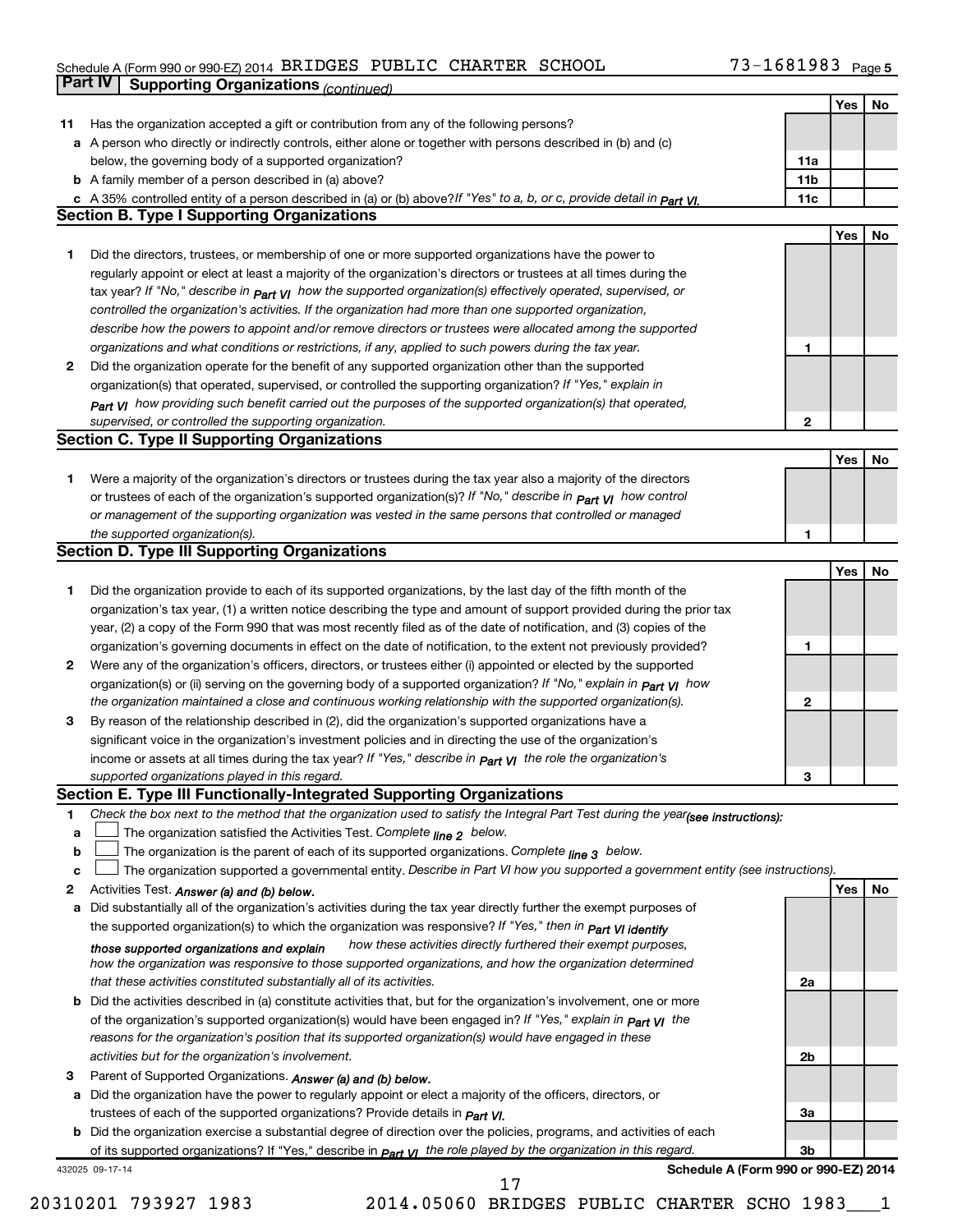Schedule A (Form 990 or 990-EZ) 2014 BRIDGES PUBLIC CHARTER SCHOOL 73-1681983

## Part IV Supporting Organizations *(continued)*

| | | | Yes | No |
|---|---|---|---|---|
| **11** | Has the organization accepted a gift or contribution from any of the following persons? | | | |
| **a** | A person who directly or indirectly controls, either alone or together with persons described in (b) and (c) below, the governing body of a supported organization? | **11a** | | |
| **b** | A family member of a person described in (a) above? | **11b** | | |
| **c** | A 35% controlled entity of a person described in (a) or (b) above? *If "Yes" to a, b, or c, provide detail in Part VI.* | **11c** | | |

### Section B. Type I Supporting Organizations

| | | | Yes | No |
|---|---|---|---|---|
| **1** | Did the directors, trustees, or membership of one or more supported organizations have the power to regularly appoint or elect at least a majority of the organization's directors or trustees at all times during the tax year? *If "No," describe in Part VI how the supported organization(s) effectively operated, supervised, or controlled the organization's activities. If the organization had more than one supported organization, describe how the powers to appoint and/or remove directors or trustees were allocated among the supported organizations and what conditions or restrictions, if any, applied to such powers during the tax year.* | **1** | | |
| **2** | Did the organization operate for the benefit of any supported organization other than the supported organization(s) that operated, supervised, or controlled the supporting organization? *If "Yes," explain in Part VI how providing such benefit carried out the purposes of the supported organization(s) that operated, supervised, or controlled the supporting organization.* | **2** | | |

### Section C. Type II Supporting Organizations

| | | | Yes | No |
|---|---|---|---|---|
| **1** | Were a majority of the organization's directors or trustees during the tax year also a majority of the directors or trustees of each of the organization's supported organization(s)? *If "No," describe in Part VI how control or management of the supporting organization was vested in the same persons that controlled or managed the supported organization(s).* | **1** | | |

### Section D. Type III Supporting Organizations

| | | | Yes | No |
|---|---|---|---|---|
| **1** | Did the organization provide to each of its supported organizations, by the last day of the fifth month of the organization's tax year, (1) a written notice describing the type and amount of support provided during the prior tax year, (2) a copy of the Form 990 that was most recently filed as of the date of notification, and (3) copies of the organization's governing documents in effect on the date of notification, to the extent not previously provided? | **1** | | |
| **2** | Were any of the organization's officers, directors, or trustees either (i) appointed or elected by the supported organization(s) or (ii) serving on the governing body of a supported organization? *If "No," explain in Part VI how the organization maintained a close and continuous working relationship with the supported organization(s).* | **2** | | |
| **3** | By reason of the relationship described in (2), did the organization's supported organizations have a significant voice in the organization's investment policies and in directing the use of the organization's income or assets at all times during the tax year? *If "Yes," describe in Part VI the role the organization's supported organizations played in this regard.* | **3** | | |

### Section E. Type III Functionally-Integrated Supporting Organizations

**1** *Check the box next to the method that the organization used to satisfy the Integral Part Test during the year (see instructions):*

- **a** ☐ The organization satisfied the Activities Test. *Complete line 2 below.*
- **b** ☐ The organization is the parent of each of its supported organizations. *Complete line 3 below.*
- **c** ☐ The organization supported a governmental entity. *Describe in Part VI how you supported a government entity (see instructions).*

| | | | Yes | No |
|---|---|---|---|---|
| **2** | Activities Test. *Answer (a) and (b) below.* | | | |
| **a** | Did substantially all of the organization's activities during the tax year directly further the exempt purposes of the supported organization(s) to which the organization was responsive? *If "Yes," then in Part VI identify those supported organizations and explain how these activities directly furthered their exempt purposes, how the organization was responsive to those supported organizations, and how the organization determined that these activities constituted substantially all of its activities.* | **2a** | | |
| **b** | Did the activities described in (a) constitute activities that, but for the organization's involvement, one or more of the organization's supported organization(s) would have been engaged in? *If "Yes," explain in Part VI the reasons for the organization's position that its supported organization(s) would have engaged in these activities but for the organization's involvement.* | **2b** | | |
| **3** | Parent of Supported Organizations. *Answer (a) and (b) below.* | | | |
| **a** | Did the organization have the power to regularly appoint or elect a majority of the officers, directors, or trustees of each of the supported organizations? *Provide details in Part VI.* | **3a** | | |
| **b** | Did the organization exercise a substantial degree of direction over the policies, programs, and activities of each of its supported organizations? *If "Yes," describe in Part VI the role played by the organization in this regard.* | **3b** | | |

432025 09-17-14 **Schedule A (Form 990 or 990-EZ) 2014**

20310201 793927 1983 2014.05060 BRIDGES PUBLIC CHARTER SCHO 1983___1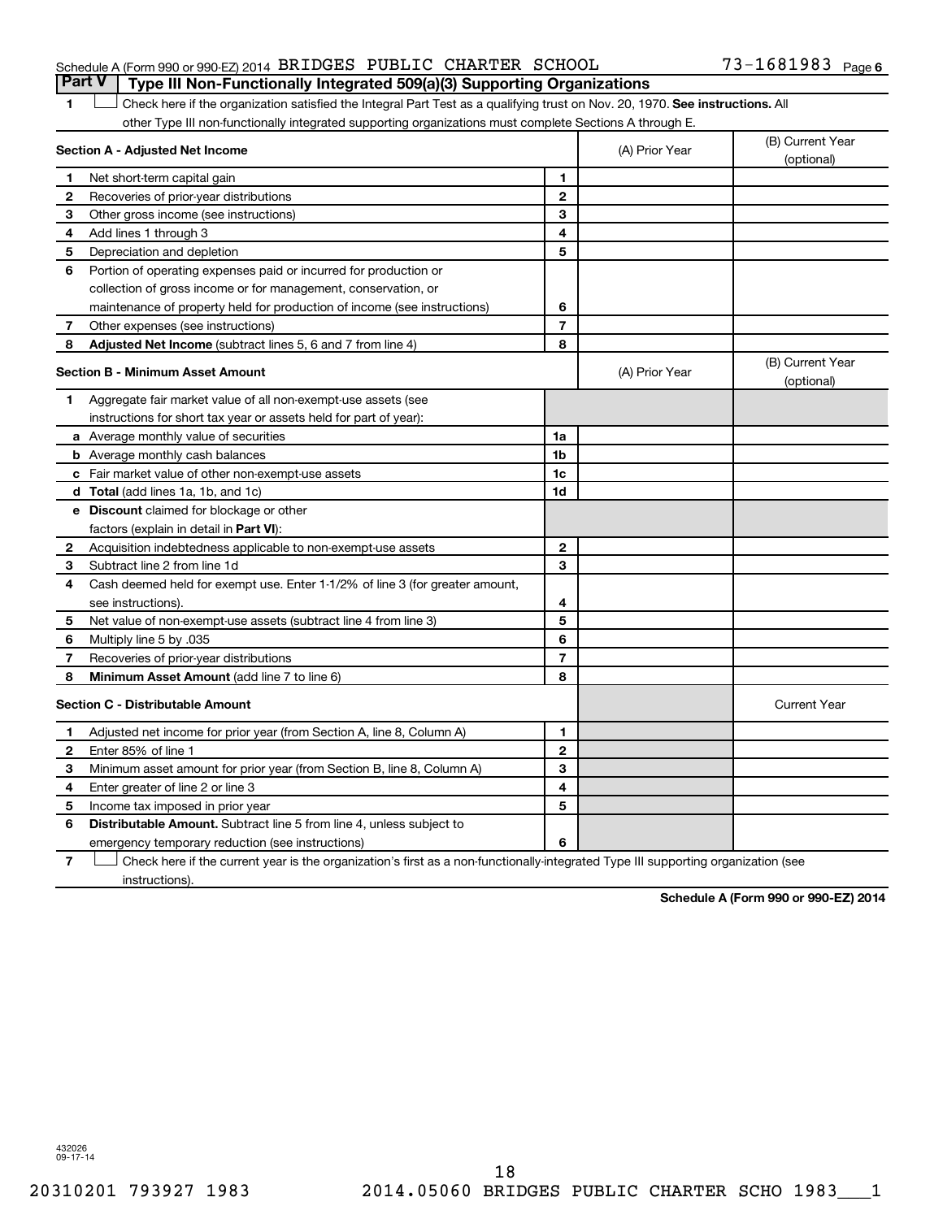## Part V Type III Non-Functionally Integrated 509(a)(3) Supporting Organizations

1 ☐ Check here if the organization satisfied the Integral Part Test as a qualifying trust on Nov. 20, 1970. **See instructions.** All other Type III non-functionally integrated supporting organizations must complete Sections A through E.

| **Section A - Adjusted Net Income** | | (A) Prior Year | (B) Current Year (optional) |
|---|---|---|---|
| 1 Net short-term capital gain | 1 | | |
| 2 Recoveries of prior-year distributions | 2 | | |
| 3 Other gross income (see instructions) | 3 | | |
| 4 Add lines 1 through 3 | 4 | | |
| 5 Depreciation and depletion | 5 | | |
| 6 Portion of operating expenses paid or incurred for production or collection of gross income or for management, conservation, or maintenance of property held for production of income (see instructions) | 6 | | |
| 7 Other expenses (see instructions) | 7 | | |
| 8 **Adjusted Net Income** (subtract lines 5, 6 and 7 from line 4) | 8 | | |

| **Section B - Minimum Asset Amount** | | (A) Prior Year | (B) Current Year (optional) |
|---|---|---|---|
| 1 Aggregate fair market value of all non-exempt-use assets (see instructions for short tax year or assets held for part of year): | | | |
| a Average monthly value of securities | 1a | | |
| b Average monthly cash balances | 1b | | |
| c Fair market value of other non-exempt-use assets | 1c | | |
| d **Total** (add lines 1a, 1b, and 1c) | 1d | | |
| e **Discount** claimed for blockage or other factors (explain in detail in **Part VI**): | | | |
| 2 Acquisition indebtedness applicable to non-exempt-use assets | 2 | | |
| 3 Subtract line 2 from line 1d | 3 | | |
| 4 Cash deemed held for exempt use. Enter 1-1/2% of line 3 (for greater amount, see instructions). | 4 | | |
| 5 Net value of non-exempt-use assets (subtract line 4 from line 3) | 5 | | |
| 6 Multiply line 5 by .035 | 6 | | |
| 7 Recoveries of prior-year distributions | 7 | | |
| 8 **Minimum Asset Amount** (add line 7 to line 6) | 8 | | |

| **Section C - Distributable Amount** | | | Current Year |
|---|---|---|---|
| 1 Adjusted net income for prior year (from Section A, line 8, Column A) | 1 | | |
| 2 Enter 85% of line 1 | 2 | | |
| 3 Minimum asset amount for prior year (from Section B, line 8, Column A) | 3 | | |
| 4 Enter greater of line 2 or line 3 | 4 | | |
| 5 Income tax imposed in prior year | 5 | | |
| 6 **Distributable Amount.** Subtract line 5 from line 4, unless subject to emergency temporary reduction (see instructions) | 6 | | |

7 ☐ Check here if the current year is the organization's first as a non-functionally-integrated Type III supporting organization (see instructions).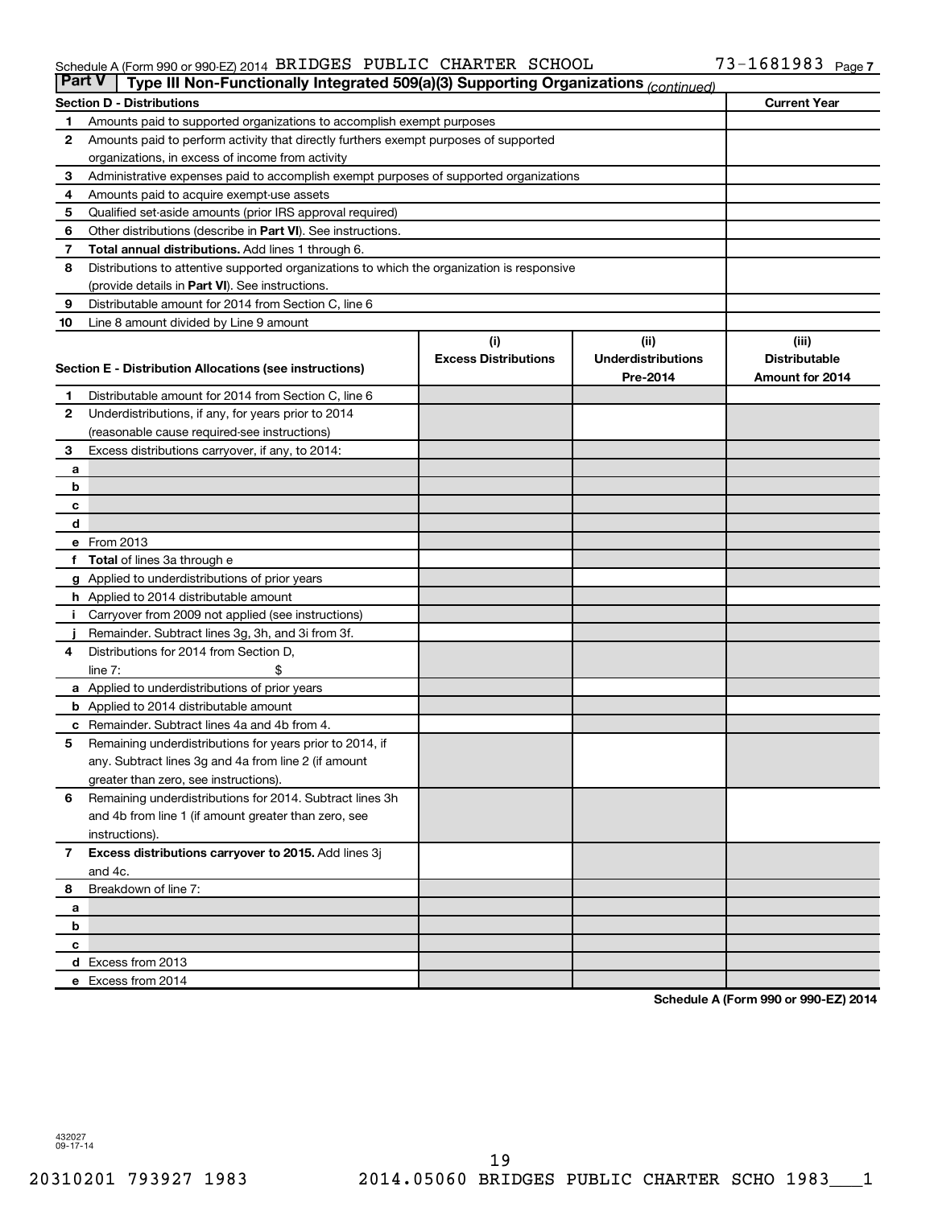Schedule A (Form 990 or 990-EZ) 2014 BRIDGES PUBLIC CHARTER SCHOOL 73-1681983

## Part V Type III Non-Functionally Integrated 509(a)(3) Supporting Organizations *(continued)*

| Section D - Distributions | | Current Year |
|---|---|---|
| 1 | Amounts paid to supported organizations to accomplish exempt purposes | |
| 2 | Amounts paid to perform activity that directly furthers exempt purposes of supported organizations, in excess of income from activity | |
| 3 | Administrative expenses paid to accomplish exempt purposes of supported organizations | |
| 4 | Amounts paid to acquire exempt-use assets | |
| 5 | Qualified set-aside amounts (prior IRS approval required) | |
| 6 | Other distributions (describe in **Part VI**). See instructions. | |
| 7 | **Total annual distributions.** Add lines 1 through 6. | |
| 8 | Distributions to attentive supported organizations to which the organization is responsive (provide details in **Part VI**). See instructions. | |
| 9 | Distributable amount for 2014 from Section C, line 6 | |
| 10 | Line 8 amount divided by Line 9 amount | |

| Section E - Distribution Allocations (see instructions) | | (i) Excess Distributions | (ii) Underdistributions Pre-2014 | (iii) Distributable Amount for 2014 |
|---|---|---|---|---|
| 1 | Distributable amount for 2014 from Section C, line 6 | | | |
| 2 | Underdistributions, if any, for years prior to 2014 (reasonable cause required-see instructions) | | | |
| 3 | Excess distributions carryover, if any, to 2014: | | | |
| a | | | | |
| b | | | | |
| c | | | | |
| d | | | | |
| e | From 2013 | | | |
| f | **Total** of lines 3a through e | | | |
| g | Applied to underdistributions of prior years | | | |
| h | Applied to 2014 distributable amount | | | |
| i | Carryover from 2009 not applied (see instructions) | | | |
| j | Remainder. Subtract lines 3g, 3h, and 3i from 3f. | | | |
| 4 | Distributions for 2014 from Section D, line 7: $ | | | |
| a | Applied to underdistributions of prior years | | | |
| b | Applied to 2014 distributable amount | | | |
| c | Remainder. Subtract lines 4a and 4b from 4. | | | |
| 5 | Remaining underdistributions for years prior to 2014, if any. Subtract lines 3g and 4a from line 2 (if amount greater than zero, see instructions). | | | |
| 6 | Remaining underdistributions for 2014. Subtract lines 3h and 4b from line 1 (if amount greater than zero, see instructions). | | | |
| 7 | **Excess distributions carryover to 2015.** Add lines 3j and 4c. | | | |
| 8 | Breakdown of line 7: | | | |
| a | | | | |
| b | | | | |
| c | | | | |
| d | Excess from 2013 | | | |
| e | Excess from 2014 | | | |

**Schedule A (Form 990 or 990-EZ) 2014**

432027
09-17-14

20310201 793927 1983 2014.05060 BRIDGES PUBLIC CHARTER SCHO 1983___1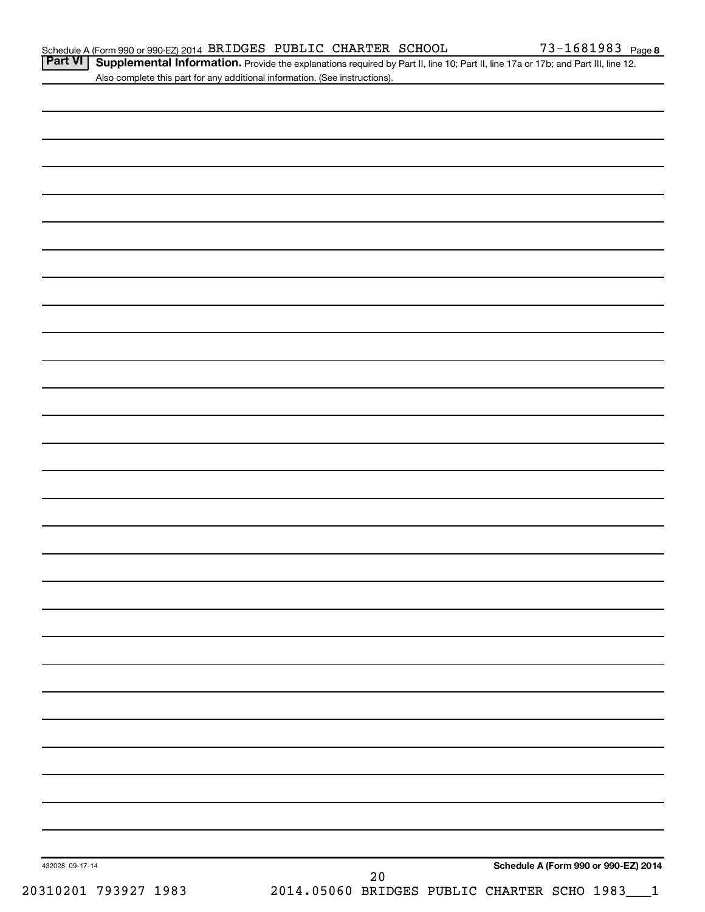Schedule A (Form 990 or 990-EZ) 2014 BRIDGES PUBLIC CHARTER SCHOOL 73-1681983

**Part VI** **Supplemental Information.** Provide the explanations required by Part II, line 10; Part II, line 17a or 17b; and Part III, line 12. Also complete this part for any additional information. (See instructions).

432028 09-17-14

**Schedule A (Form 990 or 990-EZ) 2014**

20310201 793927 1983 2014.05060 BRIDGES PUBLIC CHARTER SCHO 1983___1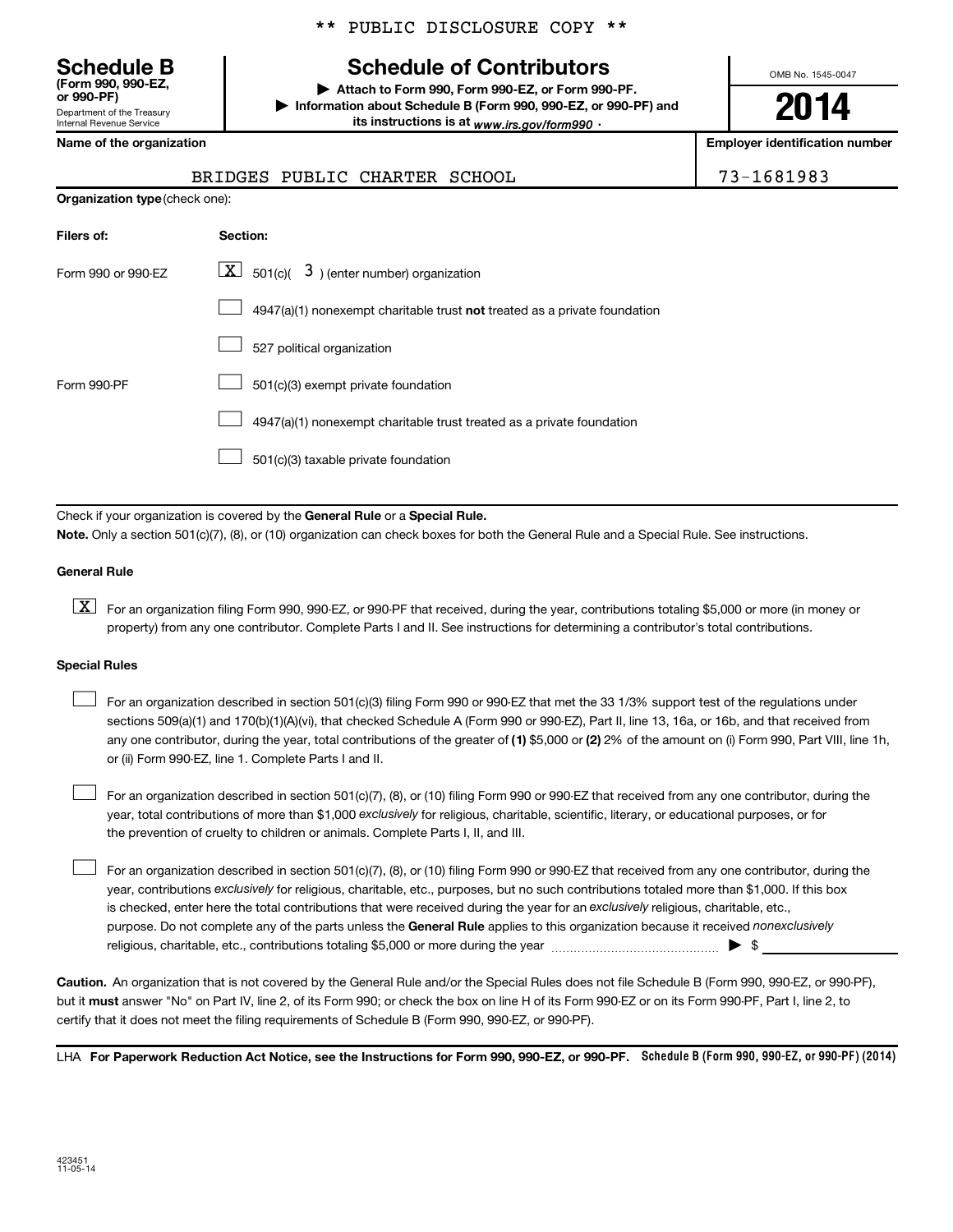\*\* PUBLIC DISCLOSURE COPY \*\*

# Schedule B (Form 990, 990-EZ, or 990-PF)

Department of the Treasury
Internal Revenue Service

## Schedule of Contributors

▶ Attach to Form 990, Form 990-EZ, or Form 990-PF.
▶ Information about Schedule B (Form 990, 990-EZ, or 990-PF) and its instructions is at *www.irs.gov/form990* .

OMB No. 1545-0047

**2014**

| Name of the organization | Employer identification number |
| --- | --- |
| BRIDGES PUBLIC CHARTER SCHOOL | 73-1681983 |

**Organization type** (check one):

| Filers of: | Section: |
| --- | --- |
| Form 990 or 990-EZ | [X] 501(c)( 3 ) (enter number) organization |
| | [ ] 4947(a)(1) nonexempt charitable trust **not** treated as a private foundation |
| | [ ] 527 political organization |
| Form 990-PF | [ ] 501(c)(3) exempt private foundation |
| | [ ] 4947(a)(1) nonexempt charitable trust treated as a private foundation |
| | [ ] 501(c)(3) taxable private foundation |

Check if your organization is covered by the **General Rule** or a **Special Rule.**

**Note.** Only a section 501(c)(7), (8), or (10) organization can check boxes for both the General Rule and a Special Rule. See instructions.

**General Rule**

[X] For an organization filing Form 990, 990-EZ, or 990-PF that received, during the year, contributions totaling $5,000 or more (in money or property) from any one contributor. Complete Parts I and II. See instructions for determining a contributor's total contributions.

**Special Rules**

[ ] For an organization described in section 501(c)(3) filing Form 990 or 990-EZ that met the 33 1/3% support test of the regulations under sections 509(a)(1) and 170(b)(1)(A)(vi), that checked Schedule A (Form 990 or 990-EZ), Part II, line 13, 16a, or 16b, and that received from any one contributor, during the year, total contributions of the greater of **(1)** $5,000 or **(2)** 2% of the amount on (i) Form 990, Part VIII, line 1h, or (ii) Form 990-EZ, line 1. Complete Parts I and II.

[ ] For an organization described in section 501(c)(7), (8), or (10) filing Form 990 or 990-EZ that received from any one contributor, during the year, total contributions of more than $1,000 *exclusively* for religious, charitable, scientific, literary, or educational purposes, or for the prevention of cruelty to children or animals. Complete Parts I, II, and III.

[ ] For an organization described in section 501(c)(7), (8), or (10) filing Form 990 or 990-EZ that received from any one contributor, during the year, contributions *exclusively* for religious, charitable, etc., purposes, but no such contributions totaled more than $1,000. If this box is checked, enter here the total contributions that were received during the year for an *exclusively* religious, charitable, etc., purpose. Do not complete any of the parts unless the **General Rule** applies to this organization because it received *nonexclusively* religious, charitable, etc., contributions totaling $5,000 or more during the year ▶ $ ____________

**Caution.** An organization that is not covered by the General Rule and/or the Special Rules does not file Schedule B (Form 990, 990-EZ, or 990-PF), but it **must** answer "No" on Part IV, line 2, of its Form 990; or check the box on line H of its Form 990-EZ or on its Form 990-PF, Part I, line 2, to certify that it does not meet the filing requirements of Schedule B (Form 990, 990-EZ, or 990-PF).

LHA **For Paperwork Reduction Act Notice, see the Instructions for Form 990, 990-EZ, or 990-PF.** **Schedule B (Form 990, 990-EZ, or 990-PF) (2014)**

423451
11-05-14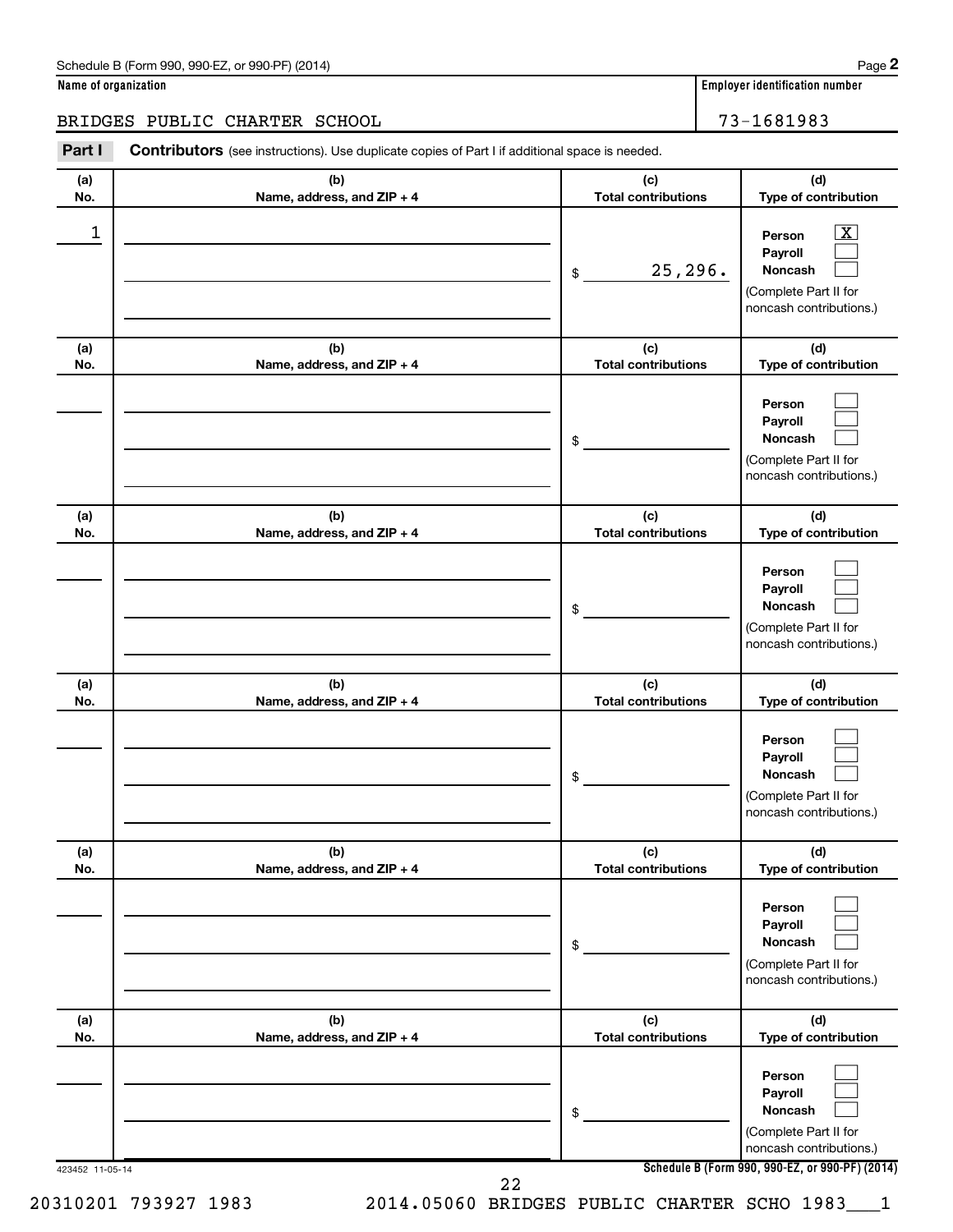Schedule B (Form 990, 990-EZ, or 990-PF) (2014)

**Name of organization**

BRIDGES PUBLIC CHARTER SCHOOL

**Employer identification number**

73-1681983

**Part I** **Contributors** (see instructions). Use duplicate copies of Part I if additional space is needed.

| (a) No. | (b) Name, address, and ZIP + 4 | (c) Total contributions | (d) Type of contribution |
|---|---|---|---|
| 1 | | $ 25,296. | Person [X] Payroll [ ] Noncash [ ] (Complete Part II for noncash contributions.) |
| | | $ | Person [ ] Payroll [ ] Noncash [ ] (Complete Part II for noncash contributions.) |
| | | $ | Person [ ] Payroll [ ] Noncash [ ] (Complete Part II for noncash contributions.) |
| | | $ | Person [ ] Payroll [ ] Noncash [ ] (Complete Part II for noncash contributions.) |
| | | $ | Person [ ] Payroll [ ] Noncash [ ] (Complete Part II for noncash contributions.) |
| | | $ | Person [ ] Payroll [ ] Noncash [ ] (Complete Part II for noncash contributions.) |

423452 11-05-14

Schedule B (Form 990, 990-EZ, or 990-PF) (2014)

20310201 793927 1983 2014.05060 BRIDGES PUBLIC CHARTER SCHO 1983___1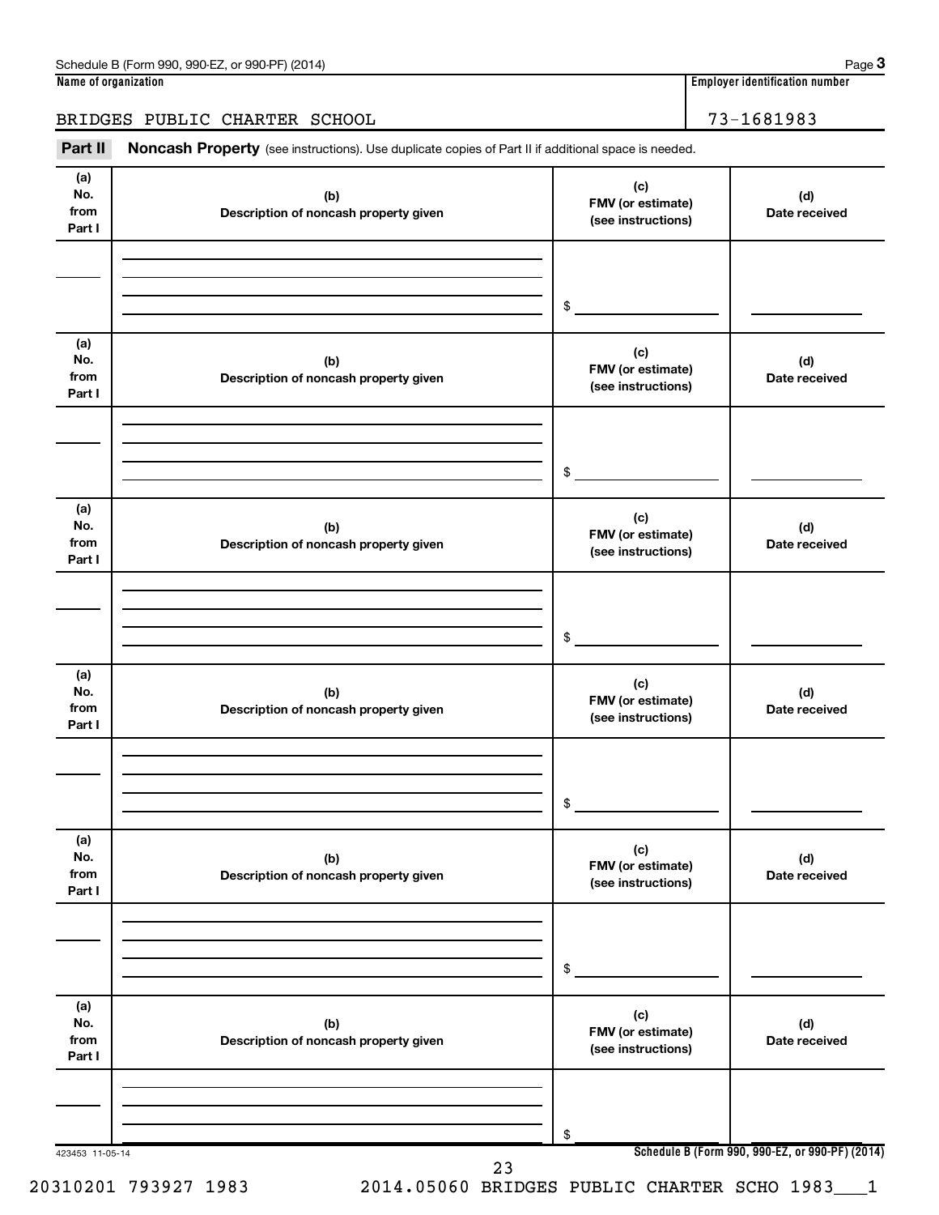Schedule B (Form 990, 990-EZ, or 990-PF) (2014) Page **3**

**Name of organization** | **Employer identification number**

BRIDGES PUBLIC CHARTER SCHOOL | 73-1681983

**Part II** **Noncash Property** (see instructions). Use duplicate copies of Part II if additional space is needed.

| (a) No. from Part I | (b) Description of noncash property given | (c) FMV (or estimate) (see instructions) | (d) Date received |
|---|---|---|---|
| | | $ | |

| (a) No. from Part I | (b) Description of noncash property given | (c) FMV (or estimate) (see instructions) | (d) Date received |
|---|---|---|---|
| | | $ | |

| (a) No. from Part I | (b) Description of noncash property given | (c) FMV (or estimate) (see instructions) | (d) Date received |
|---|---|---|---|
| | | $ | |

| (a) No. from Part I | (b) Description of noncash property given | (c) FMV (or estimate) (see instructions) | (d) Date received |
|---|---|---|---|
| | | $ | |

| (a) No. from Part I | (b) Description of noncash property given | (c) FMV (or estimate) (see instructions) | (d) Date received |
|---|---|---|---|
| | | $ | |

| (a) No. from Part I | (b) Description of noncash property given | (c) FMV (or estimate) (see instructions) | (d) Date received |
|---|---|---|---|
| | | $ | |

423453 11-05-14

**Schedule B (Form 990, 990-EZ, or 990-PF) (2014)**

20310201 793927 1983 2014.05060 BRIDGES PUBLIC CHARTER SCHO 1983___1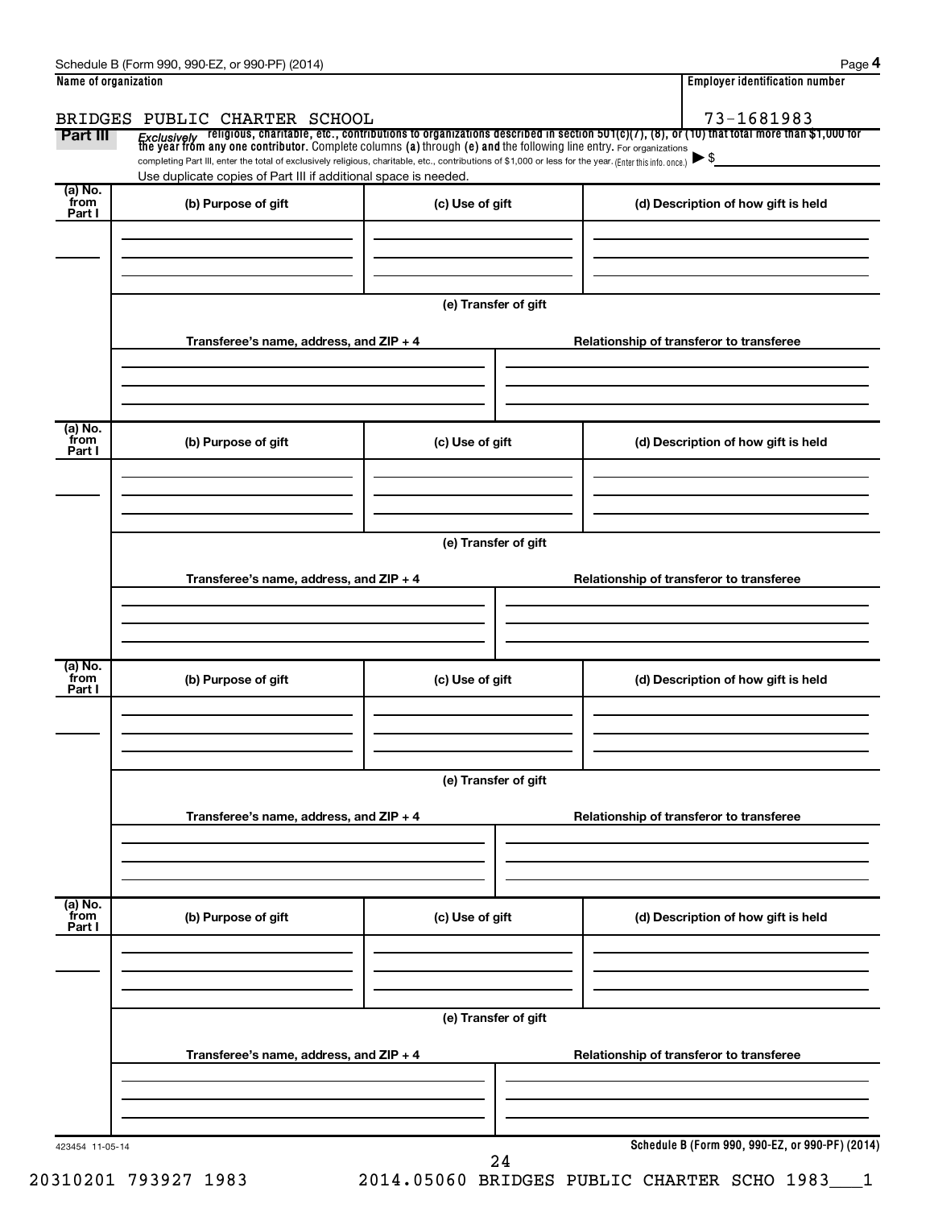Schedule B (Form 990, 990-EZ, or 990-PF) (2014) Page 4

**Name of organization**

BRIDGES PUBLIC CHARTER SCHOOL

**Employer identification number**

73-1681983

**Part III** *Exclusively* religious, charitable, etc., contributions to organizations described in section 501(c)(7), (8), or (10) that total more than $1,000 for the year from any one contributor. Complete columns (a) through (e) and the following line entry. For organizations completing Part III, enter the total of exclusively religious, charitable, etc., contributions of $1,000 or less for the year. (Enter this info. once.) ▶ $

Use duplicate copies of Part III if additional space is needed.

| (a) No. from Part I | (b) Purpose of gift | (c) Use of gift | (d) Description of how gift is held |
| --- | --- | --- | --- |
| | | | |

(e) Transfer of gift

| Transferee's name, address, and ZIP + 4 | Relationship of transferor to transferee |
| --- | --- |
| | |

| (a) No. from Part I | (b) Purpose of gift | (c) Use of gift | (d) Description of how gift is held |
| --- | --- | --- | --- |
| | | | |

(e) Transfer of gift

| Transferee's name, address, and ZIP + 4 | Relationship of transferor to transferee |
| --- | --- |
| | |

| (a) No. from Part I | (b) Purpose of gift | (c) Use of gift | (d) Description of how gift is held |
| --- | --- | --- | --- |
| | | | |

(e) Transfer of gift

| Transferee's name, address, and ZIP + 4 | Relationship of transferor to transferee |
| --- | --- |
| | |

| (a) No. from Part I | (b) Purpose of gift | (c) Use of gift | (d) Description of how gift is held |
| --- | --- | --- | --- |
| | | | |

(e) Transfer of gift

| Transferee's name, address, and ZIP + 4 | Relationship of transferor to transferee |
| --- | --- |
| | |

423454 11-05-14

**Schedule B (Form 990, 990-EZ, or 990-PF) (2014)**

20310201 793927 1983 2014.05060 BRIDGES PUBLIC CHARTER SCHO 1983___1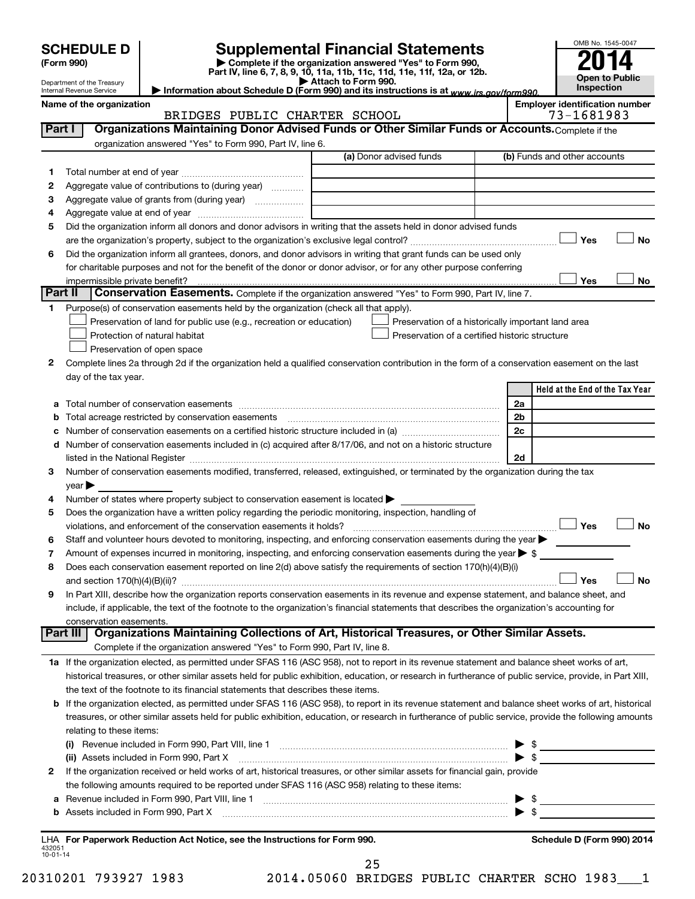# SCHEDULE D (Form 990)

Department of the Treasury
Internal Revenue Service

## Supplemental Financial Statements

▶ Complete if the organization answered "Yes" to Form 990, Part IV, line 6, 7, 8, 9, 10, 11a, 11b, 11c, 11d, 11e, 11f, 12a, or 12b.
▶ Attach to Form 990.
▶ Information about Schedule D (Form 990) and its instructions is at www.irs.gov/form990.

OMB No. 1545-0047

**2014**

**Open to Public Inspection**

**Name of the organization**
BRIDGES PUBLIC CHARTER SCHOOL

**Employer identification number**
73-1681983

### Part I — Organizations Maintaining Donor Advised Funds or Other Similar Funds or Accounts. 
Complete if the organization answered "Yes" to Form 990, Part IV, line 6.

| | | (a) Donor advised funds | (b) Funds and other accounts |
|---|---|---|---|
| 1 | Total number at end of year | | |
| 2 | Aggregate value of contributions to (during year) | | |
| 3 | Aggregate value of grants from (during year) | | |
| 4 | Aggregate value at end of year | | |

5 Did the organization inform all donors and donor advisors in writing that the assets held in donor advised funds are the organization's property, subject to the organization's exclusive legal control? ☐ Yes ☐ No

6 Did the organization inform all grantees, donors, and donor advisors in writing that grant funds can be used only for charitable purposes and not for the benefit of the donor or donor advisor, or for any other purpose conferring impermissible private benefit? ☐ Yes ☐ No

### Part II — Conservation Easements. 
Complete if the organization answered "Yes" to Form 990, Part IV, line 7.

1 Purpose(s) of conservation easements held by the organization (check all that apply).

- ☐ Preservation of land for public use (e.g., recreation or education)
- ☐ Protection of natural habitat
- ☐ Preservation of open space
- ☐ Preservation of a historically important land area
- ☐ Preservation of a certified historic structure

2 Complete lines 2a through 2d if the organization held a qualified conservation contribution in the form of a conservation easement on the last day of the tax year.

| | | | Held at the End of the Tax Year |
|---|---|---|---|
| a | Total number of conservation easements | 2a | |
| b | Total acreage restricted by conservation easements | 2b | |
| c | Number of conservation easements on a certified historic structure included in (a) | 2c | |
| d | Number of conservation easements included in (c) acquired after 8/17/06, and not on a historic structure listed in the National Register | 2d | |

3 Number of conservation easements modified, transferred, released, extinguished, or terminated by the organization during the tax year ▶

4 Number of states where property subject to conservation easement is located ▶

5 Does the organization have a written policy regarding the periodic monitoring, inspection, handling of violations, and enforcement of the conservation easements it holds? ☐ Yes ☐ No

6 Staff and volunteer hours devoted to monitoring, inspecting, and enforcing conservation easements during the year ▶

7 Amount of expenses incurred in monitoring, inspecting, and enforcing conservation easements during the year ▶ $

8 Does each conservation easement reported on line 2(d) above satisfy the requirements of section 170(h)(4)(B)(i) and section 170(h)(4)(B)(ii)? ☐ Yes ☐ No

9 In Part XIII, describe how the organization reports conservation easements in its revenue and expense statement, and balance sheet, and include, if applicable, the text of the footnote to the organization's financial statements that describes the organization's accounting for conservation easements.

### Part III — Organizations Maintaining Collections of Art, Historical Treasures, or Other Similar Assets.
Complete if the organization answered "Yes" to Form 990, Part IV, line 8.

1a If the organization elected, as permitted under SFAS 116 (ASC 958), not to report in its revenue statement and balance sheet works of art, historical treasures, or other similar assets held for public exhibition, education, or research in furtherance of public service, provide, in Part XIII, the text of the footnote to its financial statements that describes these items.

b If the organization elected, as permitted under SFAS 116 (ASC 958), to report in its revenue statement and balance sheet works of art, historical treasures, or other similar assets held for public exhibition, education, or research in furtherance of public service, provide the following amounts relating to these items:

(i) Revenue included in Form 990, Part VIII, line 1 ▶ $

(ii) Assets included in Form 990, Part X ▶ $

2 If the organization received or held works of art, historical treasures, or other similar assets for financial gain, provide the following amounts required to be reported under SFAS 116 (ASC 958) relating to these items:

a Revenue included in Form 990, Part VIII, line 1 ▶ $

b Assets included in Form 990, Part X ▶ $

LHA For Paperwork Reduction Act Notice, see the Instructions for Form 990.

432051 10-01-14

Schedule D (Form 990) 2014

20310201 793927 1983 2014.05060 BRIDGES PUBLIC CHARTER SCHO 1983___1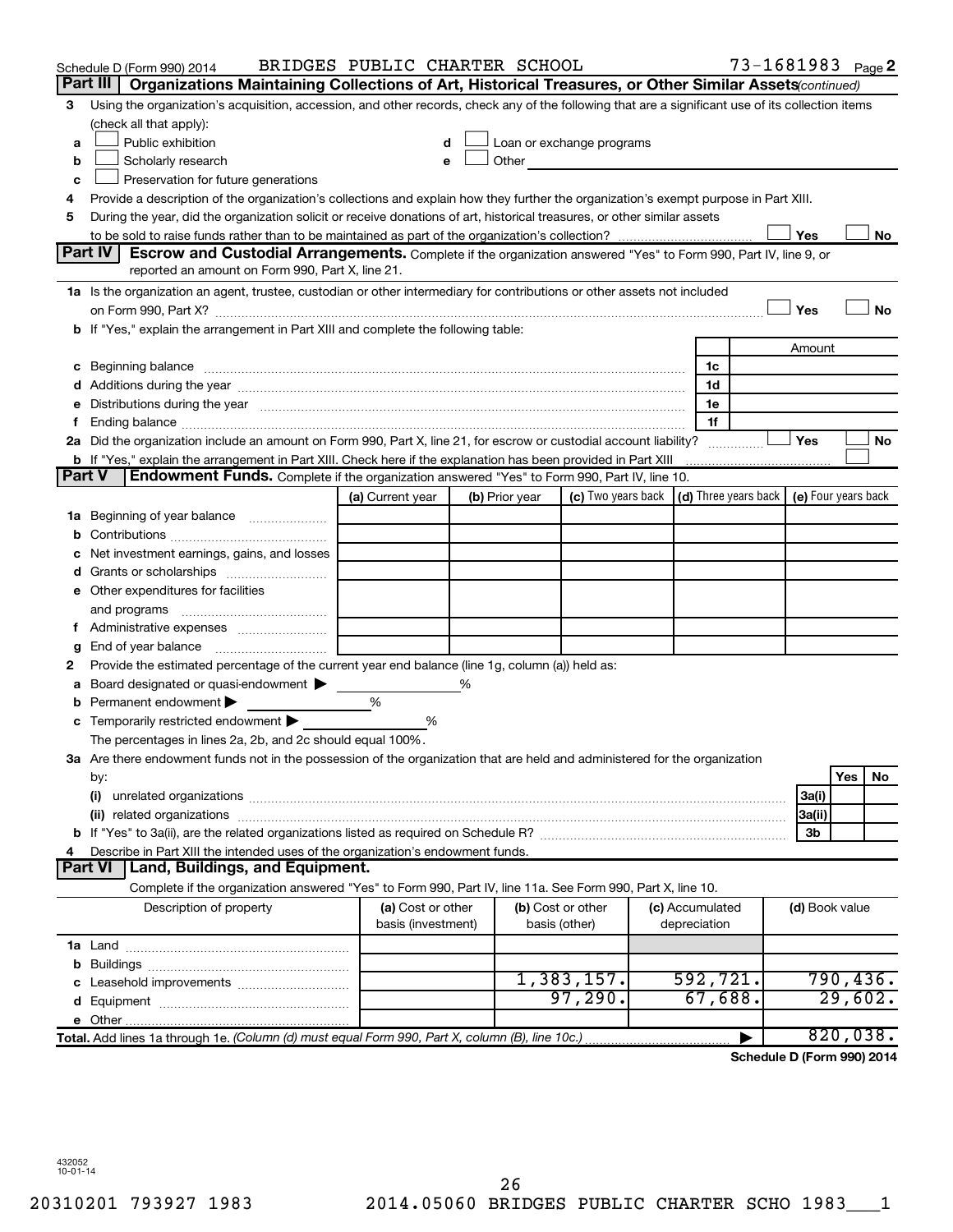Schedule D (Form 990) 2014 BRIDGES PUBLIC CHARTER SCHOOL 73-1681983 Page 2

## Part III Organizations Maintaining Collections of Art, Historical Treasures, or Other Similar Assets *(continued)*

**3** Using the organization's acquisition, accession, and other records, check any of the following that are a significant use of its collection items (check all that apply):

- **a** ☐ Public exhibition
- **b** ☐ Scholarly research
- **c** ☐ Preservation for future generations
- **d** ☐ Loan or exchange programs
- **e** ☐ Other

**4** Provide a description of the organization's collections and explain how they further the organization's exempt purpose in Part XIII.

**5** During the year, did the organization solicit or receive donations of art, historical treasures, or other similar assets to be sold to raise funds rather than to be maintained as part of the organization's collection? ☐ Yes ☐ No

## Part IV Escrow and Custodial Arrangements.

Complete if the organization answered "Yes" to Form 990, Part IV, line 9, or reported an amount on Form 990, Part X, line 21.

**1a** Is the organization an agent, trustee, custodian or other intermediary for contributions or other assets not included on Form 990, Part X? ☐ Yes ☐ No

**b** If "Yes," explain the arrangement in Part XIII and complete the following table:

| | | Amount |
|---|---|---|
| **c** Beginning balance | 1c | |
| **d** Additions during the year | 1d | |
| **e** Distributions during the year | 1e | |
| **f** Ending balance | 1f | |

**2a** Did the organization include an amount on Form 990, Part X, line 21, for escrow or custodial account liability? ☐ Yes ☐ No

**b** If "Yes," explain the arrangement in Part XIII. Check here if the explanation has been provided in Part XIII ☐

## Part V Endowment Funds.

Complete if the organization answered "Yes" to Form 990, Part IV, line 10.

| | (a) Current year | (b) Prior year | (c) Two years back | (d) Three years back | (e) Four years back |
|---|---|---|---|---|---|
| **1a** Beginning of year balance | | | | | |
| **b** Contributions | | | | | |
| **c** Net investment earnings, gains, and losses | | | | | |
| **d** Grants or scholarships | | | | | |
| **e** Other expenditures for facilities and programs | | | | | |
| **f** Administrative expenses | | | | | |
| **g** End of year balance | | | | | |

**2** Provide the estimated percentage of the current year end balance (line 1g, column (a)) held as:

- **a** Board designated or quasi-endowment ▶ ______ %
- **b** Permanent endowment ▶ ______ %
- **c** Temporarily restricted endowment ▶ ______ %

The percentages in lines 2a, 2b, and 2c should equal 100%.

**3a** Are there endowment funds not in the possession of the organization that are held and administered for the organization by:

| | | Yes | No |
|---|---|---|---|
| **(i)** unrelated organizations | 3a(i) | | |
| **(ii)** related organizations | 3a(ii) | | |
| **b** If "Yes" to 3a(ii), are the related organizations listed as required on Schedule R? | 3b | | |

**4** Describe in Part XIII the intended uses of the organization's endowment funds.

## Part VI Land, Buildings, and Equipment.

Complete if the organization answered "Yes" to Form 990, Part IV, line 11a. See Form 990, Part X, line 10.

| Description of property | (a) Cost or other basis (investment) | (b) Cost or other basis (other) | (c) Accumulated depreciation | (d) Book value |
|---|---|---|---|---|
| **1a** Land | | | | |
| **b** Buildings | | | | |
| **c** Leasehold improvements | | 1,383,157. | 592,721. | 790,436. |
| **d** Equipment | | 97,290. | 67,688. | 29,602. |
| **e** Other | | | | |
| **Total.** Add lines 1a through 1e. *(Column (d) must equal Form 990, Part X, column (B), line 10c.)* ▶ | | | | 820,038. |

**Schedule D (Form 990) 2014**

432052
10-01-14

20310201 793927 1983 2014.05060 BRIDGES PUBLIC CHARTER SCHO 1983___1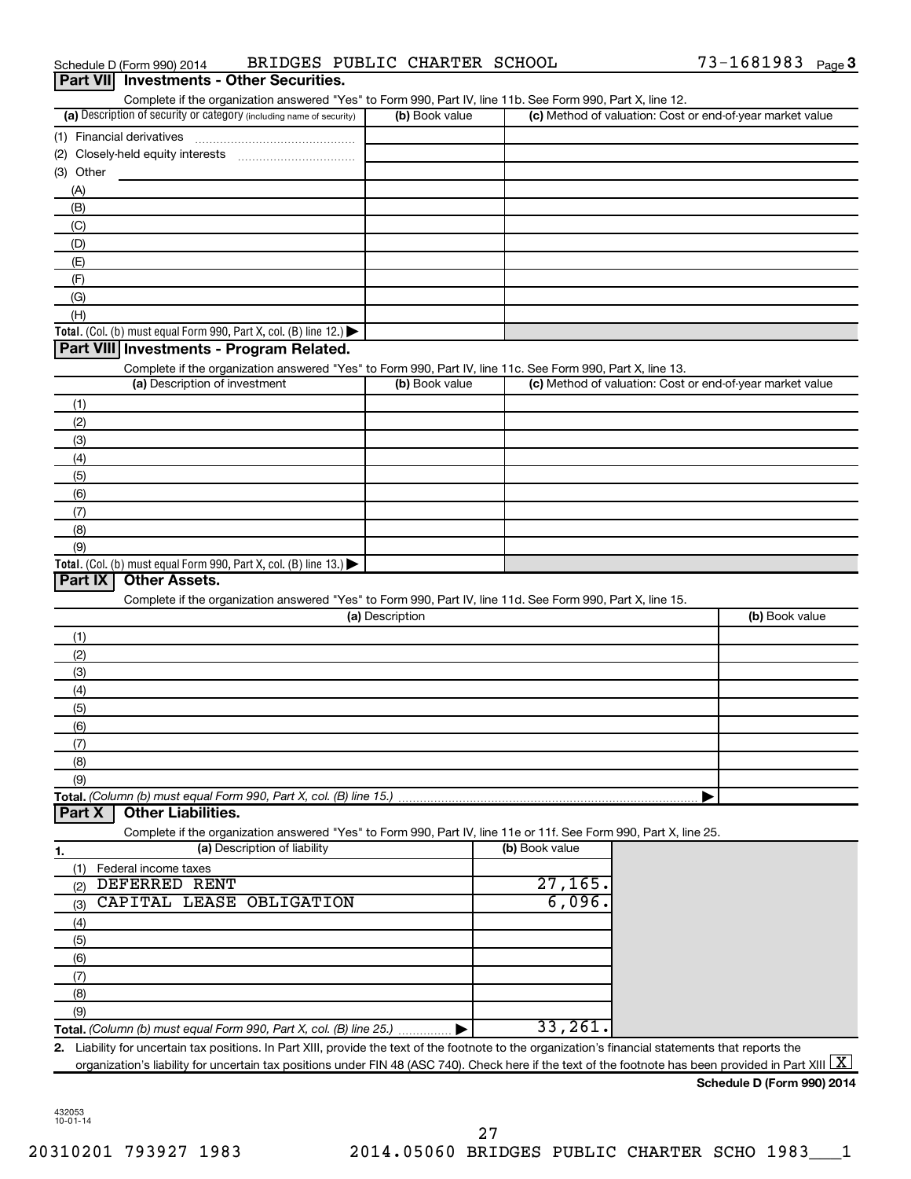Schedule D (Form 990) 2014 BRIDGES PUBLIC CHARTER SCHOOL 73-1681983 Page 3

## Part VII Investments - Other Securities.

Complete if the organization answered "Yes" to Form 990, Part IV, line 11b. See Form 990, Part X, line 12.

| (a) Description of security or category (including name of security) | (b) Book value | (c) Method of valuation: Cost or end-of-year market value |
|---|---|---|
| (1) Financial derivatives | | |
| (2) Closely-held equity interests | | |
| (3) Other | | |
| (A) | | |
| (B) | | |
| (C) | | |
| (D) | | |
| (E) | | |
| (F) | | |
| (G) | | |
| (H) | | |
| **Total.** (Col. (b) must equal Form 990, Part X, col. (B) line 12.) ▶ | | |

## Part VIII Investments - Program Related.

Complete if the organization answered "Yes" to Form 990, Part IV, line 11c. See Form 990, Part X, line 13.

| (a) Description of investment | (b) Book value | (c) Method of valuation: Cost or end-of-year market value |
|---|---|---|
| (1) | | |
| (2) | | |
| (3) | | |
| (4) | | |
| (5) | | |
| (6) | | |
| (7) | | |
| (8) | | |
| (9) | | |
| **Total.** (Col. (b) must equal Form 990, Part X, col. (B) line 13.) ▶ | | |

## Part IX Other Assets.

Complete if the organization answered "Yes" to Form 990, Part IV, line 11d. See Form 990, Part X, line 15.

| (a) Description | (b) Book value |
|---|---|
| (1) | |
| (2) | |
| (3) | |
| (4) | |
| (5) | |
| (6) | |
| (7) | |
| (8) | |
| (9) | |
| **Total.** *(Column (b) must equal Form 990, Part X, col. (B) line 15.)* ▶ | |

## Part X Other Liabilities.

Complete if the organization answered "Yes" to Form 990, Part IV, line 11e or 11f. See Form 990, Part X, line 25.

| 1. (a) Description of liability | (b) Book value |
|---|---|
| (1) Federal income taxes | |
| (2) DEFERRED RENT | 27,165. |
| (3) CAPITAL LEASE OBLIGATION | 6,096. |
| (4) | |
| (5) | |
| (6) | |
| (7) | |
| (8) | |
| (9) | |
| **Total.** *(Column (b) must equal Form 990, Part X, col. (B) line 25.)* ▶ | 33,261. |

**2.** Liability for uncertain tax positions. In Part XIII, provide the text of the footnote to the organization's financial statements that reports the organization's liability for uncertain tax positions under FIN 48 (ASC 740). Check here if the text of the footnote has been provided in Part XIII [X]

**Schedule D (Form 990) 2014**

432053 10-01-14

20310201 793927 1983 2014.05060 BRIDGES PUBLIC CHARTER SCHO 1983___1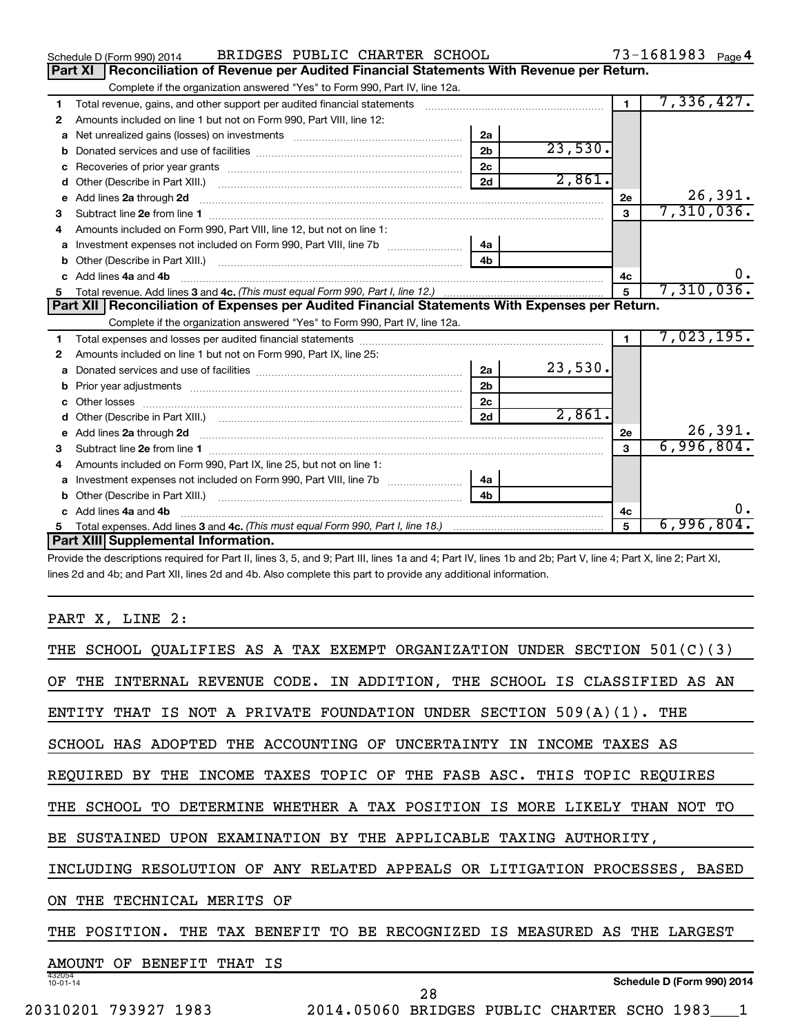Schedule D (Form 990) 2014 BRIDGES PUBLIC CHARTER SCHOOL 73-1681983 Page 4

## Part XI Reconciliation of Revenue per Audited Financial Statements With Revenue per Return.

Complete if the organization answered "Yes" to Form 990, Part IV, line 12a.

| | | | | | |
|---|---|---|---|---|---|
| 1 | Total revenue, gains, and other support per audited financial statements | | | 1 | 7,336,427. |
| 2 | Amounts included on line 1 but not on Form 990, Part VIII, line 12: | | | | |
| a | Net unrealized gains (losses) on investments | 2a | | | |
| b | Donated services and use of facilities | 2b | 23,530. | | |
| c | Recoveries of prior year grants | 2c | | | |
| d | Other (Describe in Part XIII.) | 2d | 2,861. | | |
| e | Add lines 2a through 2d | | | 2e | 26,391. |
| 3 | Subtract line 2e from line 1 | | | 3 | 7,310,036. |
| 4 | Amounts included on Form 990, Part VIII, line 12, but not on line 1: | | | | |
| a | Investment expenses not included on Form 990, Part VIII, line 7b | 4a | | | |
| b | Other (Describe in Part XIII.) | 4b | | | |
| c | Add lines 4a and 4b | | | 4c | 0. |
| 5 | Total revenue. Add lines 3 and 4c. *(This must equal Form 990, Part I, line 12.)* | | | 5 | 7,310,036. |

## Part XII Reconciliation of Expenses per Audited Financial Statements With Expenses per Return.

Complete if the organization answered "Yes" to Form 990, Part IV, line 12a.

| | | | | | |
|---|---|---|---|---|---|
| 1 | Total expenses and losses per audited financial statements | | | 1 | 7,023,195. |
| 2 | Amounts included on line 1 but not on Form 990, Part IX, line 25: | | | | |
| a | Donated services and use of facilities | 2a | 23,530. | | |
| b | Prior year adjustments | 2b | | | |
| c | Other losses | 2c | | | |
| d | Other (Describe in Part XIII.) | 2d | 2,861. | | |
| e | Add lines 2a through 2d | | | 2e | 26,391. |
| 3 | Subtract line 2e from line 1 | | | 3 | 6,996,804. |
| 4 | Amounts included on Form 990, Part IX, line 25, but not on line 1: | | | | |
| a | Investment expenses not included on Form 990, Part VIII, line 7b | 4a | | | |
| b | Other (Describe in Part XIII.) | 4b | | | |
| c | Add lines 4a and 4b | | | 4c | 0. |
| 5 | Total expenses. Add lines 3 and 4c. *(This must equal Form 990, Part I, line 18.)* | | | 5 | 6,996,804. |

## Part XIII Supplemental Information.

Provide the descriptions required for Part II, lines 3, 5, and 9; Part III, lines 1a and 4; Part IV, lines 1b and 2b; Part V, line 4; Part X, line 2; Part XI, lines 2d and 4b; and Part XII, lines 2d and 4b. Also complete this part to provide any additional information.

PART X, LINE 2:

THE SCHOOL QUALIFIES AS A TAX EXEMPT ORGANIZATION UNDER SECTION 501(C)(3) OF THE INTERNAL REVENUE CODE. IN ADDITION, THE SCHOOL IS CLASSIFIED AS AN ENTITY THAT IS NOT A PRIVATE FOUNDATION UNDER SECTION 509(A)(1). THE SCHOOL HAS ADOPTED THE ACCOUNTING OF UNCERTAINTY IN INCOME TAXES AS REQUIRED BY THE INCOME TAXES TOPIC OF THE FASB ASC. THIS TOPIC REQUIRES THE SCHOOL TO DETERMINE WHETHER A TAX POSITION IS MORE LIKELY THAN NOT TO BE SUSTAINED UPON EXAMINATION BY THE APPLICABLE TAXING AUTHORITY, INCLUDING RESOLUTION OF ANY RELATED APPEALS OR LITIGATION PROCESSES, BASED ON THE TECHNICAL MERITS OF THE POSITION. THE TAX BENEFIT TO BE RECOGNIZED IS MEASURED AS THE LARGEST AMOUNT OF BENEFIT THAT IS

432054 10-01-14 Schedule D (Form 990) 2014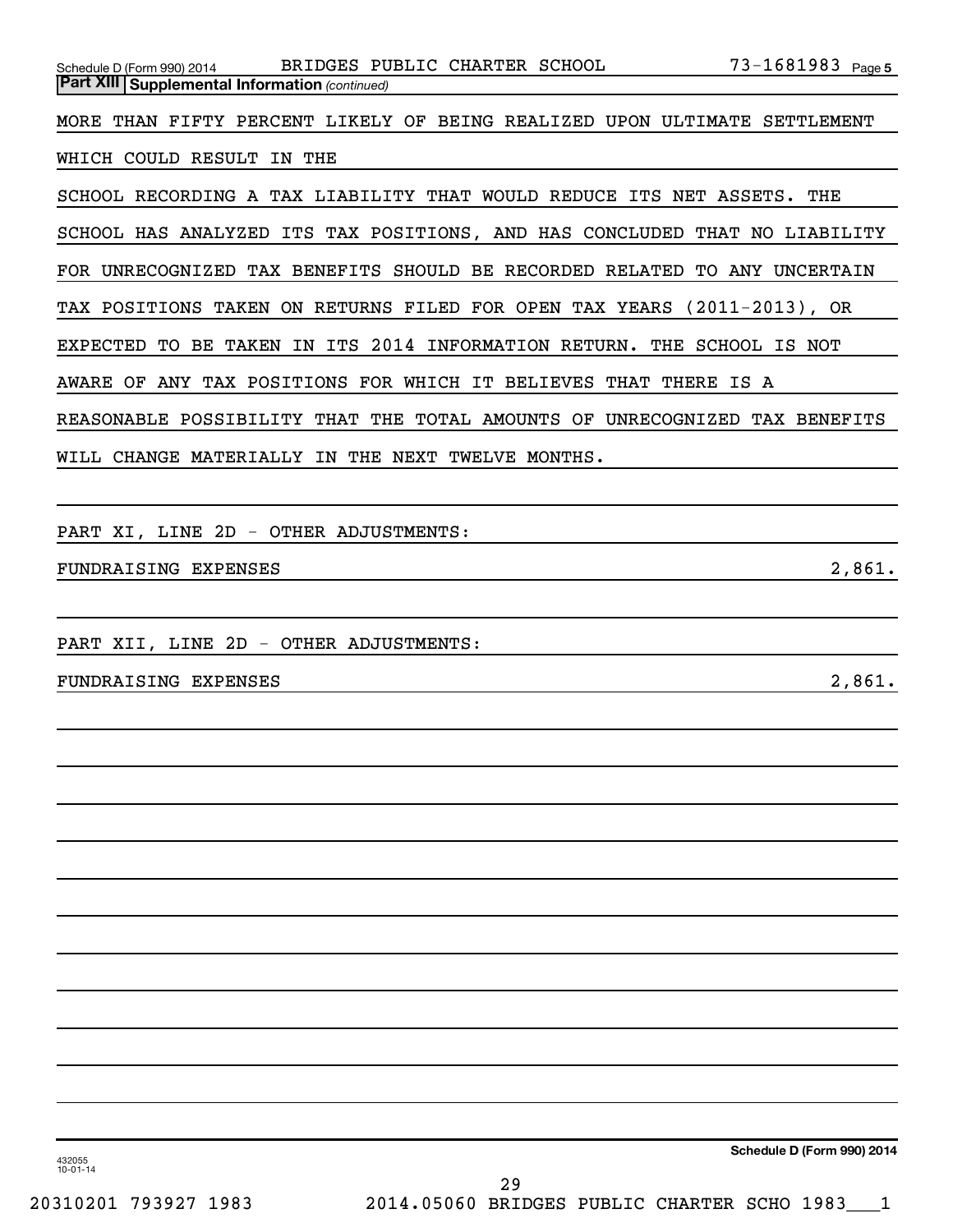**Part XIII Supplemental Information** *(continued)*

MORE THAN FIFTY PERCENT LIKELY OF BEING REALIZED UPON ULTIMATE SETTLEMENT WHICH COULD RESULT IN THE SCHOOL RECORDING A TAX LIABILITY THAT WOULD REDUCE ITS NET ASSETS. THE SCHOOL HAS ANALYZED ITS TAX POSITIONS, AND HAS CONCLUDED THAT NO LIABILITY FOR UNRECOGNIZED TAX BENEFITS SHOULD BE RECORDED RELATED TO ANY UNCERTAIN TAX POSITIONS TAKEN ON RETURNS FILED FOR OPEN TAX YEARS (2011-2013), OR EXPECTED TO BE TAKEN IN ITS 2014 INFORMATION RETURN. THE SCHOOL IS NOT AWARE OF ANY TAX POSITIONS FOR WHICH IT BELIEVES THAT THERE IS A REASONABLE POSSIBILITY THAT THE TOTAL AMOUNTS OF UNRECOGNIZED TAX BENEFITS WILL CHANGE MATERIALLY IN THE NEXT TWELVE MONTHS.

PART XI, LINE 2D - OTHER ADJUSTMENTS:

| | |
|---|---|
| FUNDRAISING EXPENSES | 2,861. |

PART XII, LINE 2D - OTHER ADJUSTMENTS:

| | |
|---|---|
| FUNDRAISING EXPENSES | 2,861. |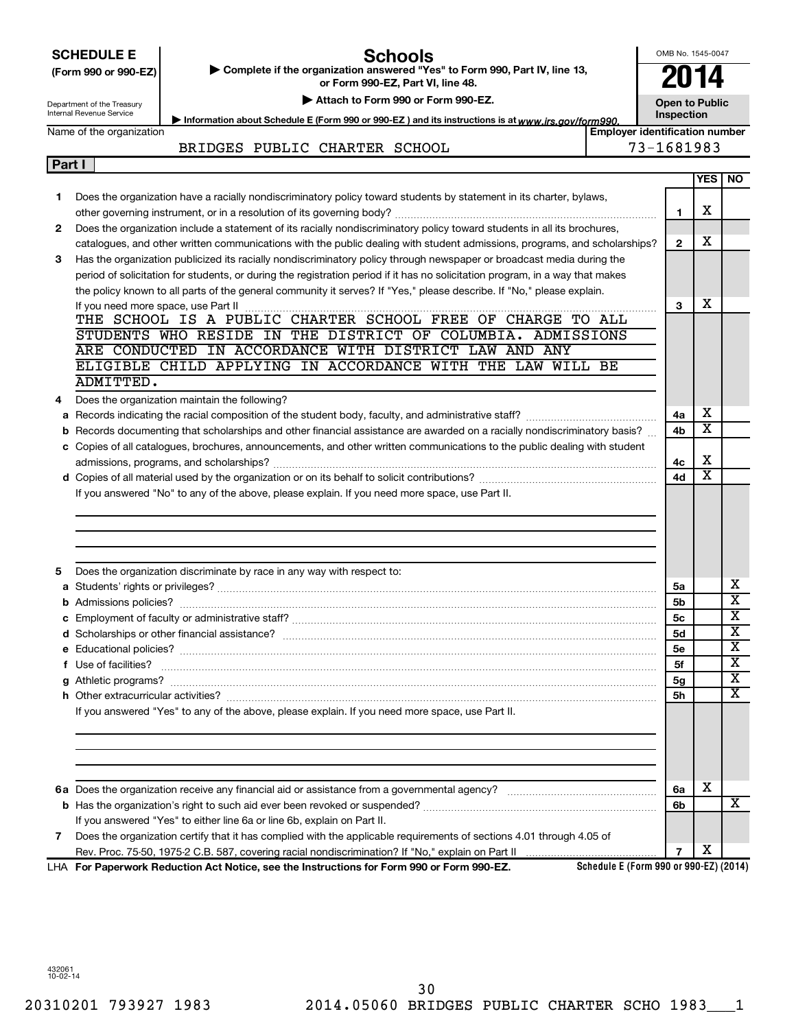**SCHEDULE E**
**(Form 990 or 990-EZ)**

Department of the Treasury
Internal Revenue Service

# Schools

▶ Complete if the organization answered "Yes" to Form 990, Part IV, line 13, or Form 990-EZ, Part VI, line 48.

▶ Attach to Form 990 or Form 990-EZ.

▶ Information about Schedule E (Form 990 or 990-EZ) and its instructions is at www.irs.gov/form990.

OMB No. 1545-0047

**2014**

**Open to Public Inspection**

| Name of the organization | Employer identification number |
|---|---|
| BRIDGES PUBLIC CHARTER SCHOOL | 73-1681983 |

**Part I**

| | | | YES | NO |
|---|---|---|---|---|
| 1 | Does the organization have a racially nondiscriminatory policy toward students by statement in its charter, bylaws, other governing instrument, or in a resolution of its governing body? | 1 | X | |
| 2 | Does the organization include a statement of its racially nondiscriminatory policy toward students in all its brochures, catalogues, and other written communications with the public dealing with student admissions, programs, and scholarships? | 2 | X | |
| 3 | Has the organization publicized its racially nondiscriminatory policy through newspaper or broadcast media during the period of solicitation for students, or during the registration period if it has no solicitation program, in a way that makes the policy known to all parts of the general community it serves? If "Yes," please describe. If "No," please explain. If you need more space, use Part II | 3 | X | |

THE SCHOOL IS A PUBLIC CHARTER SCHOOL FREE OF CHARGE TO ALL STUDENTS WHO RESIDE IN THE DISTRICT OF COLUMBIA. ADMISSIONS ARE CONDUCTED IN ACCORDANCE WITH DISTRICT LAW AND ANY ELIGIBLE CHILD APPLYING IN ACCORDANCE WITH THE LAW WILL BE ADMITTED.

| | | | YES | NO |
|---|---|---|---|---|
| 4 | Does the organization maintain the following? | | | |
| a | Records indicating the racial composition of the student body, faculty, and administrative staff? | 4a | X | |
| b | Records documenting that scholarships and other financial assistance are awarded on a racially nondiscriminatory basis? | 4b | X | |
| c | Copies of all catalogues, brochures, announcements, and other written communications to the public dealing with student admissions, programs, and scholarships? | 4c | X | |
| d | Copies of all material used by the organization or on its behalf to solicit contributions? | 4d | X | |
| | If you answered "No" to any of the above, please explain. If you need more space, use Part II. | | | |
| 5 | Does the organization discriminate by race in any way with respect to: | | | |
| a | Students' rights or privileges? | 5a | | X |
| b | Admissions policies? | 5b | | X |
| c | Employment of faculty or administrative staff? | 5c | | X |
| d | Scholarships or other financial assistance? | 5d | | X |
| e | Educational policies? | 5e | | X |
| f | Use of facilities? | 5f | | X |
| g | Athletic programs? | 5g | | X |
| h | Other extracurricular activities? | 5h | | X |
| | If you answered "Yes" to any of the above, please explain. If you need more space, use Part II. | | | |
| 6a | Does the organization receive any financial aid or assistance from a governmental agency? | 6a | X | |
| b | Has the organization's right to such aid ever been revoked or suspended? | 6b | | X |
| | If you answered "Yes" to either line 6a or line 6b, explain on Part II. | | | |
| 7 | Does the organization certify that it has complied with the applicable requirements of sections 4.01 through 4.05 of Rev. Proc. 75-50, 1975-2 C.B. 587, covering racial nondiscrimination? If "No," explain on Part II | 7 | X | |

LHA **For Paperwork Reduction Act Notice, see the Instructions for Form 990 or Form 990-EZ.** **Schedule E (Form 990 or 990-EZ) (2014)**

432061
10-02-14

20310201 793927 1983 2014.05060 BRIDGES PUBLIC CHARTER SCHO 1983___1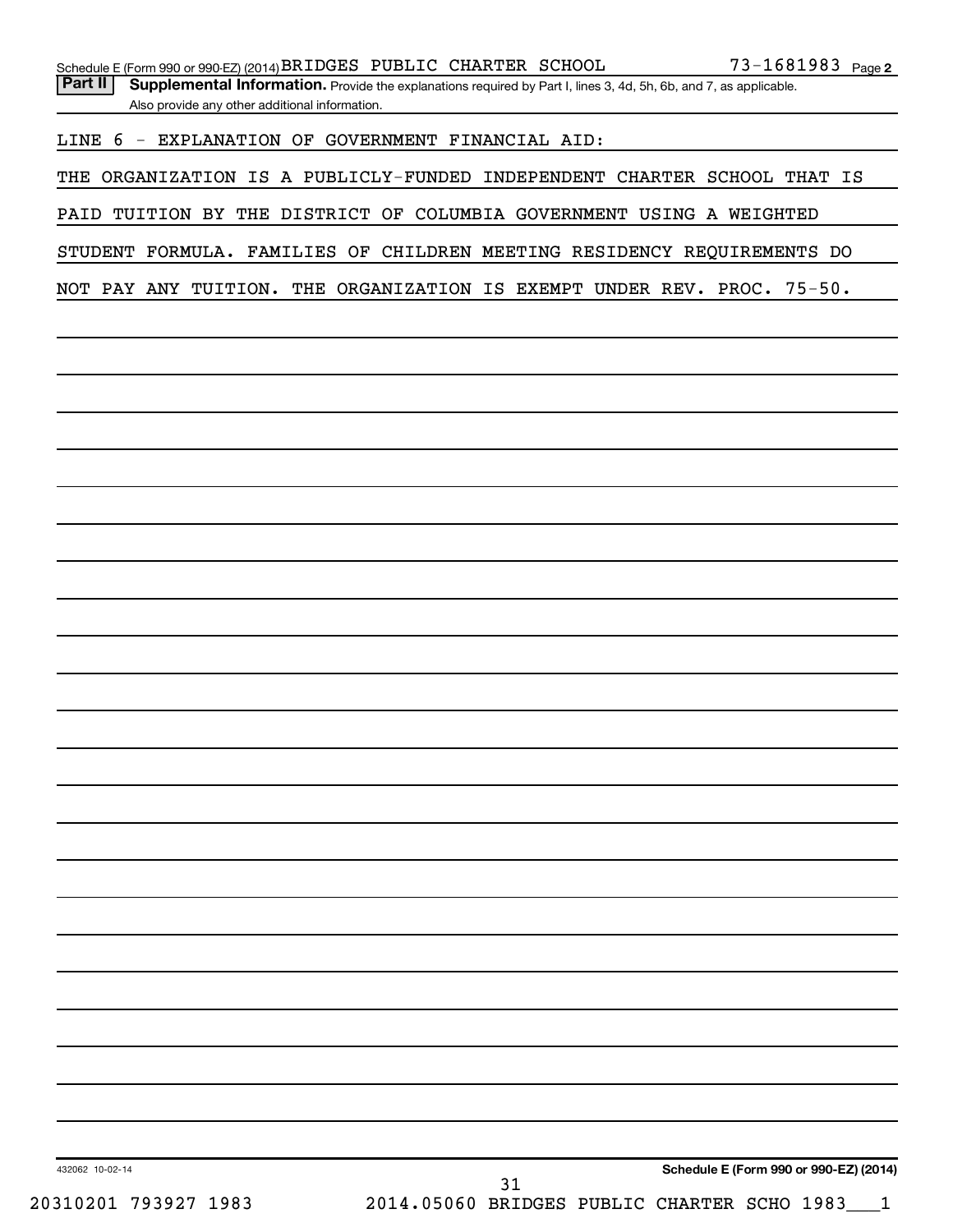Schedule E (Form 990 or 990-EZ) (2014) BRIDGES PUBLIC CHARTER SCHOOL 73-1681983 Page 2

**Part II** **Supplemental Information.** Provide the explanations required by Part I, lines 3, 4d, 5h, 6b, and 7, as applicable. Also provide any other additional information.

LINE 6 - EXPLANATION OF GOVERNMENT FINANCIAL AID:

THE ORGANIZATION IS A PUBLICLY-FUNDED INDEPENDENT CHARTER SCHOOL THAT IS PAID TUITION BY THE DISTRICT OF COLUMBIA GOVERNMENT USING A WEIGHTED STUDENT FORMULA. FAMILIES OF CHILDREN MEETING RESIDENCY REQUIREMENTS DO NOT PAY ANY TUITION. THE ORGANIZATION IS EXEMPT UNDER REV. PROC. 75-50.

432062 10-02-14

**Schedule E (Form 990 or 990-EZ) (2014)**

20310201 793927 1983 2014.05060 BRIDGES PUBLIC CHARTER SCHO 1983___1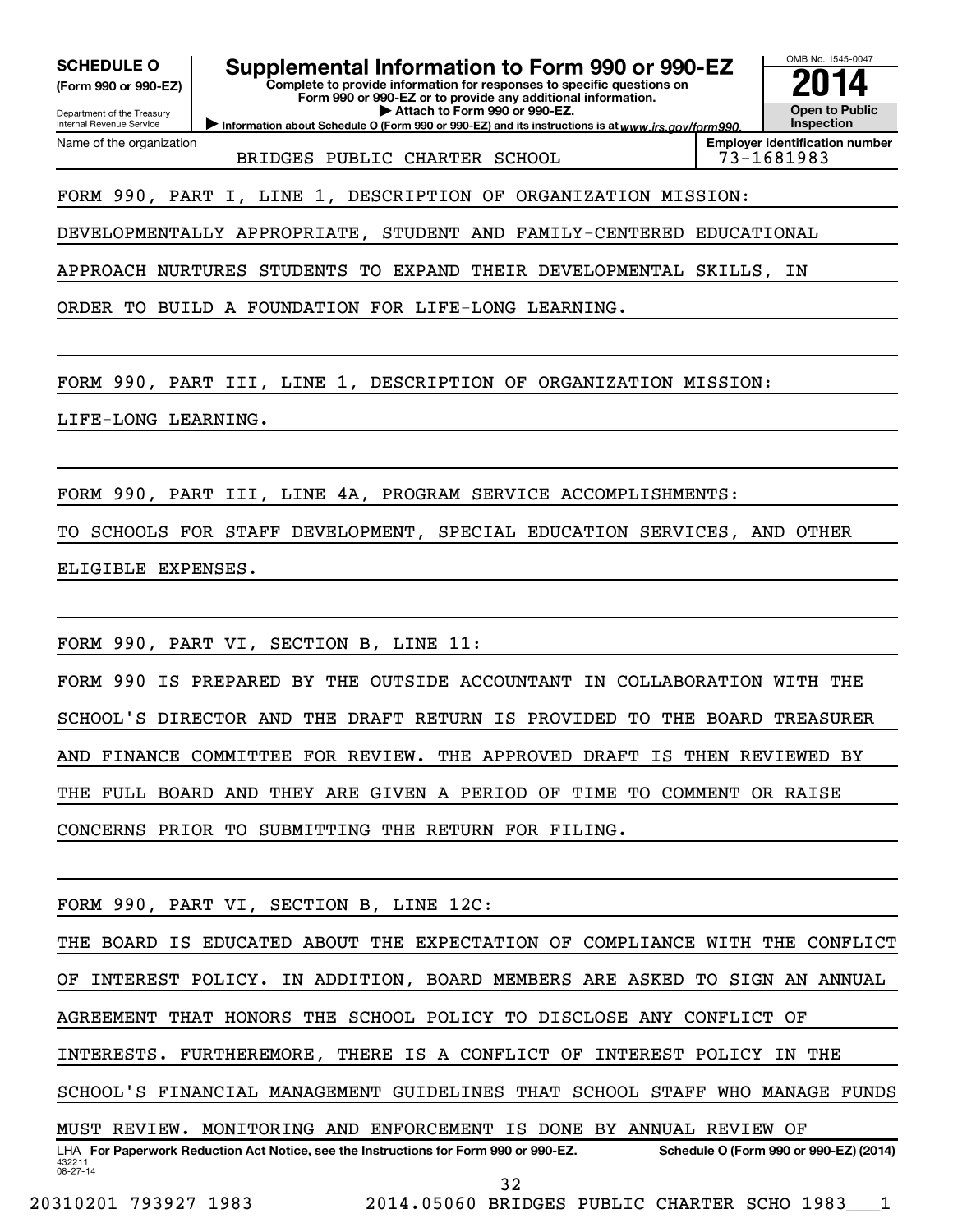**SCHEDULE O**
**(Form 990 or 990-EZ)**

Department of the Treasury
Internal Revenue Service

# Supplemental Information to Form 990 or 990-EZ

**Complete to provide information for responses to specific questions on Form 990 or 990-EZ or to provide any additional information.**
**▶ Attach to Form 990 or 990-EZ.**
▶ Information about Schedule O (Form 990 or 990-EZ) and its instructions is at *www.irs.gov/form990.*

OMB No. 1545-0047
**2014**
**Open to Public Inspection**

| Name of the organization | Employer identification number |
|---|---|
| BRIDGES PUBLIC CHARTER SCHOOL | 73-1681983 |

FORM 990, PART I, LINE 1, DESCRIPTION OF ORGANIZATION MISSION:

DEVELOPMENTALLY APPROPRIATE, STUDENT AND FAMILY-CENTERED EDUCATIONAL APPROACH NURTURES STUDENTS TO EXPAND THEIR DEVELOPMENTAL SKILLS, IN ORDER TO BUILD A FOUNDATION FOR LIFE-LONG LEARNING.

FORM 990, PART III, LINE 1, DESCRIPTION OF ORGANIZATION MISSION:

LIFE-LONG LEARNING.

FORM 990, PART III, LINE 4A, PROGRAM SERVICE ACCOMPLISHMENTS:

TO SCHOOLS FOR STAFF DEVELOPMENT, SPECIAL EDUCATION SERVICES, AND OTHER ELIGIBLE EXPENSES.

FORM 990, PART VI, SECTION B, LINE 11:

FORM 990 IS PREPARED BY THE OUTSIDE ACCOUNTANT IN COLLABORATION WITH THE SCHOOL'S DIRECTOR AND THE DRAFT RETURN IS PROVIDED TO THE BOARD TREASURER AND FINANCE COMMITTEE FOR REVIEW. THE APPROVED DRAFT IS THEN REVIEWED BY THE FULL BOARD AND THEY ARE GIVEN A PERIOD OF TIME TO COMMENT OR RAISE CONCERNS PRIOR TO SUBMITTING THE RETURN FOR FILING.

FORM 990, PART VI, SECTION B, LINE 12C:

THE BOARD IS EDUCATED ABOUT THE EXPECTATION OF COMPLIANCE WITH THE CONFLICT OF INTEREST POLICY. IN ADDITION, BOARD MEMBERS ARE ASKED TO SIGN AN ANNUAL AGREEMENT THAT HONORS THE SCHOOL POLICY TO DISCLOSE ANY CONFLICT OF INTERESTS. FURTHEREMORE, THERE IS A CONFLICT OF INTEREST POLICY IN THE SCHOOL'S FINANCIAL MANAGEMENT GUIDELINES THAT SCHOOL STAFF WHO MANAGE FUNDS MUST REVIEW. MONITORING AND ENFORCEMENT IS DONE BY ANNUAL REVIEW OF

LHA **For Paperwork Reduction Act Notice, see the Instructions for Form 990 or 990-EZ.** **Schedule O (Form 990 or 990-EZ) (2014)**

432211
08-27-14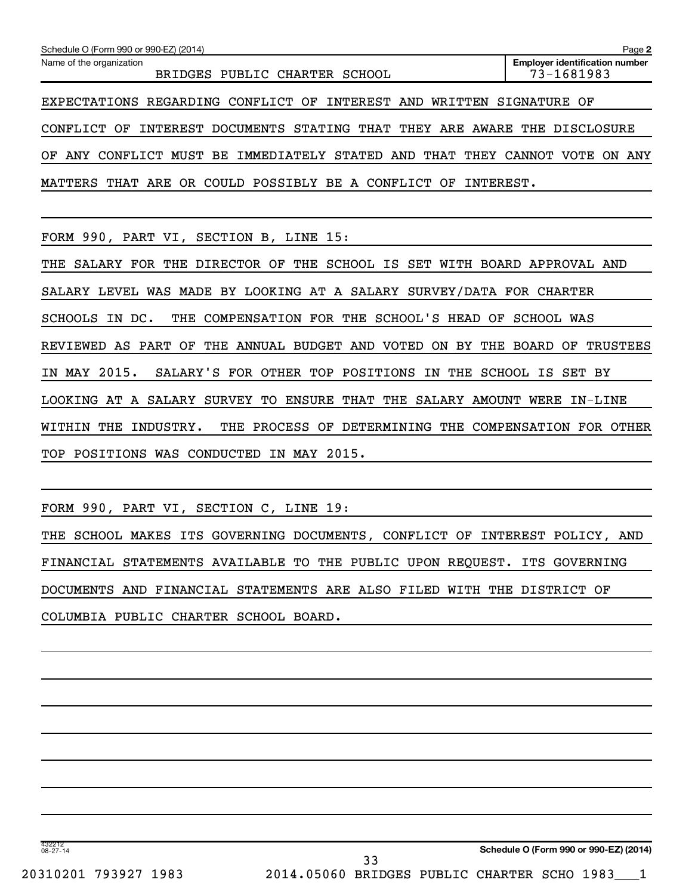Name of the organization: BRIDGES PUBLIC CHARTER SCHOOL

Employer identification number: 73-1681983

EXPECTATIONS REGARDING CONFLICT OF INTEREST AND WRITTEN SIGNATURE OF CONFLICT OF INTEREST DOCUMENTS STATING THAT THEY ARE AWARE THE DISCLOSURE OF ANY CONFLICT MUST BE IMMEDIATELY STATED AND THAT THEY CANNOT VOTE ON ANY MATTERS THAT ARE OR COULD POSSIBLY BE A CONFLICT OF INTEREST.

FORM 990, PART VI, SECTION B, LINE 15:

THE SALARY FOR THE DIRECTOR OF THE SCHOOL IS SET WITH BOARD APPROVAL AND SALARY LEVEL WAS MADE BY LOOKING AT A SALARY SURVEY/DATA FOR CHARTER SCHOOLS IN DC. THE COMPENSATION FOR THE SCHOOL'S HEAD OF SCHOOL WAS REVIEWED AS PART OF THE ANNUAL BUDGET AND VOTED ON BY THE BOARD OF TRUSTEES IN MAY 2015. SALARY'S FOR OTHER TOP POSITIONS IN THE SCHOOL IS SET BY LOOKING AT A SALARY SURVEY TO ENSURE THAT THE SALARY AMOUNT WERE IN-LINE WITHIN THE INDUSTRY. THE PROCESS OF DETERMINING THE COMPENSATION FOR OTHER TOP POSITIONS WAS CONDUCTED IN MAY 2015.

FORM 990, PART VI, SECTION C, LINE 19:

THE SCHOOL MAKES ITS GOVERNING DOCUMENTS, CONFLICT OF INTEREST POLICY, AND FINANCIAL STATEMENTS AVAILABLE TO THE PUBLIC UPON REQUEST. ITS GOVERNING DOCUMENTS AND FINANCIAL STATEMENTS ARE ALSO FILED WITH THE DISTRICT OF COLUMBIA PUBLIC CHARTER SCHOOL BOARD.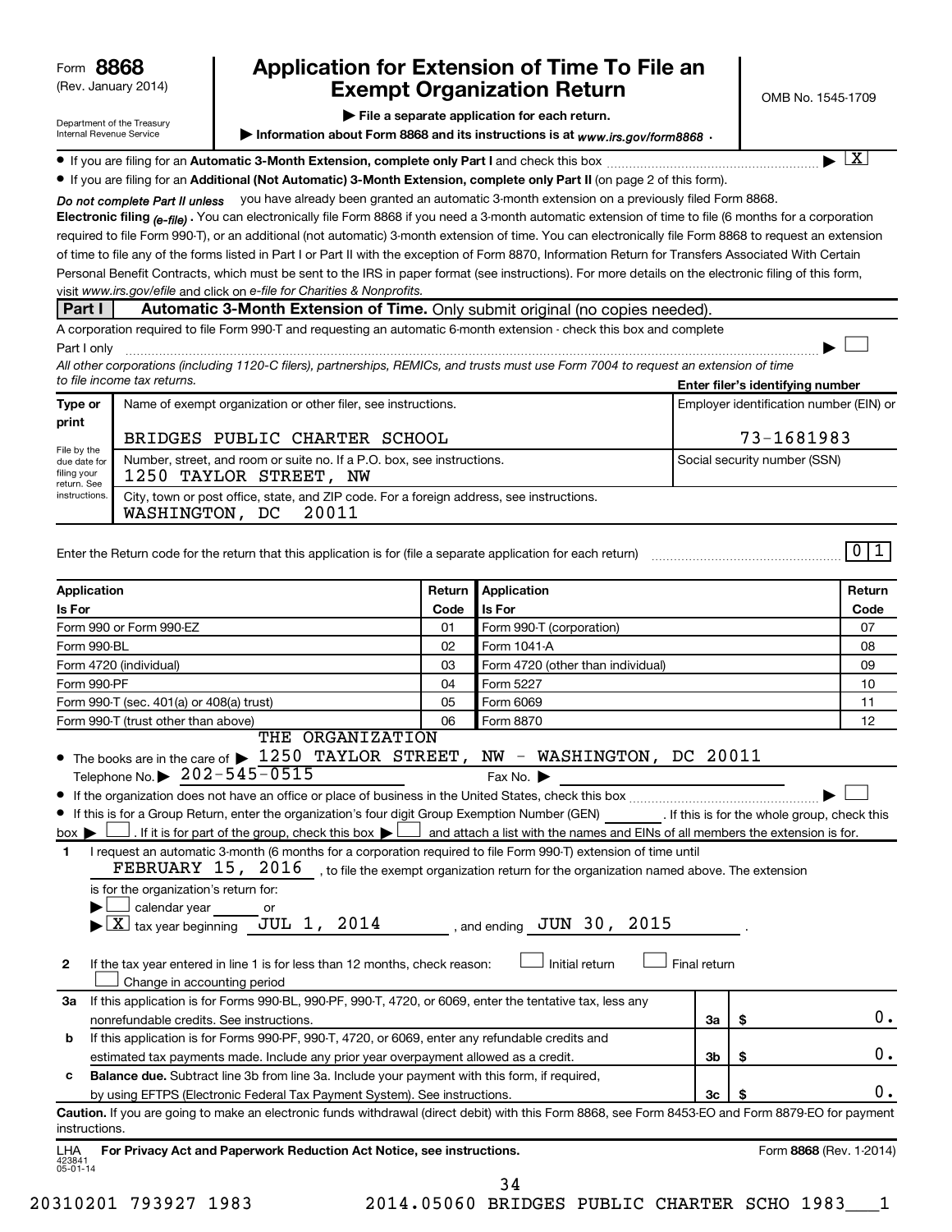Form **8868**
(Rev. January 2014)

Department of the Treasury
Internal Revenue Service

# Application for Extension of Time To File an Exempt Organization Return

▶ File a separate application for each return.

▶ Information about Form 8868 and its instructions is at *www.irs.gov/form8868* .

OMB No. 1545-1709

- If you are filing for an **Automatic 3-Month Extension, complete only Part I** and check this box ▶ [X]
- If you are filing for an **Additional (Not Automatic) 3-Month Extension, complete only Part II** (on page 2 of this form).

*Do not complete Part II unless* you have already been granted an automatic 3-month extension on a previously filed Form 8868.

**Electronic filing** *(e-file)*. You can electronically file Form 8868 if you need a 3-month automatic extension of time to file (6 months for a corporation required to file Form 990-T), or an additional (not automatic) 3-month extension of time. You can electronically file Form 8868 to request an extension of time to file any of the forms listed in Part I or Part II with the exception of Form 8870, Information Return for Transfers Associated With Certain Personal Benefit Contracts, which must be sent to the IRS in paper format (see instructions). For more details on the electronic filing of this form, visit *www.irs.gov/efile* and click on *e-file for Charities & Nonprofits.*

## Part I Automatic 3-Month Extension of Time. Only submit original (no copies needed).

A corporation required to file Form 990-T and requesting an automatic 6-month extension - check this box and complete Part I only ▶ [ ]

*All other corporations (including 1120-C filers), partnerships, REMICs, and trusts must use Form 7004 to request an extension of time to file income tax returns.*

**Enter filer's identifying number**

| | | |
|---|---|---|
| **Type or print** | Name of exempt organization or other filer, see instructions.<br>BRIDGES PUBLIC CHARTER SCHOOL | Employer identification number (EIN) or<br>73-1681983 |
| File by the due date for filing your return. See instructions. | Number, street, and room or suite no. If a P.O. box, see instructions.<br>1250 TAYLOR STREET, NW | Social security number (SSN) |
| | City, town or post office, state, and ZIP code. For a foreign address, see instructions.<br>WASHINGTON, DC 20011 | |

Enter the Return code for the return that this application is for (file a separate application for each return) 0 1

| Application Is For | Return Code | Application Is For | Return Code |
|---|---|---|---|
| Form 990 or Form 990-EZ | 01 | Form 990-T (corporation) | 07 |
| Form 990-BL | 02 | Form 1041-A | 08 |
| Form 4720 (individual) | 03 | Form 4720 (other than individual) | 09 |
| Form 990-PF | 04 | Form 5227 | 10 |
| Form 990-T (sec. 401(a) or 408(a) trust) | 05 | Form 6069 | 11 |
| Form 990-T (trust other than above) | 06 | Form 8870 | 12 |

- The books are in the care of ▶ THE ORGANIZATION 1250 TAYLOR STREET, NW - WASHINGTON, DC 20011
  Telephone No. ▶ 202-545-0515 Fax No. ▶
- If the organization does not have an office or place of business in the United States, check this box ▶ [ ]
- If this is for a Group Return, enter the organization's four digit Group Exemption Number (GEN) ______ . If this is for the whole group, check this box ▶ [ ] . If it is for part of the group, check this box ▶ [ ] and attach a list with the names and EINs of all members the extension is for.

**1** I request an automatic 3-month (6 months for a corporation required to file Form 990-T) extension of time until FEBRUARY 15, 2016 , to file the exempt organization return for the organization named above. The extension is for the organization's return for:
▶ [ ] calendar year ______ or
▶ [X] tax year beginning JUL 1, 2014 , and ending JUN 30, 2015 .

**2** If the tax year entered in line 1 is for less than 12 months, check reason: [ ] Initial return [ ] Final return [ ] Change in accounting period

| | | | |
|---|---|---|---|
| **3a** | If this application is for Forms 990-BL, 990-PF, 990-T, 4720, or 6069, enter the tentative tax, less any nonrefundable credits. See instructions. | 3a | $ 0. |
| **b** | If this application is for Forms 990-PF, 990-T, 4720, or 6069, enter any refundable credits and estimated tax payments made. Include any prior year overpayment allowed as a credit. | 3b | $ 0. |
| **c** | **Balance due.** Subtract line 3b from line 3a. Include your payment with this form, if required, by using EFTPS (Electronic Federal Tax Payment System). See instructions. | 3c | $ 0. |

**Caution.** If you are going to make an electronic funds withdrawal (direct debit) with this Form 8868, see Form 8453-EO and Form 8879-EO for payment instructions.

LHA **For Privacy Act and Paperwork Reduction Act Notice, see instructions.** Form **8868** (Rev. 1-2014)

423841
05-01-14

20310201 793927 1983 2014.05060 BRIDGES PUBLIC CHARTER SCHO 1983___1